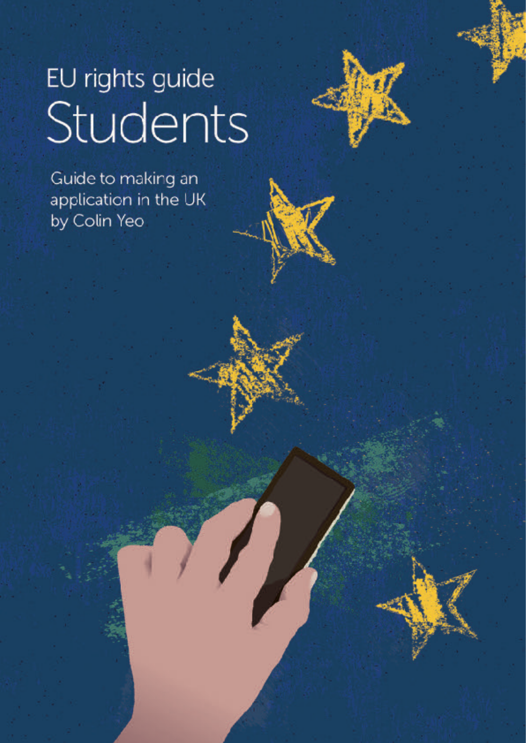EU rights guide

# Students

Guide to making an application in the UK by Colin Yeo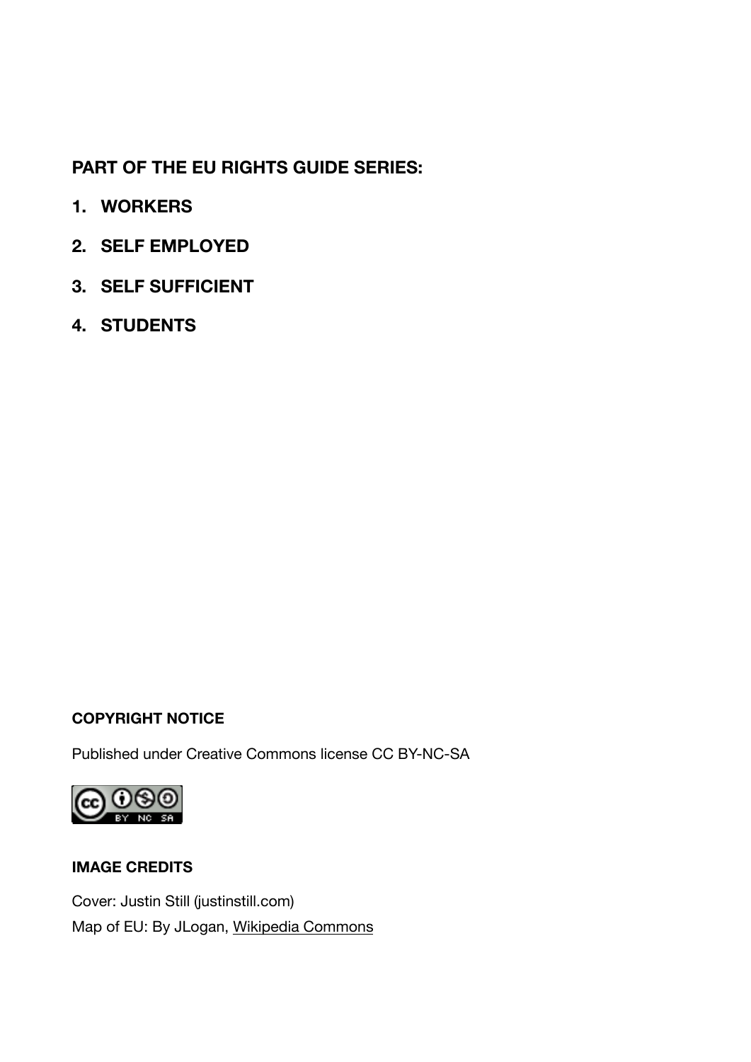**PART OF THE EU RIGHTS GUIDE SERIES:**

1. **WORKERS**
2. **SELF EMPLOYED**
3. **SELF SUFFICIENT**
4. **STUDENTS**

**COPYRIGHT NOTICE**

Published under Creative Commons license CC BY-NC-SA

**IMAGE CREDITS**

Cover: Justin Still (justinstill.com)

Map of EU: By JLogan, Wikipedia Commons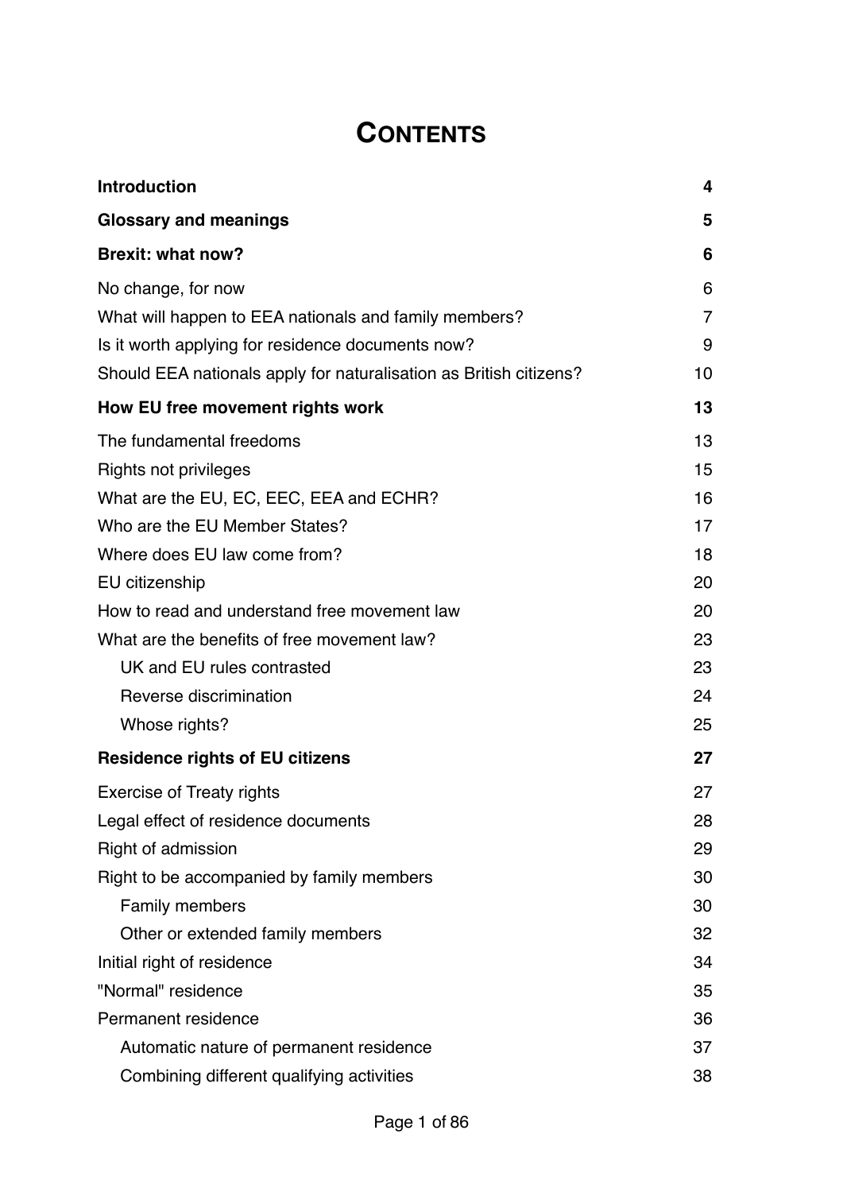# Contents

| | |
|---|---|
| **Introduction** | **4** |
| **Glossary and meanings** | **5** |
| **Brexit: what now?** | **6** |
| No change, for now | 6 |
| What will happen to EEA nationals and family members? | 7 |
| Is it worth applying for residence documents now? | 9 |
| Should EEA nationals apply for naturalisation as British citizens? | 10 |
| **How EU free movement rights work** | **13** |
| The fundamental freedoms | 13 |
| Rights not privileges | 15 |
| What are the EU, EC, EEC, EEA and ECHR? | 16 |
| Who are the EU Member States? | 17 |
| Where does EU law come from? | 18 |
| EU citizenship | 20 |
| How to read and understand free movement law | 20 |
| What are the benefits of free movement law? | 23 |
| &nbsp;&nbsp;&nbsp;&nbsp;UK and EU rules contrasted | 23 |
| &nbsp;&nbsp;&nbsp;&nbsp;Reverse discrimination | 24 |
| &nbsp;&nbsp;&nbsp;&nbsp;Whose rights? | 25 |
| **Residence rights of EU citizens** | **27** |
| Exercise of Treaty rights | 27 |
| Legal effect of residence documents | 28 |
| Right of admission | 29 |
| Right to be accompanied by family members | 30 |
| &nbsp;&nbsp;&nbsp;&nbsp;Family members | 30 |
| &nbsp;&nbsp;&nbsp;&nbsp;Other or extended family members | 32 |
| Initial right of residence | 34 |
| "Normal" residence | 35 |
| Permanent residence | 36 |
| &nbsp;&nbsp;&nbsp;&nbsp;Automatic nature of permanent residence | 37 |
| &nbsp;&nbsp;&nbsp;&nbsp;Combining different qualifying activities | 38 |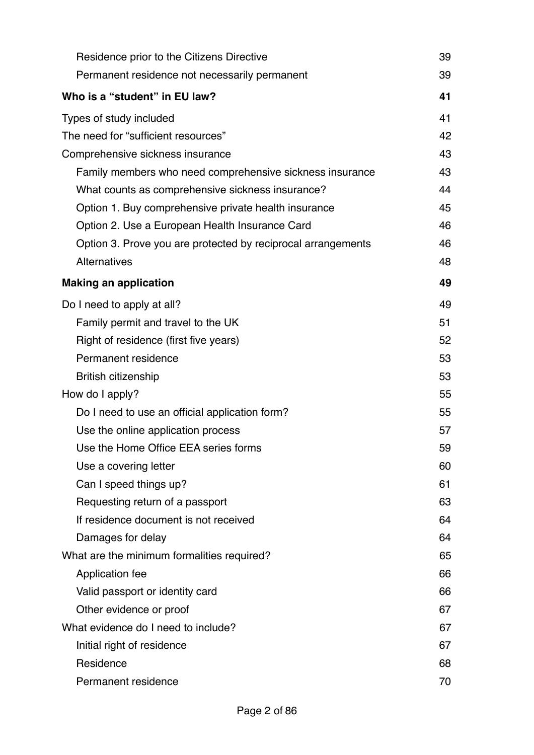| | |
|---|---|
| Residence prior to the Citizens Directive | 39 |
| Permanent residence not necessarily permanent | 39 |
| **Who is a "student" in EU law?** | **41** |
| Types of study included | 41 |
| The need for "sufficient resources" | 42 |
| Comprehensive sickness insurance | 43 |
| Family members who need comprehensive sickness insurance | 43 |
| What counts as comprehensive sickness insurance? | 44 |
| Option 1. Buy comprehensive private health insurance | 45 |
| Option 2. Use a European Health Insurance Card | 46 |
| Option 3. Prove you are protected by reciprocal arrangements | 46 |
| Alternatives | 48 |
| **Making an application** | **49** |
| Do I need to apply at all? | 49 |
| Family permit and travel to the UK | 51 |
| Right of residence (first five years) | 52 |
| Permanent residence | 53 |
| British citizenship | 53 |
| How do I apply? | 55 |
| Do I need to use an official application form? | 55 |
| Use the online application process | 57 |
| Use the Home Office EEA series forms | 59 |
| Use a covering letter | 60 |
| Can I speed things up? | 61 |
| Requesting return of a passport | 63 |
| If residence document is not received | 64 |
| Damages for delay | 64 |
| What are the minimum formalities required? | 65 |
| Application fee | 66 |
| Valid passport or identity card | 66 |
| Other evidence or proof | 67 |
| What evidence do I need to include? | 67 |
| Initial right of residence | 67 |
| Residence | 68 |
| Permanent residence | 70 |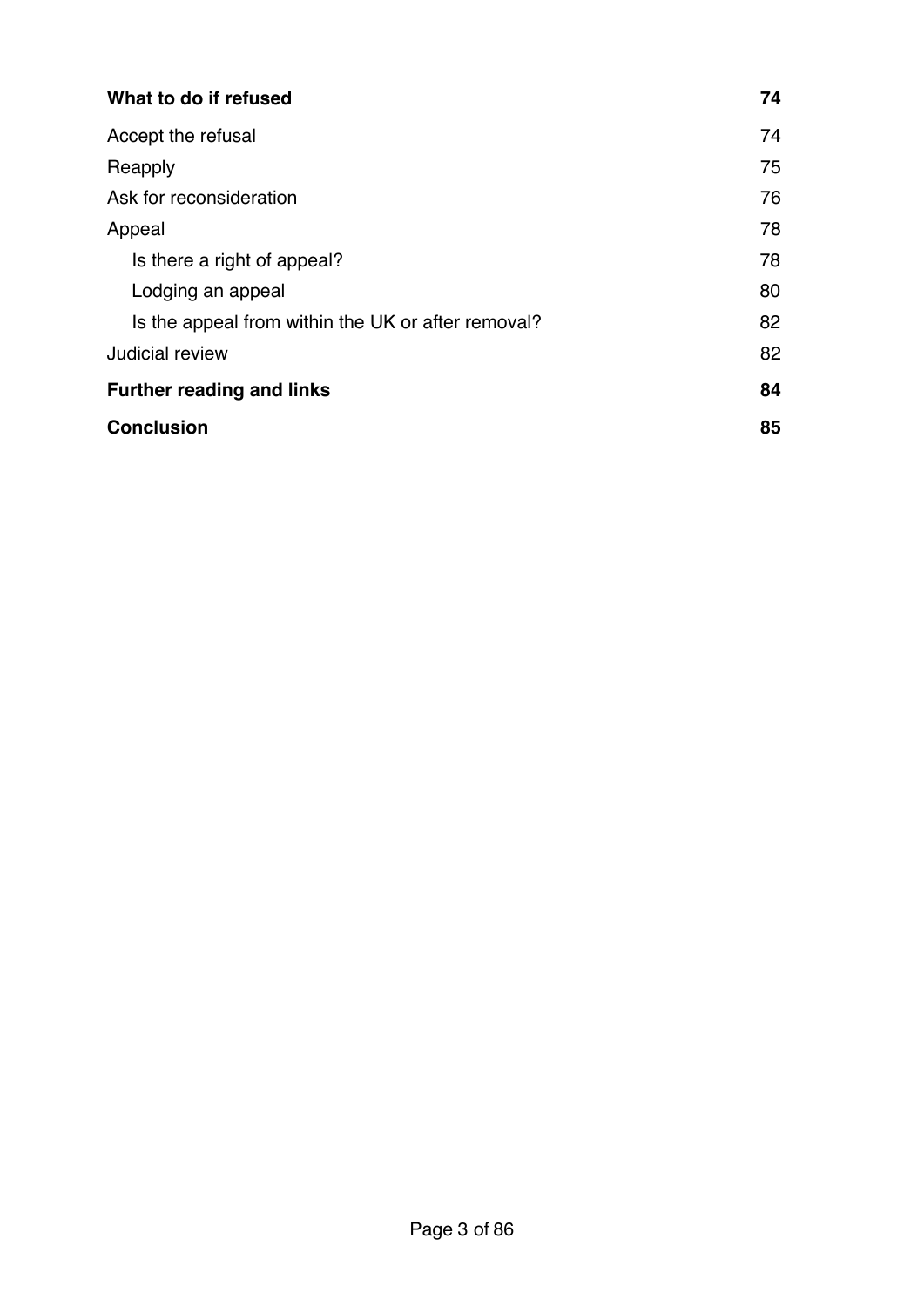| | |
|---|---|
| **What to do if refused** | **74** |
| Accept the refusal | 74 |
| Reapply | 75 |
| Ask for reconsideration | 76 |
| Appeal | 78 |
| Is there a right of appeal? | 78 |
| Lodging an appeal | 80 |
| Is the appeal from within the UK or after removal? | 82 |
| Judicial review | 82 |
| **Further reading and links** | **84** |
| **Conclusion** | **85** |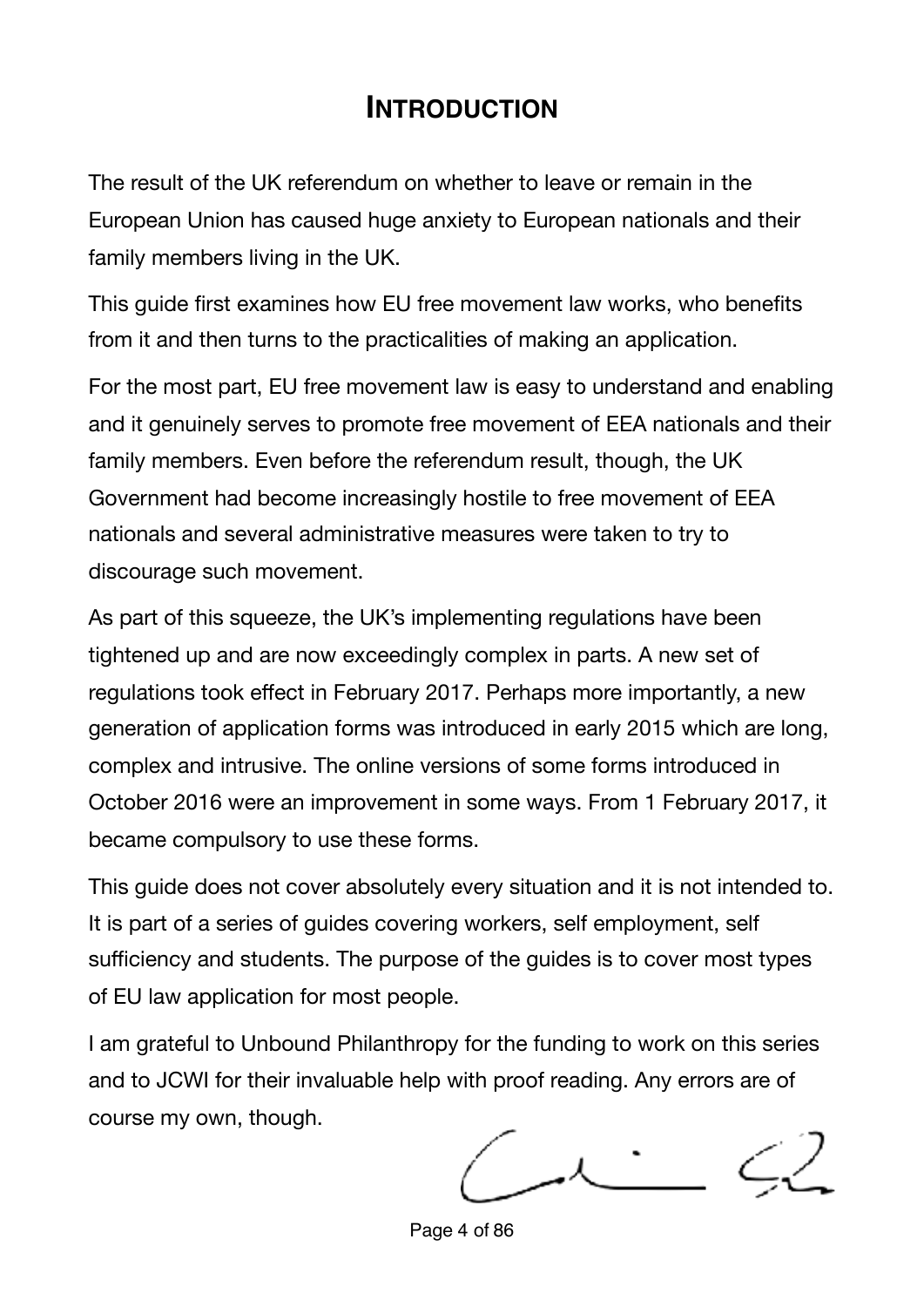# INTRODUCTION

The result of the UK referendum on whether to leave or remain in the European Union has caused huge anxiety to European nationals and their family members living in the UK.

This guide first examines how EU free movement law works, who benefits from it and then turns to the practicalities of making an application.

For the most part, EU free movement law is easy to understand and enabling and it genuinely serves to promote free movement of EEA nationals and their family members. Even before the referendum result, though, the UK Government had become increasingly hostile to free movement of EEA nationals and several administrative measures were taken to try to discourage such movement.

As part of this squeeze, the UK's implementing regulations have been tightened up and are now exceedingly complex in parts. A new set of regulations took effect in February 2017. Perhaps more importantly, a new generation of application forms was introduced in early 2015 which are long, complex and intrusive. The online versions of some forms introduced in October 2016 were an improvement in some ways. From 1 February 2017, it became compulsory to use these forms.

This guide does not cover absolutely every situation and it is not intended to. It is part of a series of guides covering workers, self employment, self sufficiency and students. The purpose of the guides is to cover most types of EU law application for most people.

I am grateful to Unbound Philanthropy for the funding to work on this series and to JCWI for their invaluable help with proof reading. Any errors are of course my own, though.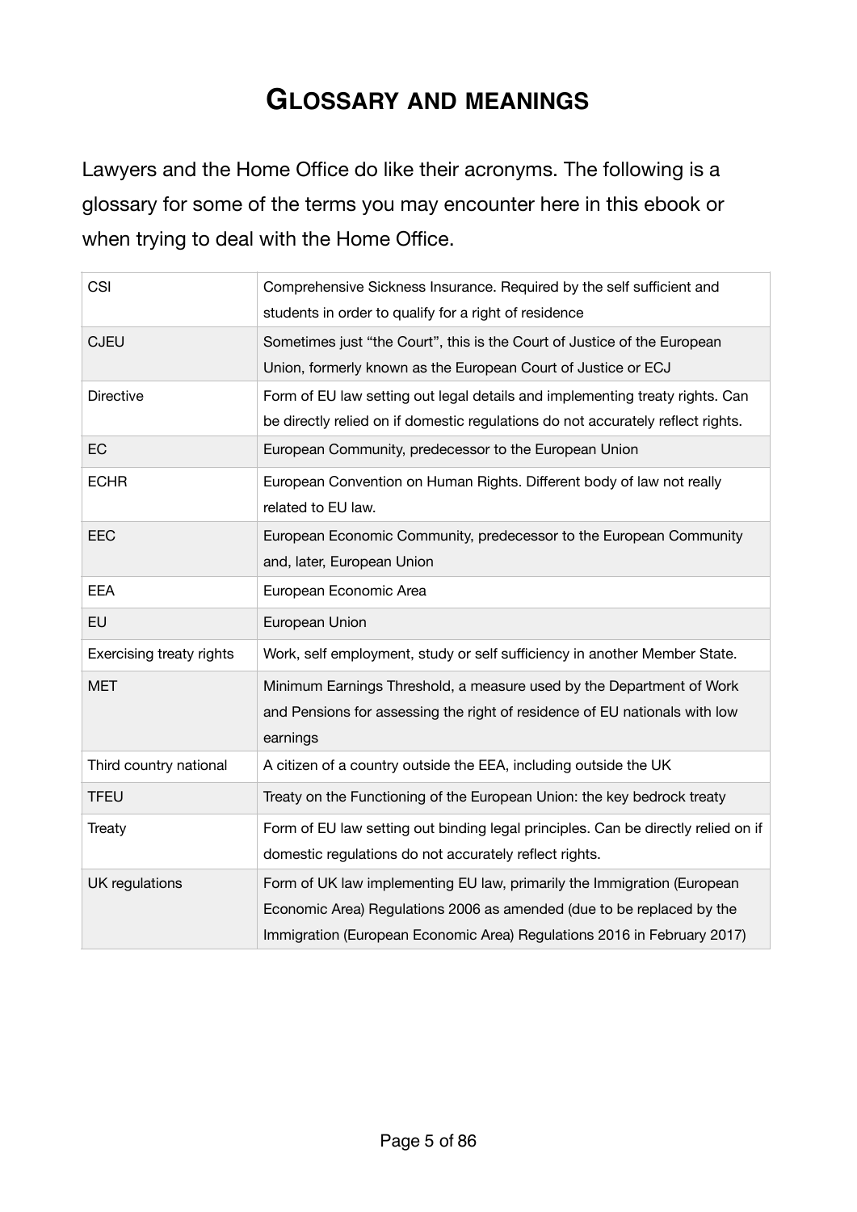# Glossary and meanings

Lawyers and the Home Office do like their acronyms. The following is a glossary for some of the terms you may encounter here in this ebook or when trying to deal with the Home Office.

| | |
|---|---|
| CSI | Comprehensive Sickness Insurance. Required by the self sufficient and students in order to qualify for a right of residence |
| CJEU | Sometimes just "the Court", this is the Court of Justice of the European Union, formerly known as the European Court of Justice or ECJ |
| Directive | Form of EU law setting out legal details and implementing treaty rights. Can be directly relied on if domestic regulations do not accurately reflect rights. |
| EC | European Community, predecessor to the European Union |
| ECHR | European Convention on Human Rights. Different body of law not really related to EU law. |
| EEC | European Economic Community, predecessor to the European Community and, later, European Union |
| EEA | European Economic Area |
| EU | European Union |
| Exercising treaty rights | Work, self employment, study or self sufficiency in another Member State. |
| MET | Minimum Earnings Threshold, a measure used by the Department of Work and Pensions for assessing the right of residence of EU nationals with low earnings |
| Third country national | A citizen of a country outside the EEA, including outside the UK |
| TFEU | Treaty on the Functioning of the European Union: the key bedrock treaty |
| Treaty | Form of EU law setting out binding legal principles. Can be directly relied on if domestic regulations do not accurately reflect rights. |
| UK regulations | Form of UK law implementing EU law, primarily the Immigration (European Economic Area) Regulations 2006 as amended (due to be replaced by the Immigration (European Economic Area) Regulations 2016 in February 2017) |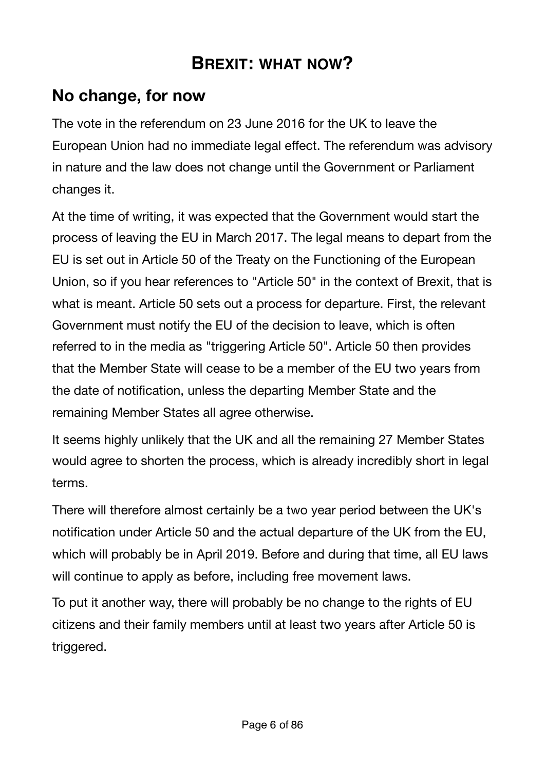# BREXIT: WHAT NOW?

## No change, for now

The vote in the referendum on 23 June 2016 for the UK to leave the European Union had no immediate legal effect. The referendum was advisory in nature and the law does not change until the Government or Parliament changes it.

At the time of writing, it was expected that the Government would start the process of leaving the EU in March 2017. The legal means to depart from the EU is set out in Article 50 of the Treaty on the Functioning of the European Union, so if you hear references to "Article 50" in the context of Brexit, that is what is meant. Article 50 sets out a process for departure. First, the relevant Government must notify the EU of the decision to leave, which is often referred to in the media as "triggering Article 50". Article 50 then provides that the Member State will cease to be a member of the EU two years from the date of notification, unless the departing Member State and the remaining Member States all agree otherwise.

It seems highly unlikely that the UK and all the remaining 27 Member States would agree to shorten the process, which is already incredibly short in legal terms.

There will therefore almost certainly be a two year period between the UK's notification under Article 50 and the actual departure of the UK from the EU, which will probably be in April 2019. Before and during that time, all EU laws will continue to apply as before, including free movement laws.

To put it another way, there will probably be no change to the rights of EU citizens and their family members until at least two years after Article 50 is triggered.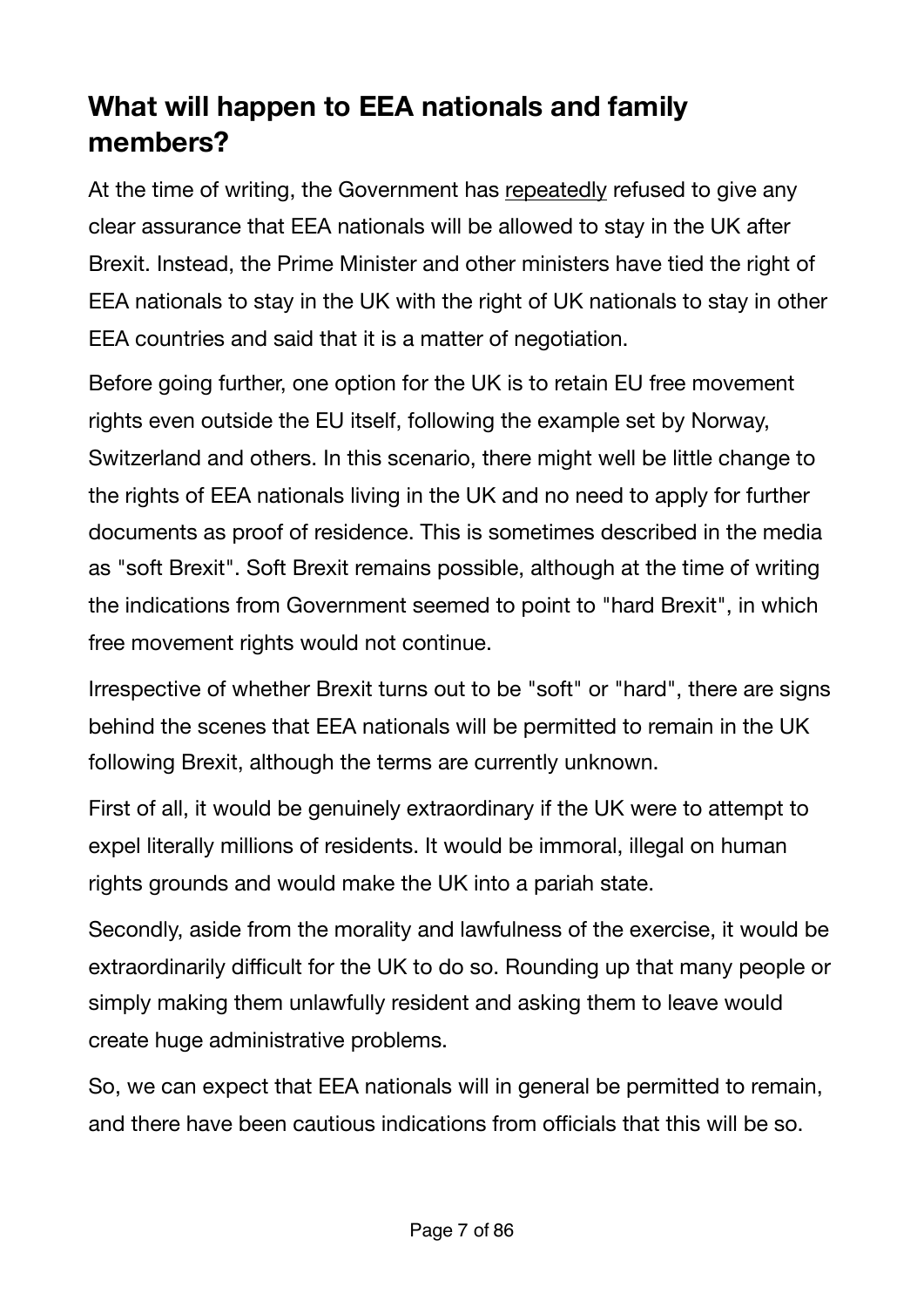## What will happen to EEA nationals and family members?

At the time of writing, the Government has repeatedly refused to give any clear assurance that EEA nationals will be allowed to stay in the UK after Brexit. Instead, the Prime Minister and other ministers have tied the right of EEA nationals to stay in the UK with the right of UK nationals to stay in other EEA countries and said that it is a matter of negotiation.

Before going further, one option for the UK is to retain EU free movement rights even outside the EU itself, following the example set by Norway, Switzerland and others. In this scenario, there might well be little change to the rights of EEA nationals living in the UK and no need to apply for further documents as proof of residence. This is sometimes described in the media as "soft Brexit". Soft Brexit remains possible, although at the time of writing the indications from Government seemed to point to "hard Brexit", in which free movement rights would not continue.

Irrespective of whether Brexit turns out to be "soft" or "hard", there are signs behind the scenes that EEA nationals will be permitted to remain in the UK following Brexit, although the terms are currently unknown.

First of all, it would be genuinely extraordinary if the UK were to attempt to expel literally millions of residents. It would be immoral, illegal on human rights grounds and would make the UK into a pariah state.

Secondly, aside from the morality and lawfulness of the exercise, it would be extraordinarily difficult for the UK to do so. Rounding up that many people or simply making them unlawfully resident and asking them to leave would create huge administrative problems.

So, we can expect that EEA nationals will in general be permitted to remain, and there have been cautious indications from officials that this will be so.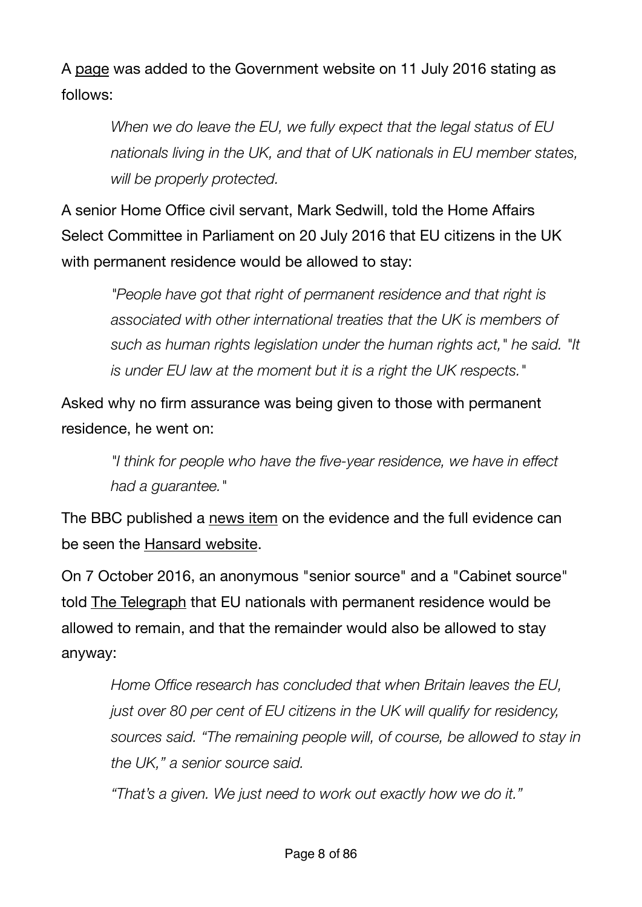A page was added to the Government website on 11 July 2016 stating as follows:

> *When we do leave the EU, we fully expect that the legal status of EU nationals living in the UK, and that of UK nationals in EU member states, will be properly protected.*

A senior Home Office civil servant, Mark Sedwill, told the Home Affairs Select Committee in Parliament on 20 July 2016 that EU citizens in the UK with permanent residence would be allowed to stay:

> *"People have got that right of permanent residence and that right is associated with other international treaties that the UK is members of such as human rights legislation under the human rights act," he said. "It is under EU law at the moment but it is a right the UK respects."*

Asked why no firm assurance was being given to those with permanent residence, he went on:

> *"I think for people who have the five-year residence, we have in effect had a guarantee."*

The BBC published a news item on the evidence and the full evidence can be seen the Hansard website.

On 7 October 2016, an anonymous "senior source" and a "Cabinet source" told The Telegraph that EU nationals with permanent residence would be allowed to remain, and that the remainder would also be allowed to stay anyway:

> *Home Office research has concluded that when Britain leaves the EU, just over 80 per cent of EU citizens in the UK will qualify for residency, sources said. "The remaining people will, of course, be allowed to stay in the UK," a senior source said.*
>
> *"That's a given. We just need to work out exactly how we do it."*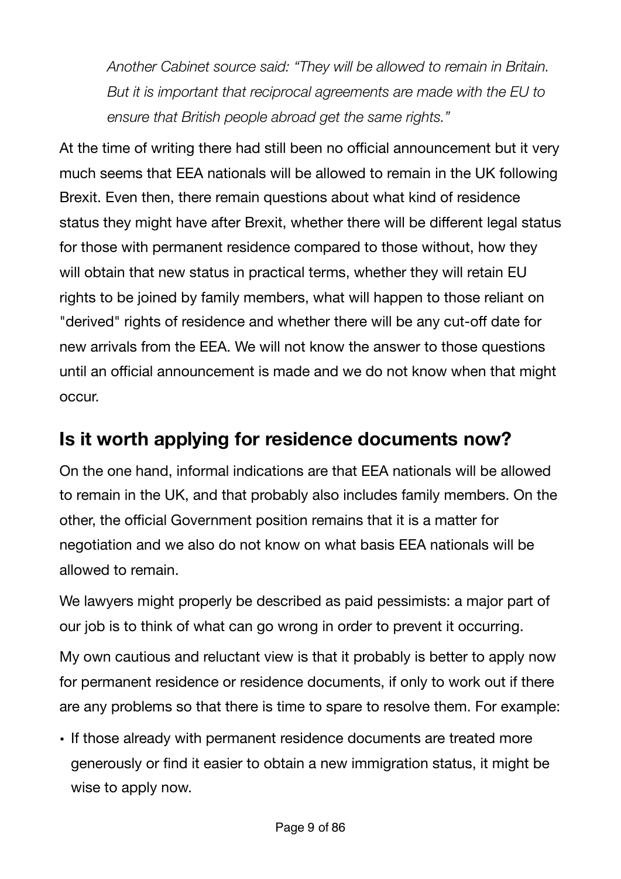> *Another Cabinet source said: "They will be allowed to remain in Britain. But it is important that reciprocal agreements are made with the EU to ensure that British people abroad get the same rights."*

At the time of writing there had still been no official announcement but it very much seems that EEA nationals will be allowed to remain in the UK following Brexit. Even then, there remain questions about what kind of residence status they might have after Brexit, whether there will be different legal status for those with permanent residence compared to those without, how they will obtain that new status in practical terms, whether they will retain EU rights to be joined by family members, what will happen to those reliant on "derived" rights of residence and whether there will be any cut-off date for new arrivals from the EEA. We will not know the answer to those questions until an official announcement is made and we do not know when that might occur.

## Is it worth applying for residence documents now?

On the one hand, informal indications are that EEA nationals will be allowed to remain in the UK, and that probably also includes family members. On the other, the official Government position remains that it is a matter for negotiation and we also do not know on what basis EEA nationals will be allowed to remain.

We lawyers might properly be described as paid pessimists: a major part of our job is to think of what can go wrong in order to prevent it occurring.

My own cautious and reluctant view is that it probably is better to apply now for permanent residence or residence documents, if only to work out if there are any problems so that there is time to spare to resolve them. For example:

- If those already with permanent residence documents are treated more generously or find it easier to obtain a new immigration status, it might be wise to apply now.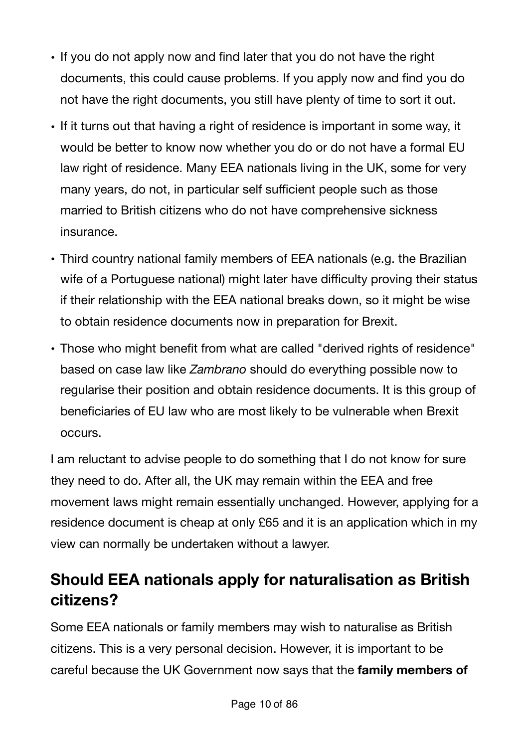- If you do not apply now and find later that you do not have the right documents, this could cause problems. If you apply now and find you do not have the right documents, you still have plenty of time to sort it out.
- If it turns out that having a right of residence is important in some way, it would be better to know now whether you do or do not have a formal EU law right of residence. Many EEA nationals living in the UK, some for very many years, do not, in particular self sufficient people such as those married to British citizens who do not have comprehensive sickness insurance.
- Third country national family members of EEA nationals (e.g. the Brazilian wife of a Portuguese national) might later have difficulty proving their status if their relationship with the EEA national breaks down, so it might be wise to obtain residence documents now in preparation for Brexit.
- Those who might benefit from what are called "derived rights of residence" based on case law like *Zambrano* should do everything possible now to regularise their position and obtain residence documents. It is this group of beneficiaries of EU law who are most likely to be vulnerable when Brexit occurs.

I am reluctant to advise people to do something that I do not know for sure they need to do. After all, the UK may remain within the EEA and free movement laws might remain essentially unchanged. However, applying for a residence document is cheap at only £65 and it is an application which in my view can normally be undertaken without a lawyer.

## Should EEA nationals apply for naturalisation as British citizens?

Some EEA nationals or family members may wish to naturalise as British citizens. This is a very personal decision. However, it is important to be careful because the UK Government now says that the **family members of**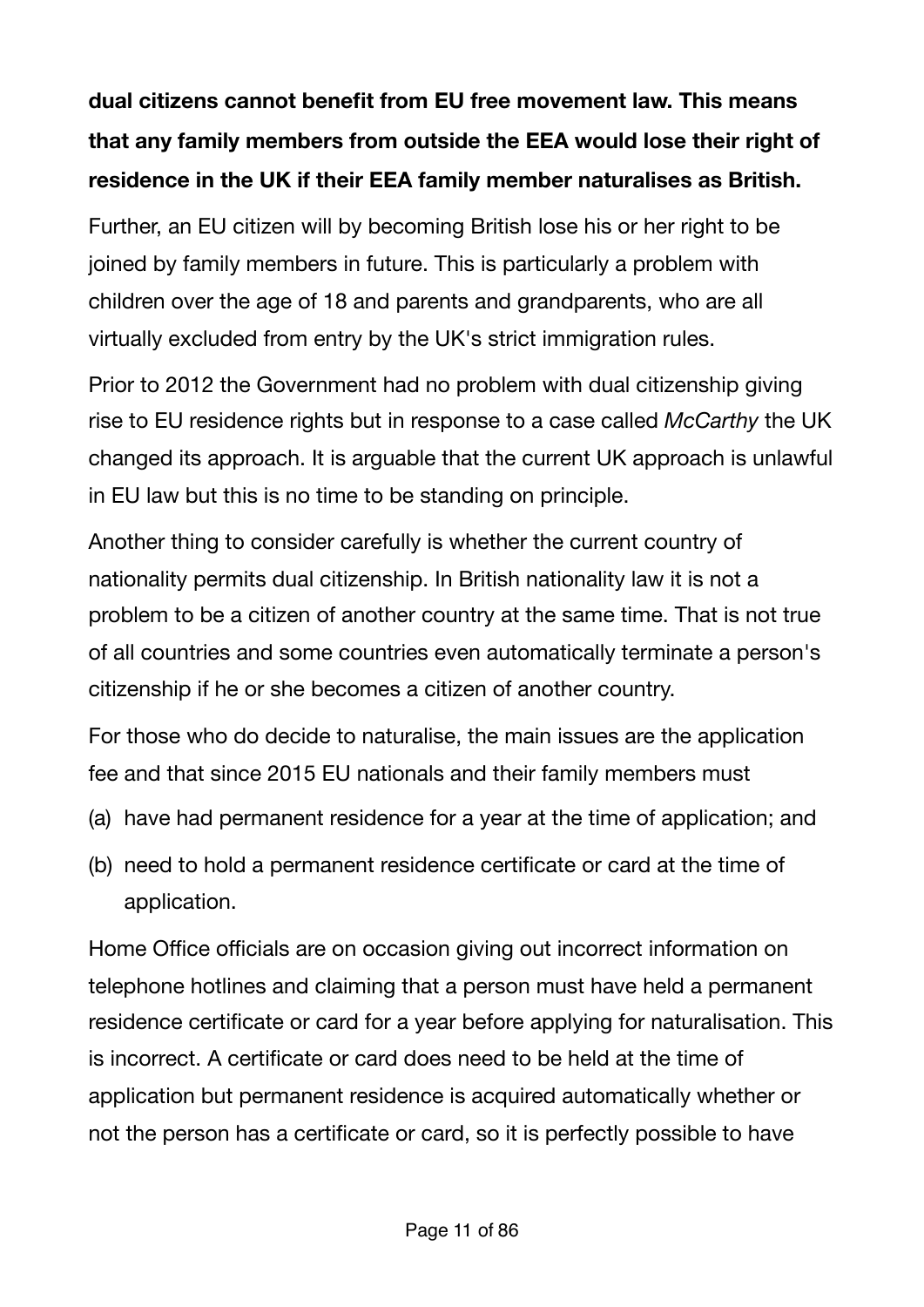**dual citizens cannot benefit from EU free movement law. This means that any family members from outside the EEA would lose their right of residence in the UK if their EEA family member naturalises as British.**

Further, an EU citizen will by becoming British lose his or her right to be joined by family members in future. This is particularly a problem with children over the age of 18 and parents and grandparents, who are all virtually excluded from entry by the UK's strict immigration rules.

Prior to 2012 the Government had no problem with dual citizenship giving rise to EU residence rights but in response to a case called *McCarthy* the UK changed its approach. It is arguable that the current UK approach is unlawful in EU law but this is no time to be standing on principle.

Another thing to consider carefully is whether the current country of nationality permits dual citizenship. In British nationality law it is not a problem to be a citizen of another country at the same time. That is not true of all countries and some countries even automatically terminate a person's citizenship if he or she becomes a citizen of another country.

For those who do decide to naturalise, the main issues are the application fee and that since 2015 EU nationals and their family members must

(a) have had permanent residence for a year at the time of application; and

(b) need to hold a permanent residence certificate or card at the time of application.

Home Office officials are on occasion giving out incorrect information on telephone hotlines and claiming that a person must have held a permanent residence certificate or card for a year before applying for naturalisation. This is incorrect. A certificate or card does need to be held at the time of application but permanent residence is acquired automatically whether or not the person has a certificate or card, so it is perfectly possible to have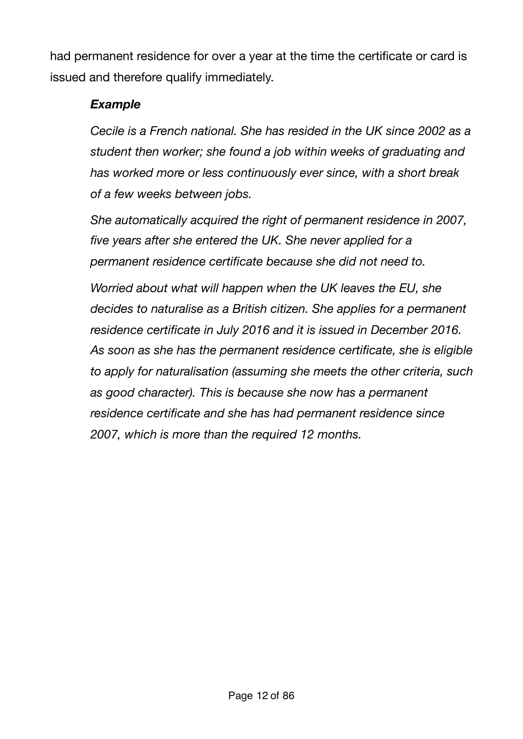had permanent residence for over a year at the time the certificate or card is issued and therefore qualify immediately.

> ***Example***
>
> *Cecile is a French national. She has resided in the UK since 2002 as a student then worker; she found a job within weeks of graduating and has worked more or less continuously ever since, with a short break of a few weeks between jobs.*
>
> *She automatically acquired the right of permanent residence in 2007, five years after she entered the UK. She never applied for a permanent residence certificate because she did not need to.*
>
> *Worried about what will happen when the UK leaves the EU, she decides to naturalise as a British citizen. She applies for a permanent residence certificate in July 2016 and it is issued in December 2016. As soon as she has the permanent residence certificate, she is eligible to apply for naturalisation (assuming she meets the other criteria, such as good character). This is because she now has a permanent residence certificate and she has had permanent residence since 2007, which is more than the required 12 months.*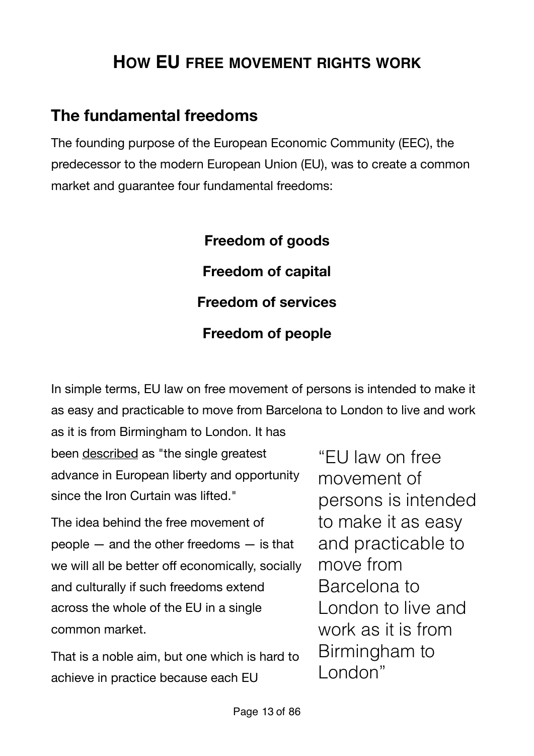# How EU free movement rights work

## The fundamental freedoms

The founding purpose of the European Economic Community (EEC), the predecessor to the modern European Union (EU), was to create a common market and guarantee four fundamental freedoms:

**Freedom of goods**

**Freedom of capital**

**Freedom of services**

**Freedom of people**

In simple terms, EU law on free movement of persons is intended to make it as easy and practicable to move from Barcelona to London to live and work as it is from Birmingham to London. It has been described as "the single greatest advance in European liberty and opportunity since the Iron Curtain was lifted."

> "EU law on free movement of persons is intended to make it as easy and practicable to move from Barcelona to London to live and work as it is from Birmingham to London"

The idea behind the free movement of people — and the other freedoms — is that we will all be better off economically, socially and culturally if such freedoms extend across the whole of the EU in a single common market.

That is a noble aim, but one which is hard to achieve in practice because each EU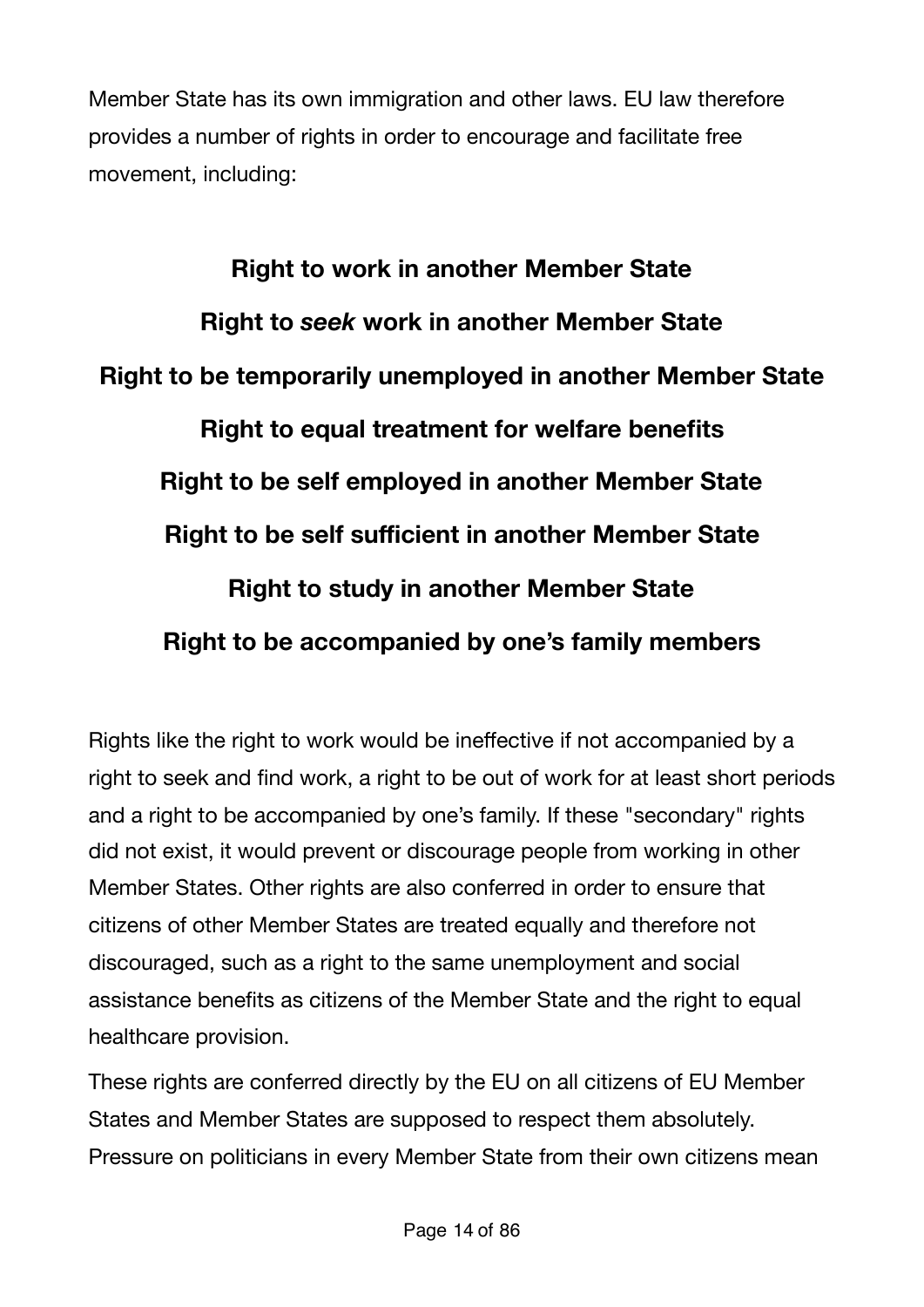Member State has its own immigration and other laws. EU law therefore provides a number of rights in order to encourage and facilitate free movement, including:

**Right to work in another Member State**

**Right to *seek* work in another Member State**

**Right to be temporarily unemployed in another Member State**

**Right to equal treatment for welfare benefits**

**Right to be self employed in another Member State**

**Right to be self sufficient in another Member State**

**Right to study in another Member State**

**Right to be accompanied by one's family members**

Rights like the right to work would be ineffective if not accompanied by a right to seek and find work, a right to be out of work for at least short periods and a right to be accompanied by one's family. If these "secondary" rights did not exist, it would prevent or discourage people from working in other Member States. Other rights are also conferred in order to ensure that citizens of other Member States are treated equally and therefore not discouraged, such as a right to the same unemployment and social assistance benefits as citizens of the Member State and the right to equal healthcare provision.

These rights are conferred directly by the EU on all citizens of EU Member States and Member States are supposed to respect them absolutely. Pressure on politicians in every Member State from their own citizens mean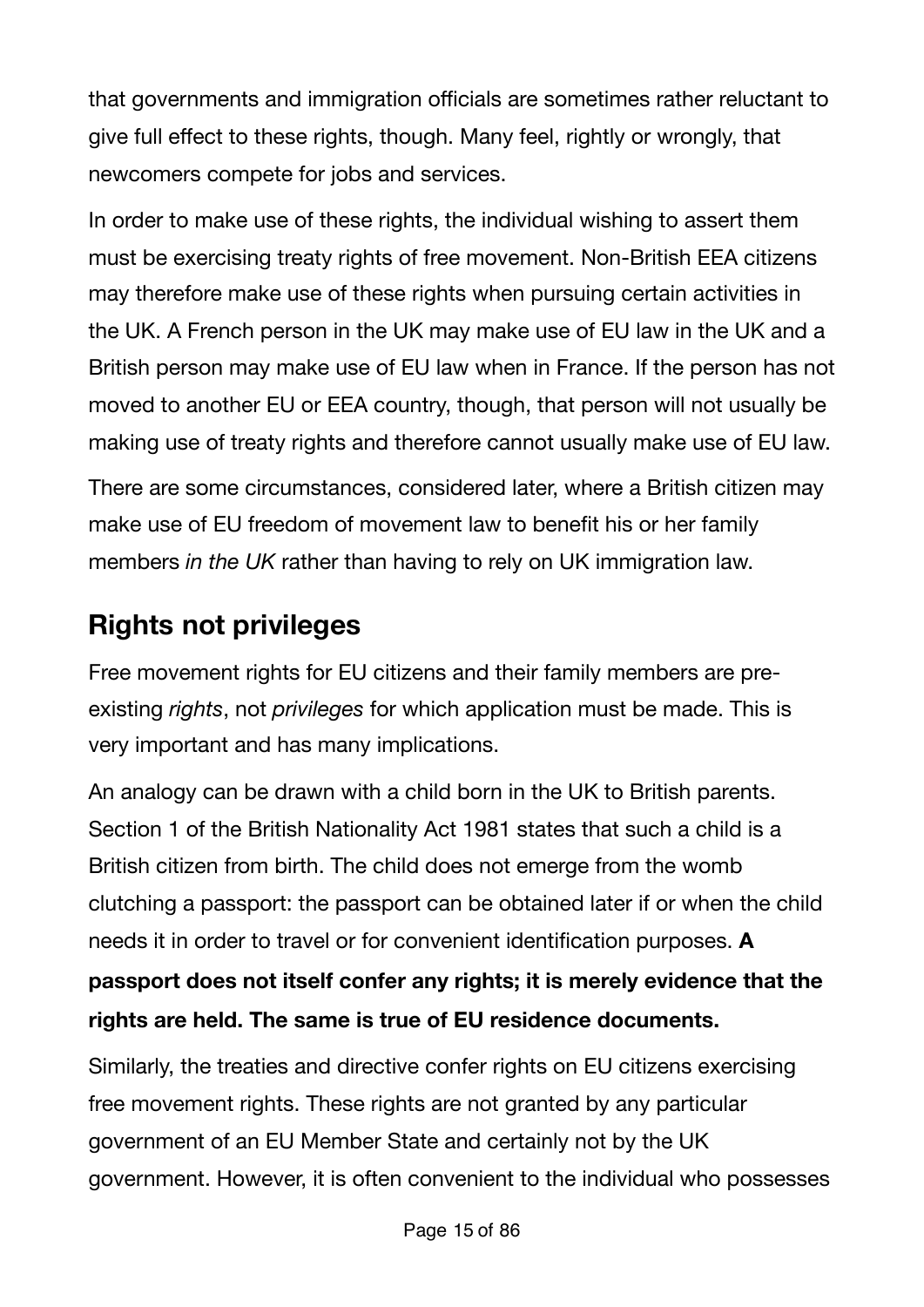that governments and immigration officials are sometimes rather reluctant to give full effect to these rights, though. Many feel, rightly or wrongly, that newcomers compete for jobs and services.

In order to make use of these rights, the individual wishing to assert them must be exercising treaty rights of free movement. Non-British EEA citizens may therefore make use of these rights when pursuing certain activities in the UK. A French person in the UK may make use of EU law in the UK and a British person may make use of EU law when in France. If the person has not moved to another EU or EEA country, though, that person will not usually be making use of treaty rights and therefore cannot usually make use of EU law.

There are some circumstances, considered later, where a British citizen may make use of EU freedom of movement law to benefit his or her family members *in the UK* rather than having to rely on UK immigration law.

## Rights not privileges

Free movement rights for EU citizens and their family members are pre-existing *rights*, not *privileges* for which application must be made. This is very important and has many implications.

An analogy can be drawn with a child born in the UK to British parents. Section 1 of the British Nationality Act 1981 states that such a child is a British citizen from birth. The child does not emerge from the womb clutching a passport: the passport can be obtained later if or when the child needs it in order to travel or for convenient identification purposes. **A passport does not itself confer any rights; it is merely evidence that the rights are held. The same is true of EU residence documents.**

Similarly, the treaties and directive confer rights on EU citizens exercising free movement rights. These rights are not granted by any particular government of an EU Member State and certainly not by the UK government. However, it is often convenient to the individual who possesses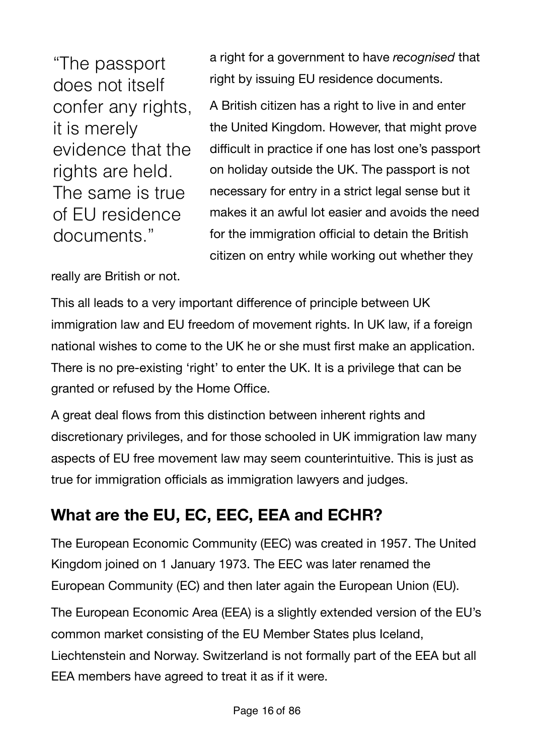> "The passport does not itself confer any rights, it is merely evidence that the rights are held. The same is true of EU residence documents."

a right for a government to have *recognised* that right by issuing EU residence documents.

A British citizen has a right to live in and enter the United Kingdom. However, that might prove difficult in practice if one has lost one's passport on holiday outside the UK. The passport is not necessary for entry in a strict legal sense but it makes it an awful lot easier and avoids the need for the immigration official to detain the British citizen on entry while working out whether they really are British or not.

This all leads to a very important difference of principle between UK immigration law and EU freedom of movement rights. In UK law, if a foreign national wishes to come to the UK he or she must first make an application. There is no pre-existing 'right' to enter the UK. It is a privilege that can be granted or refused by the Home Office.

A great deal flows from this distinction between inherent rights and discretionary privileges, and for those schooled in UK immigration law many aspects of EU free movement law may seem counterintuitive. This is just as true for immigration officials as immigration lawyers and judges.

## What are the EU, EC, EEC, EEA and ECHR?

The European Economic Community (EEC) was created in 1957. The United Kingdom joined on 1 January 1973. The EEC was later renamed the European Community (EC) and then later again the European Union (EU).

The European Economic Area (EEA) is a slightly extended version of the EU's common market consisting of the EU Member States plus Iceland, Liechtenstein and Norway. Switzerland is not formally part of the EEA but all EEA members have agreed to treat it as if it were.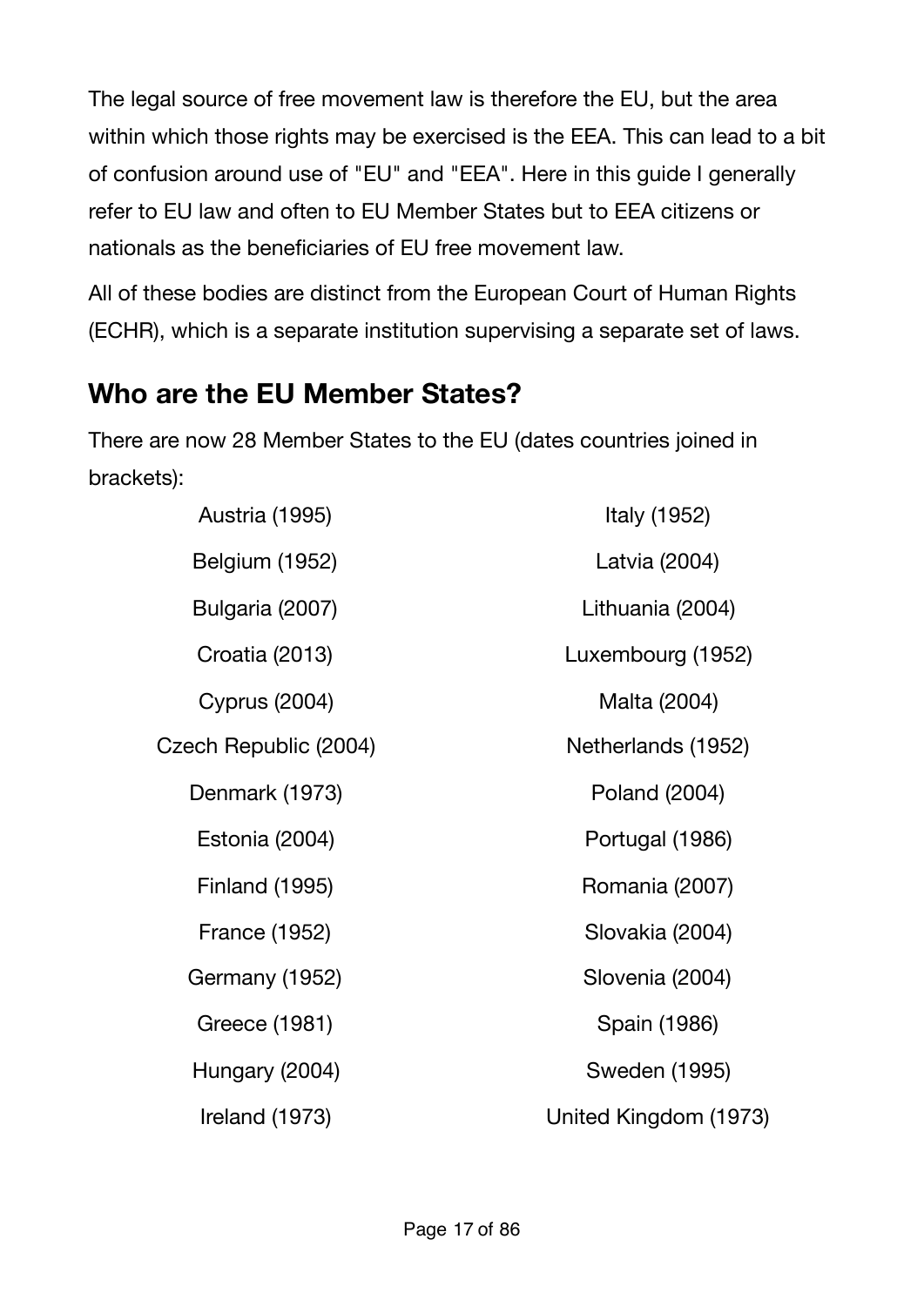The legal source of free movement law is therefore the EU, but the area within which those rights may be exercised is the EEA. This can lead to a bit of confusion around use of "EU" and "EEA". Here in this guide I generally refer to EU law and often to EU Member States but to EEA citizens or nationals as the beneficiaries of EU free movement law.

All of these bodies are distinct from the European Court of Human Rights (ECHR), which is a separate institution supervising a separate set of laws.

## Who are the EU Member States?

There are now 28 Member States to the EU (dates countries joined in brackets):

| | |
|---|---|
| Austria (1995) | Italy (1952) |
| Belgium (1952) | Latvia (2004) |
| Bulgaria (2007) | Lithuania (2004) |
| Croatia (2013) | Luxembourg (1952) |
| Cyprus (2004) | Malta (2004) |
| Czech Republic (2004) | Netherlands (1952) |
| Denmark (1973) | Poland (2004) |
| Estonia (2004) | Portugal (1986) |
| Finland (1995) | Romania (2007) |
| France (1952) | Slovakia (2004) |
| Germany (1952) | Slovenia (2004) |
| Greece (1981) | Spain (1986) |
| Hungary (2004) | Sweden (1995) |
| Ireland (1973) | United Kingdom (1973) |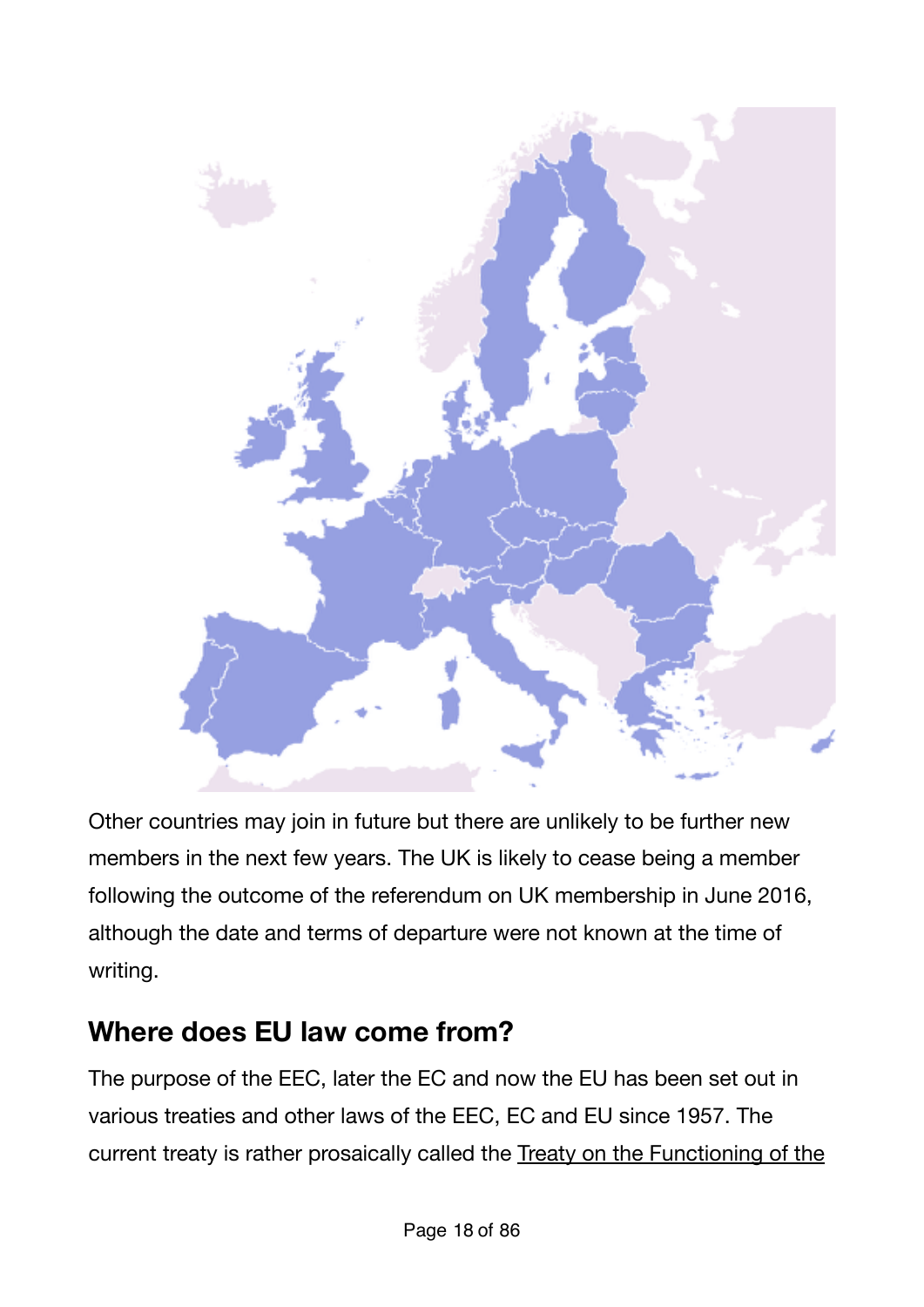Other countries may join in future but there are unlikely to be further new members in the next few years. The UK is likely to cease being a member following the outcome of the referendum on UK membership in June 2016, although the date and terms of departure were not known at the time of writing.

## Where does EU law come from?

The purpose of the EEC, later the EC and now the EU has been set out in various treaties and other laws of the EEC, EC and EU since 1957. The current treaty is rather prosaically called the Treaty on the Functioning of the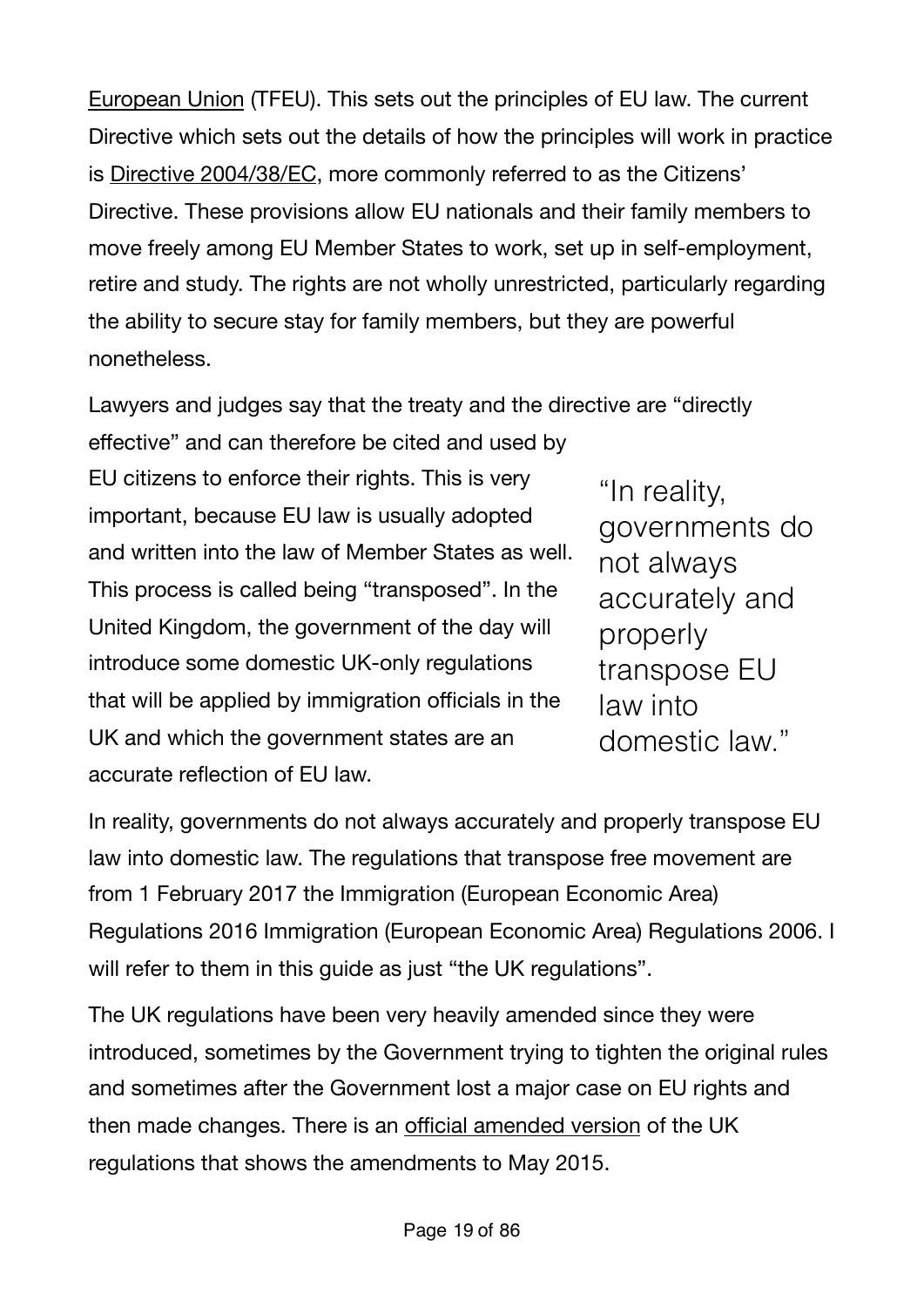European Union (TFEU). This sets out the principles of EU law. The current Directive which sets out the details of how the principles will work in practice is Directive 2004/38/EC, more commonly referred to as the Citizens' Directive. These provisions allow EU nationals and their family members to move freely among EU Member States to work, set up in self-employment, retire and study. The rights are not wholly unrestricted, particularly regarding the ability to secure stay for family members, but they are powerful nonetheless.

Lawyers and judges say that the treaty and the directive are "directly effective" and can therefore be cited and used by EU citizens to enforce their rights. This is very important, because EU law is usually adopted and written into the law of Member States as well. This process is called being "transposed". In the United Kingdom, the government of the day will introduce some domestic UK-only regulations that will be applied by immigration officials in the UK and which the government states are an accurate reflection of EU law.

> "In reality, governments do not always accurately and properly transpose EU law into domestic law."

In reality, governments do not always accurately and properly transpose EU law into domestic law. The regulations that transpose free movement are from 1 February 2017 the Immigration (European Economic Area) Regulations 2016 Immigration (European Economic Area) Regulations 2006. I will refer to them in this guide as just "the UK regulations".

The UK regulations have been very heavily amended since they were introduced, sometimes by the Government trying to tighten the original rules and sometimes after the Government lost a major case on EU rights and then made changes. There is an official amended version of the UK regulations that shows the amendments to May 2015.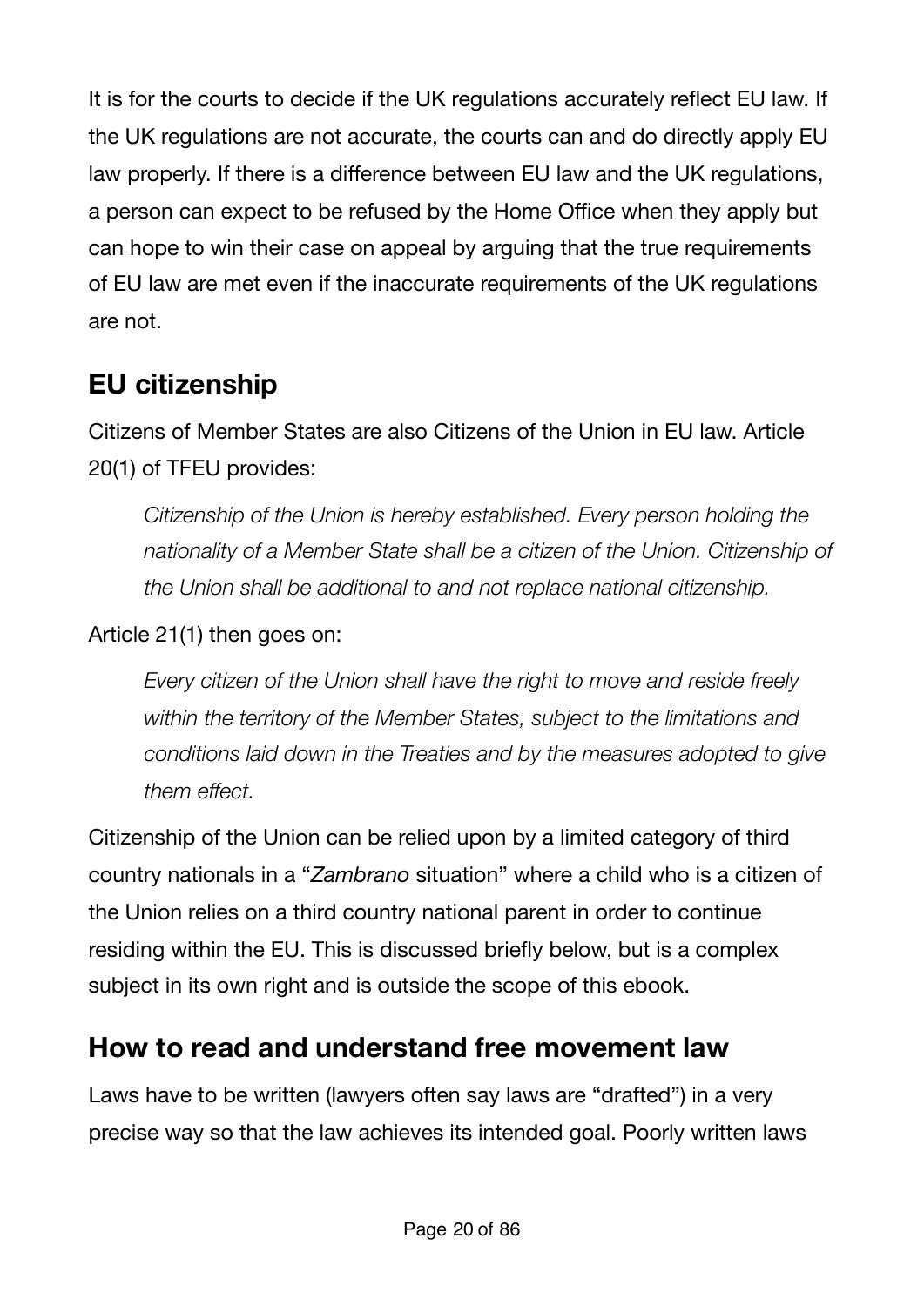It is for the courts to decide if the UK regulations accurately reflect EU law. If the UK regulations are not accurate, the courts can and do directly apply EU law properly. If there is a difference between EU law and the UK regulations, a person can expect to be refused by the Home Office when they apply but can hope to win their case on appeal by arguing that the true requirements of EU law are met even if the inaccurate requirements of the UK regulations are not.

## EU citizenship

Citizens of Member States are also Citizens of the Union in EU law. Article 20(1) of TFEU provides:

> *Citizenship of the Union is hereby established. Every person holding the nationality of a Member State shall be a citizen of the Union. Citizenship of the Union shall be additional to and not replace national citizenship.*

Article 21(1) then goes on:

> *Every citizen of the Union shall have the right to move and reside freely within the territory of the Member States, subject to the limitations and conditions laid down in the Treaties and by the measures adopted to give them effect.*

Citizenship of the Union can be relied upon by a limited category of third country nationals in a "*Zambrano* situation" where a child who is a citizen of the Union relies on a third country national parent in order to continue residing within the EU. This is discussed briefly below, but is a complex subject in its own right and is outside the scope of this ebook.

## How to read and understand free movement law

Laws have to be written (lawyers often say laws are "drafted") in a very precise way so that the law achieves its intended goal. Poorly written laws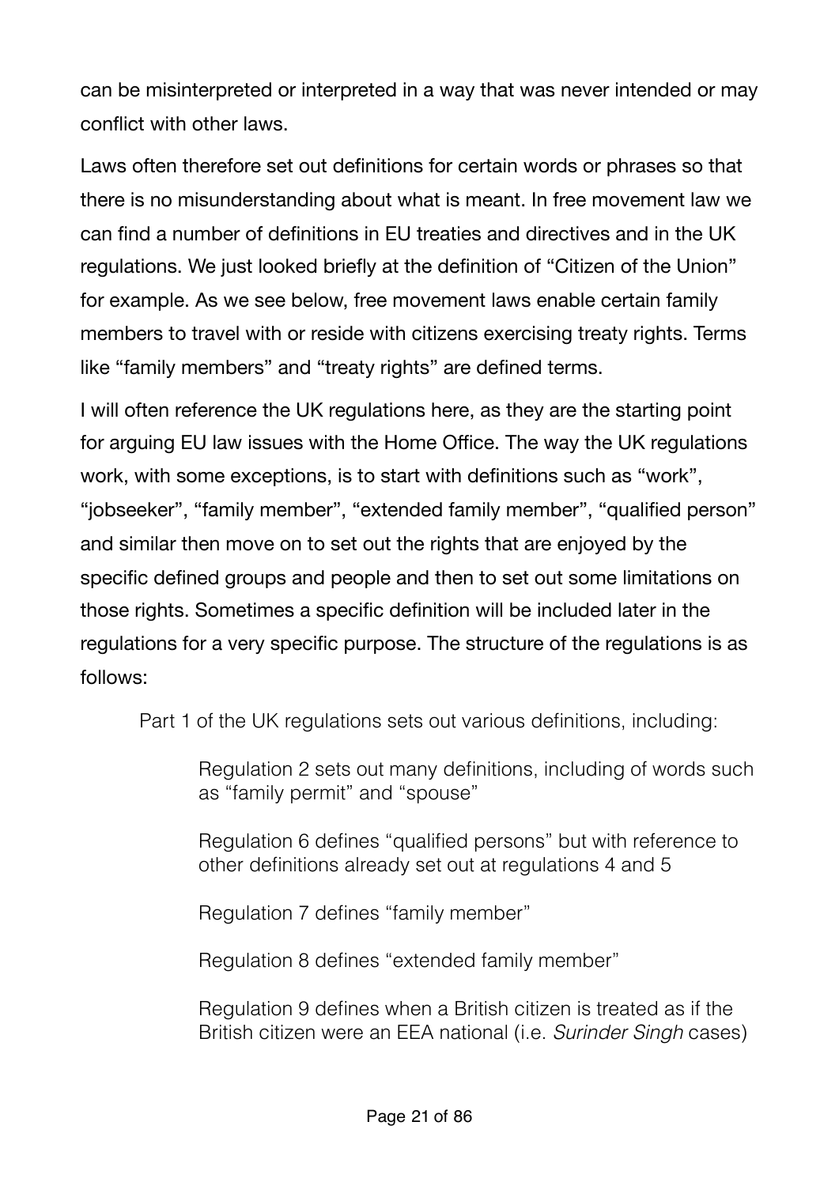can be misinterpreted or interpreted in a way that was never intended or may conflict with other laws.

Laws often therefore set out definitions for certain words or phrases so that there is no misunderstanding about what is meant. In free movement law we can find a number of definitions in EU treaties and directives and in the UK regulations. We just looked briefly at the definition of "Citizen of the Union" for example. As we see below, free movement laws enable certain family members to travel with or reside with citizens exercising treaty rights. Terms like "family members" and "treaty rights" are defined terms.

I will often reference the UK regulations here, as they are the starting point for arguing EU law issues with the Home Office. The way the UK regulations work, with some exceptions, is to start with definitions such as "work", "jobseeker", "family member", "extended family member", "qualified person" and similar then move on to set out the rights that are enjoyed by the specific defined groups and people and then to set out some limitations on those rights. Sometimes a specific definition will be included later in the regulations for a very specific purpose. The structure of the regulations is as follows:

> Part 1 of the UK regulations sets out various definitions, including:
>
> > Regulation 2 sets out many definitions, including of words such as "family permit" and "spouse"
> >
> > Regulation 6 defines "qualified persons" but with reference to other definitions already set out at regulations 4 and 5
> >
> > Regulation 7 defines "family member"
> >
> > Regulation 8 defines "extended family member"
> >
> > Regulation 9 defines when a British citizen is treated as if the British citizen were an EEA national (i.e. *Surinder Singh* cases)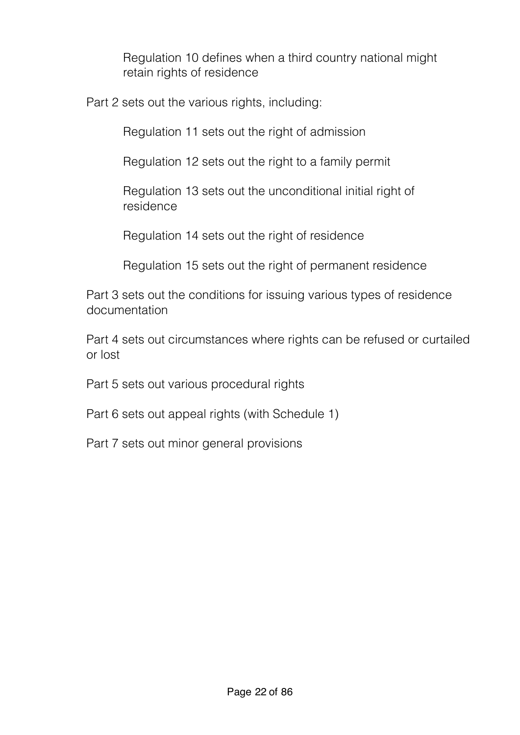Regulation 10 defines when a third country national might retain rights of residence

Part 2 sets out the various rights, including:

Regulation 11 sets out the right of admission

Regulation 12 sets out the right to a family permit

Regulation 13 sets out the unconditional initial right of residence

Regulation 14 sets out the right of residence

Regulation 15 sets out the right of permanent residence

Part 3 sets out the conditions for issuing various types of residence documentation

Part 4 sets out circumstances where rights can be refused or curtailed or lost

Part 5 sets out various procedural rights

Part 6 sets out appeal rights (with Schedule 1)

Part 7 sets out minor general provisions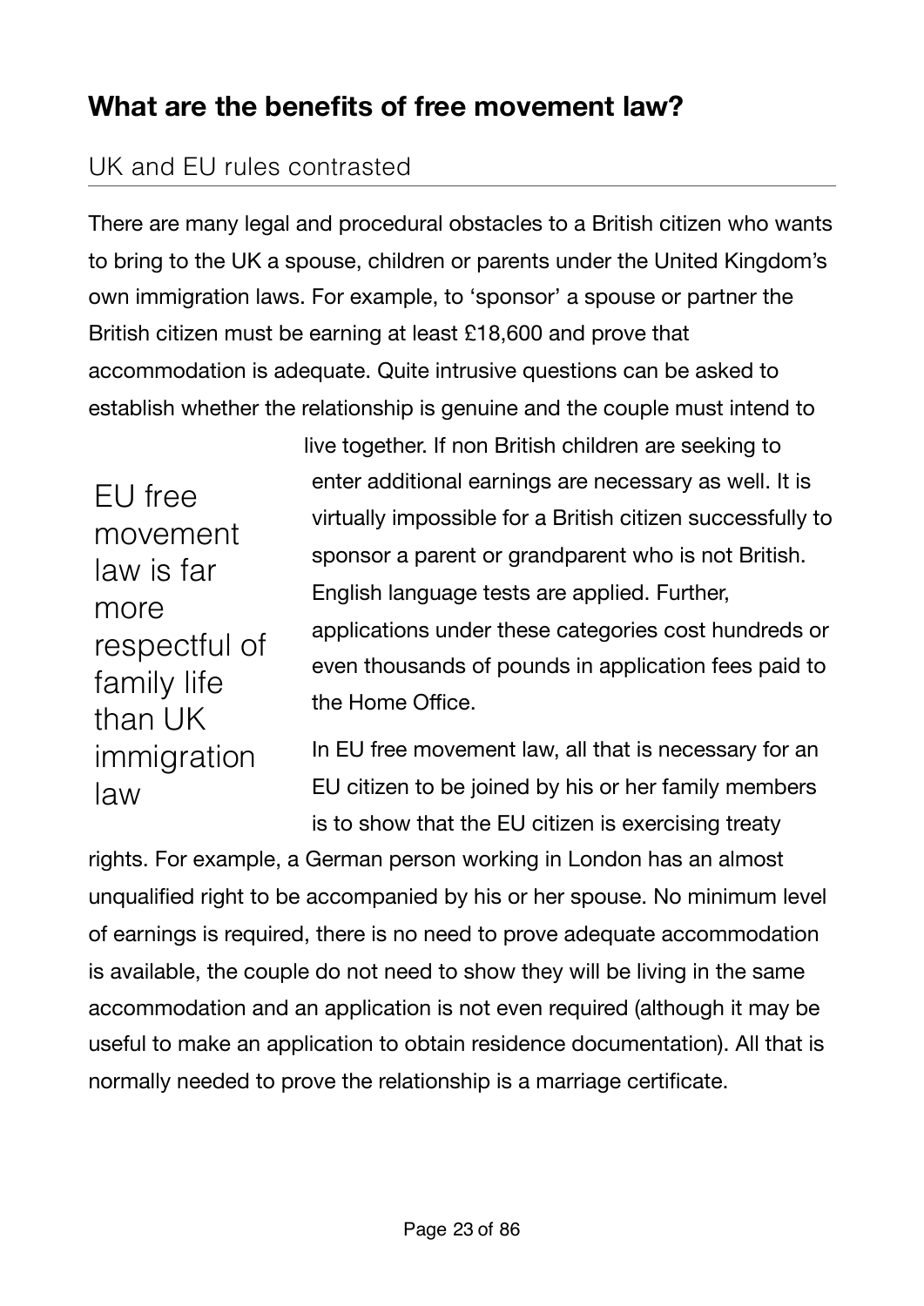## What are the benefits of free movement law?

### UK and EU rules contrasted

There are many legal and procedural obstacles to a British citizen who wants to bring to the UK a spouse, children or parents under the United Kingdom's own immigration laws. For example, to 'sponsor' a spouse or partner the British citizen must be earning at least £18,600 and prove that accommodation is adequate. Quite intrusive questions can be asked to establish whether the relationship is genuine and the couple must intend to live together. If non British children are seeking to enter additional earnings are necessary as well. It is virtually impossible for a British citizen successfully to sponsor a parent or grandparent who is not British. English language tests are applied. Further, applications under these categories cost hundreds or even thousands of pounds in application fees paid to the Home Office.

> EU free movement law is far more respectful of family life than UK immigration law

In EU free movement law, all that is necessary for an EU citizen to be joined by his or her family members is to show that the EU citizen is exercising treaty rights. For example, a German person working in London has an almost unqualified right to be accompanied by his or her spouse. No minimum level of earnings is required, there is no need to prove adequate accommodation is available, the couple do not need to show they will be living in the same accommodation and an application is not even required (although it may be useful to make an application to obtain residence documentation). All that is normally needed to prove the relationship is a marriage certificate.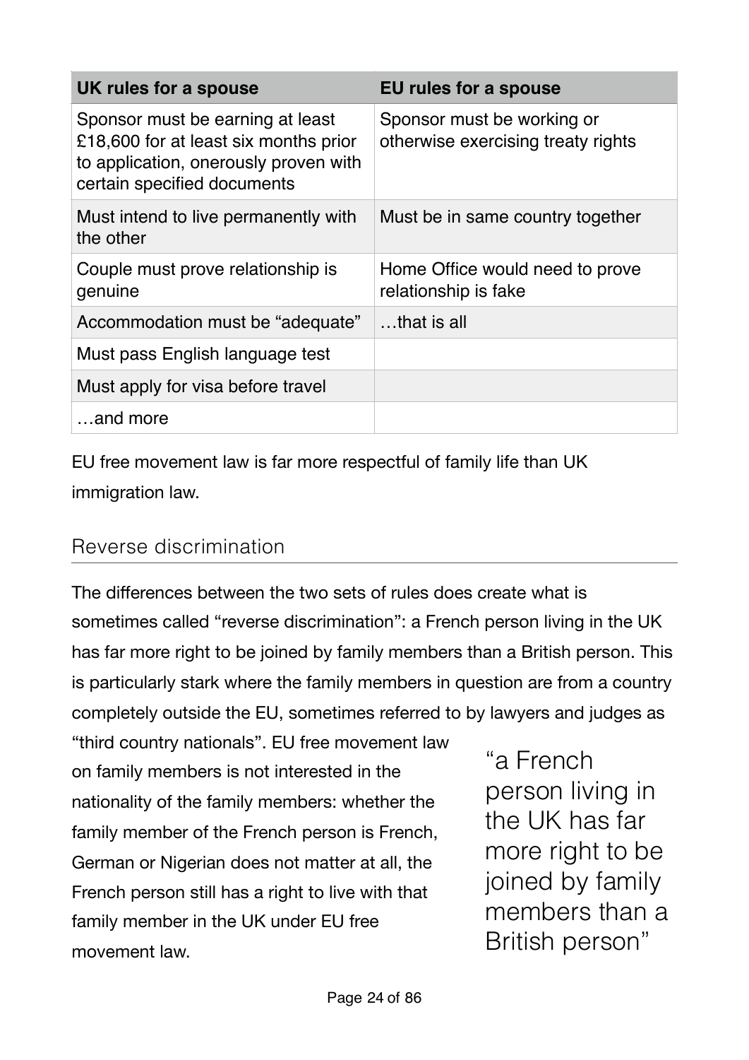| UK rules for a spouse | EU rules for a spouse |
|---|---|
| Sponsor must be earning at least £18,600 for at least six months prior to application, onerously proven with certain specified documents | Sponsor must be working or otherwise exercising treaty rights |
| Must intend to live permanently with the other | Must be in same country together |
| Couple must prove relationship is genuine | Home Office would need to prove relationship is fake |
| Accommodation must be “adequate” | …that is all |
| Must pass English language test | |
| Must apply for visa before travel | |
| …and more | |

EU free movement law is far more respectful of family life than UK immigration law.

## Reverse discrimination

The differences between the two sets of rules does create what is sometimes called “reverse discrimination”: a French person living in the UK has far more right to be joined by family members than a British person. This is particularly stark where the family members in question are from a country completely outside the EU, sometimes referred to by lawyers and judges as “third country nationals”. EU free movement law on family members is not interested in the nationality of the family members: whether the family member of the French person is French, German or Nigerian does not matter at all, the French person still has a right to live with that family member in the UK under EU free movement law.

> “a French person living in the UK has far more right to be joined by family members than a British person”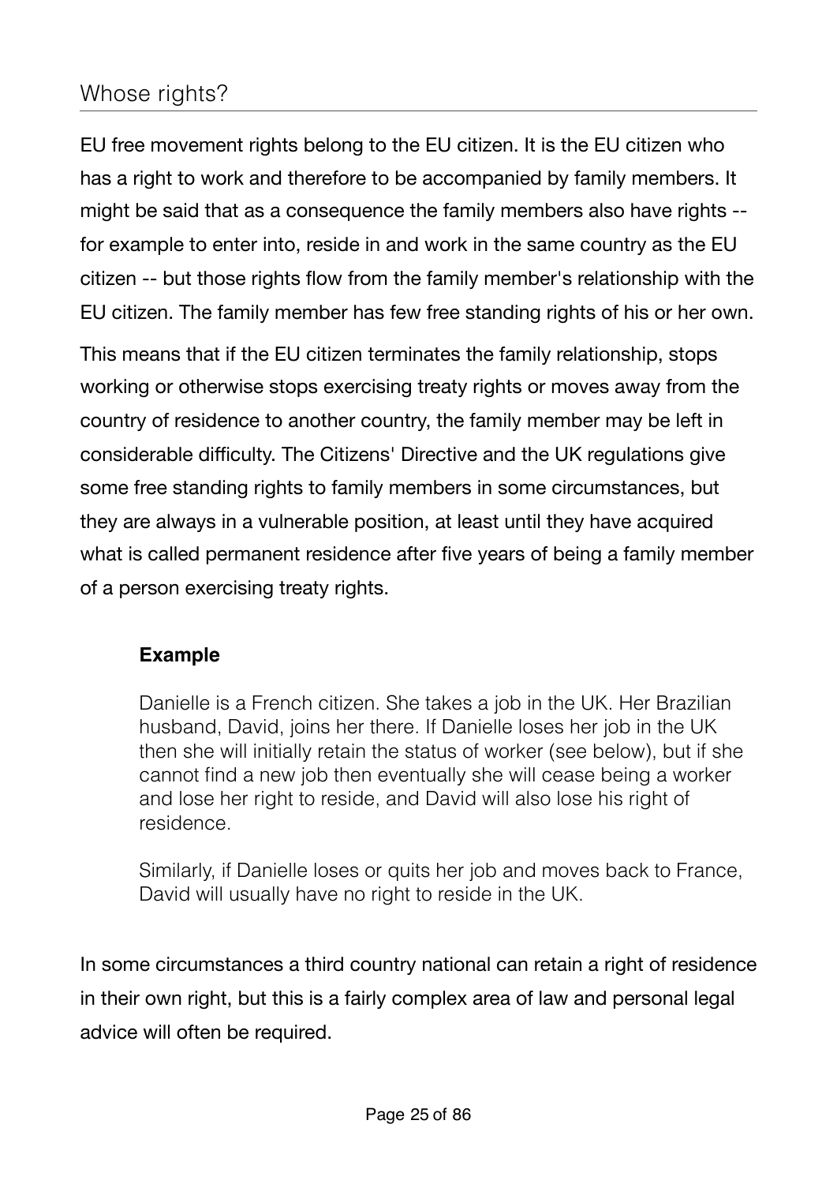## Whose rights?

EU free movement rights belong to the EU citizen. It is the EU citizen who has a right to work and therefore to be accompanied by family members. It might be said that as a consequence the family members also have rights -- for example to enter into, reside in and work in the same country as the EU citizen -- but those rights flow from the family member's relationship with the EU citizen. The family member has few free standing rights of his or her own.

This means that if the EU citizen terminates the family relationship, stops working or otherwise stops exercising treaty rights or moves away from the country of residence to another country, the family member may be left in considerable difficulty. The Citizens' Directive and the UK regulations give some free standing rights to family members in some circumstances, but they are always in a vulnerable position, at least until they have acquired what is called permanent residence after five years of being a family member of a person exercising treaty rights.

> **Example**
>
> Danielle is a French citizen. She takes a job in the UK. Her Brazilian husband, David, joins her there. If Danielle loses her job in the UK then she will initially retain the status of worker (see below), but if she cannot find a new job then eventually she will cease being a worker and lose her right to reside, and David will also lose his right of residence.
>
> Similarly, if Danielle loses or quits her job and moves back to France, David will usually have no right to reside in the UK.

In some circumstances a third country national can retain a right of residence in their own right, but this is a fairly complex area of law and personal legal advice will often be required.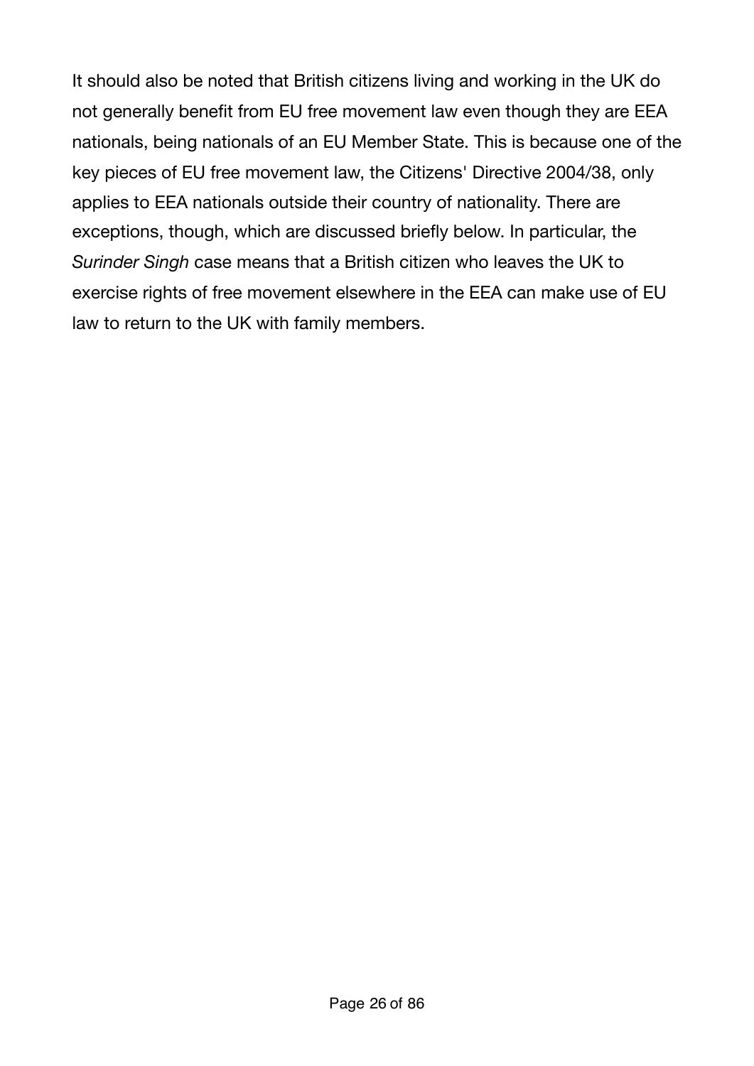It should also be noted that British citizens living and working in the UK do not generally benefit from EU free movement law even though they are EEA nationals, being nationals of an EU Member State. This is because one of the key pieces of EU free movement law, the Citizens' Directive 2004/38, only applies to EEA nationals outside their country of nationality. There are exceptions, though, which are discussed briefly below. In particular, the *Surinder Singh* case means that a British citizen who leaves the UK to exercise rights of free movement elsewhere in the EEA can make use of EU law to return to the UK with family members.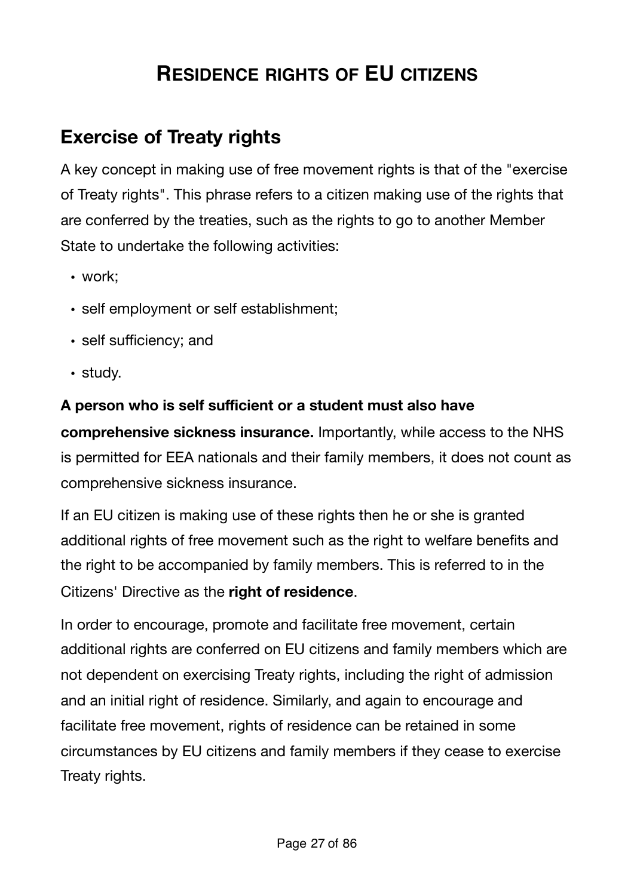# RESIDENCE RIGHTS OF EU CITIZENS

## Exercise of Treaty rights

A key concept in making use of free movement rights is that of the "exercise of Treaty rights". This phrase refers to a citizen making use of the rights that are conferred by the treaties, such as the rights to go to another Member State to undertake the following activities:

- work;
- self employment or self establishment;
- self sufficiency; and
- study.

**A person who is self sufficient or a student must also have comprehensive sickness insurance.** Importantly, while access to the NHS is permitted for EEA nationals and their family members, it does not count as comprehensive sickness insurance.

If an EU citizen is making use of these rights then he or she is granted additional rights of free movement such as the right to welfare benefits and the right to be accompanied by family members. This is referred to in the Citizens' Directive as the **right of residence**.

In order to encourage, promote and facilitate free movement, certain additional rights are conferred on EU citizens and family members which are not dependent on exercising Treaty rights, including the right of admission and an initial right of residence. Similarly, and again to encourage and facilitate free movement, rights of residence can be retained in some circumstances by EU citizens and family members if they cease to exercise Treaty rights.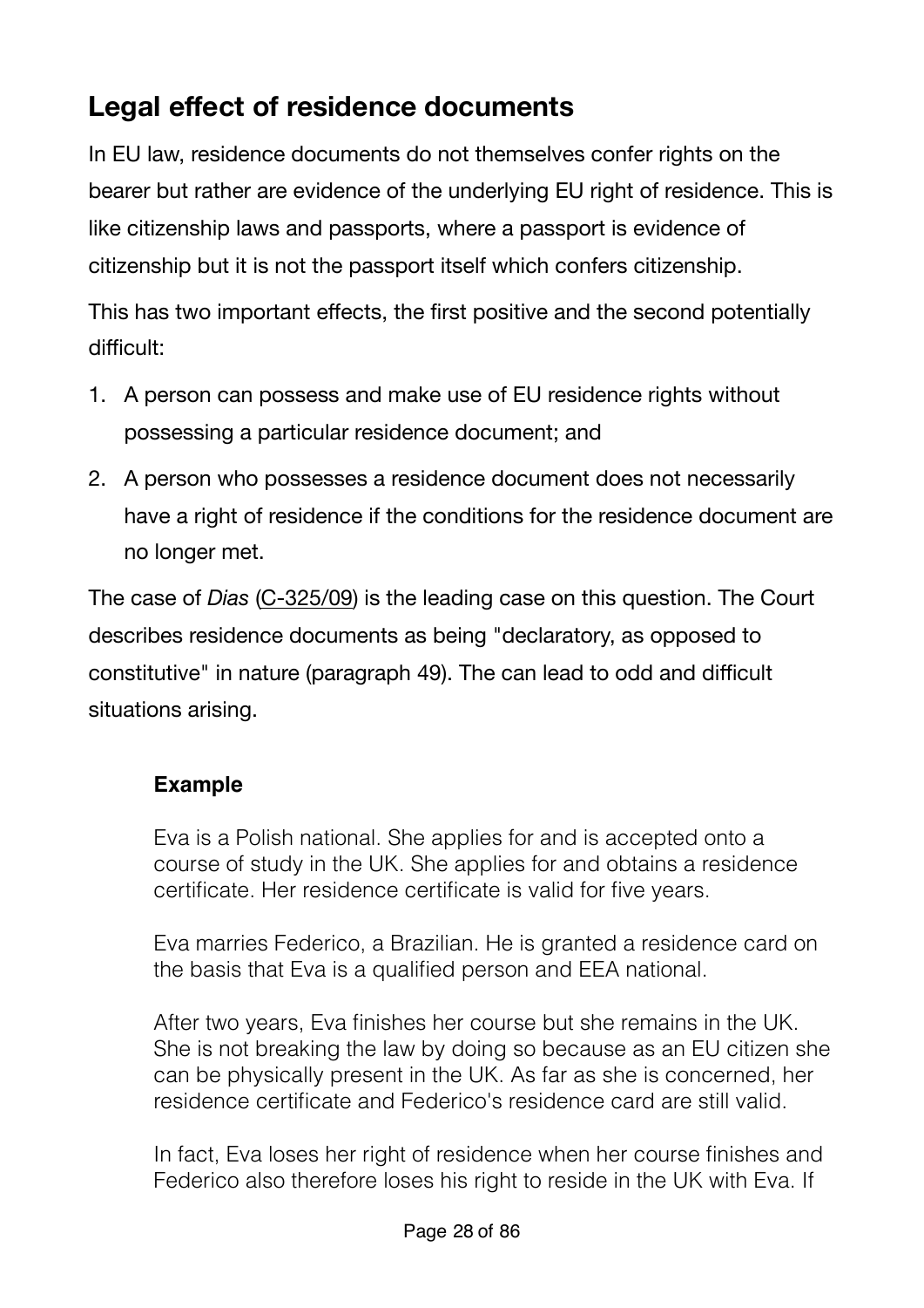## Legal effect of residence documents

In EU law, residence documents do not themselves confer rights on the bearer but rather are evidence of the underlying EU right of residence. This is like citizenship laws and passports, where a passport is evidence of citizenship but it is not the passport itself which confers citizenship.

This has two important effects, the first positive and the second potentially difficult:

1. A person can possess and make use of EU residence rights without possessing a particular residence document; and
2. A person who possesses a residence document does not necessarily have a right of residence if the conditions for the residence document are no longer met.

The case of *Dias* (C-325/09) is the leading case on this question. The Court describes residence documents as being "declaratory, as opposed to constitutive" in nature (paragraph 49). The can lead to odd and difficult situations arising.

> **Example**
>
> Eva is a Polish national. She applies for and is accepted onto a course of study in the UK. She applies for and obtains a residence certificate. Her residence certificate is valid for five years.
>
> Eva marries Federico, a Brazilian. He is granted a residence card on the basis that Eva is a qualified person and EEA national.
>
> After two years, Eva finishes her course but she remains in the UK. She is not breaking the law by doing so because as an EU citizen she can be physically present in the UK. As far as she is concerned, her residence certificate and Federico's residence card are still valid.
>
> In fact, Eva loses her right of residence when her course finishes and Federico also therefore loses his right to reside in the UK with Eva. If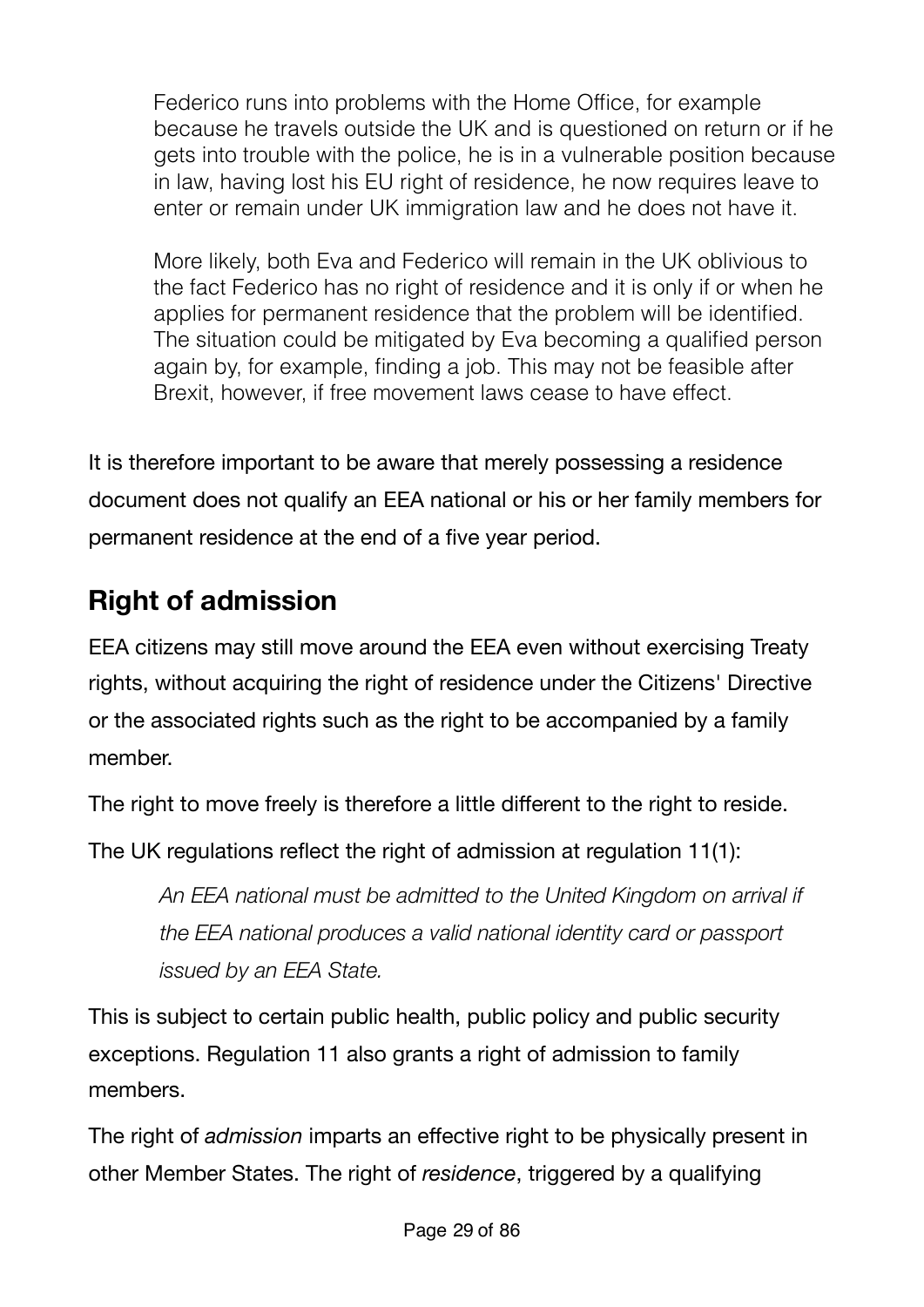> Federico runs into problems with the Home Office, for example because he travels outside the UK and is questioned on return or if he gets into trouble with the police, he is in a vulnerable position because in law, having lost his EU right of residence, he now requires leave to enter or remain under UK immigration law and he does not have it.
>
> More likely, both Eva and Federico will remain in the UK oblivious to the fact Federico has no right of residence and it is only if or when he applies for permanent residence that the problem will be identified. The situation could be mitigated by Eva becoming a qualified person again by, for example, finding a job. This may not be feasible after Brexit, however, if free movement laws cease to have effect.

It is therefore important to be aware that merely possessing a residence document does not qualify an EEA national or his or her family members for permanent residence at the end of a five year period.

## Right of admission

EEA citizens may still move around the EEA even without exercising Treaty rights, without acquiring the right of residence under the Citizens' Directive or the associated rights such as the right to be accompanied by a family member.

The right to move freely is therefore a little different to the right to reside.

The UK regulations reflect the right of admission at regulation 11(1):

> *An EEA national must be admitted to the United Kingdom on arrival if the EEA national produces a valid national identity card or passport issued by an EEA State.*

This is subject to certain public health, public policy and public security exceptions. Regulation 11 also grants a right of admission to family members.

The right of *admission* imparts an effective right to be physically present in other Member States. The right of *residence*, triggered by a qualifying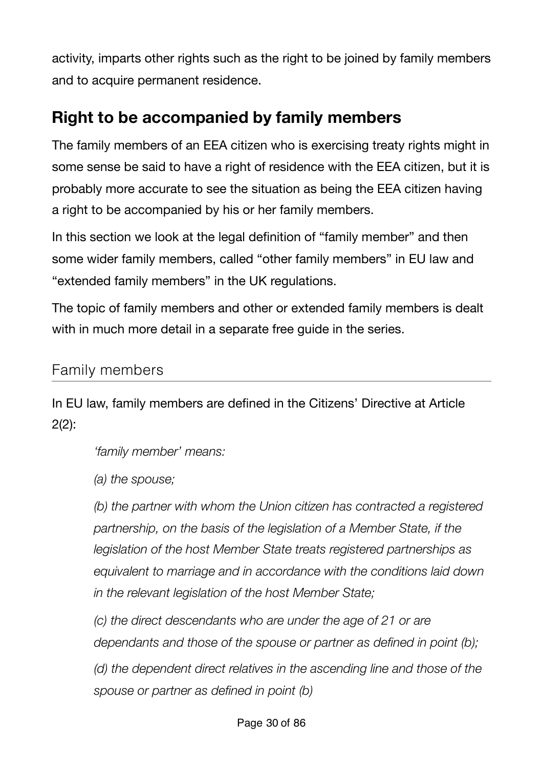activity, imparts other rights such as the right to be joined by family members and to acquire permanent residence.

## Right to be accompanied by family members

The family members of an EEA citizen who is exercising treaty rights might in some sense be said to have a right of residence with the EEA citizen, but it is probably more accurate to see the situation as being the EEA citizen having a right to be accompanied by his or her family members.

In this section we look at the legal definition of "family member" and then some wider family members, called "other family members" in EU law and "extended family members" in the UK regulations.

The topic of family members and other or extended family members is dealt with in much more detail in a separate free guide in the series.

### Family members

In EU law, family members are defined in the Citizens' Directive at Article 2(2):

> *'family member' means:*
>
> *(a) the spouse;*
>
> *(b) the partner with whom the Union citizen has contracted a registered partnership, on the basis of the legislation of a Member State, if the legislation of the host Member State treats registered partnerships as equivalent to marriage and in accordance with the conditions laid down in the relevant legislation of the host Member State;*
>
> *(c) the direct descendants who are under the age of 21 or are dependants and those of the spouse or partner as defined in point (b);*
>
> *(d) the dependent direct relatives in the ascending line and those of the spouse or partner as defined in point (b)*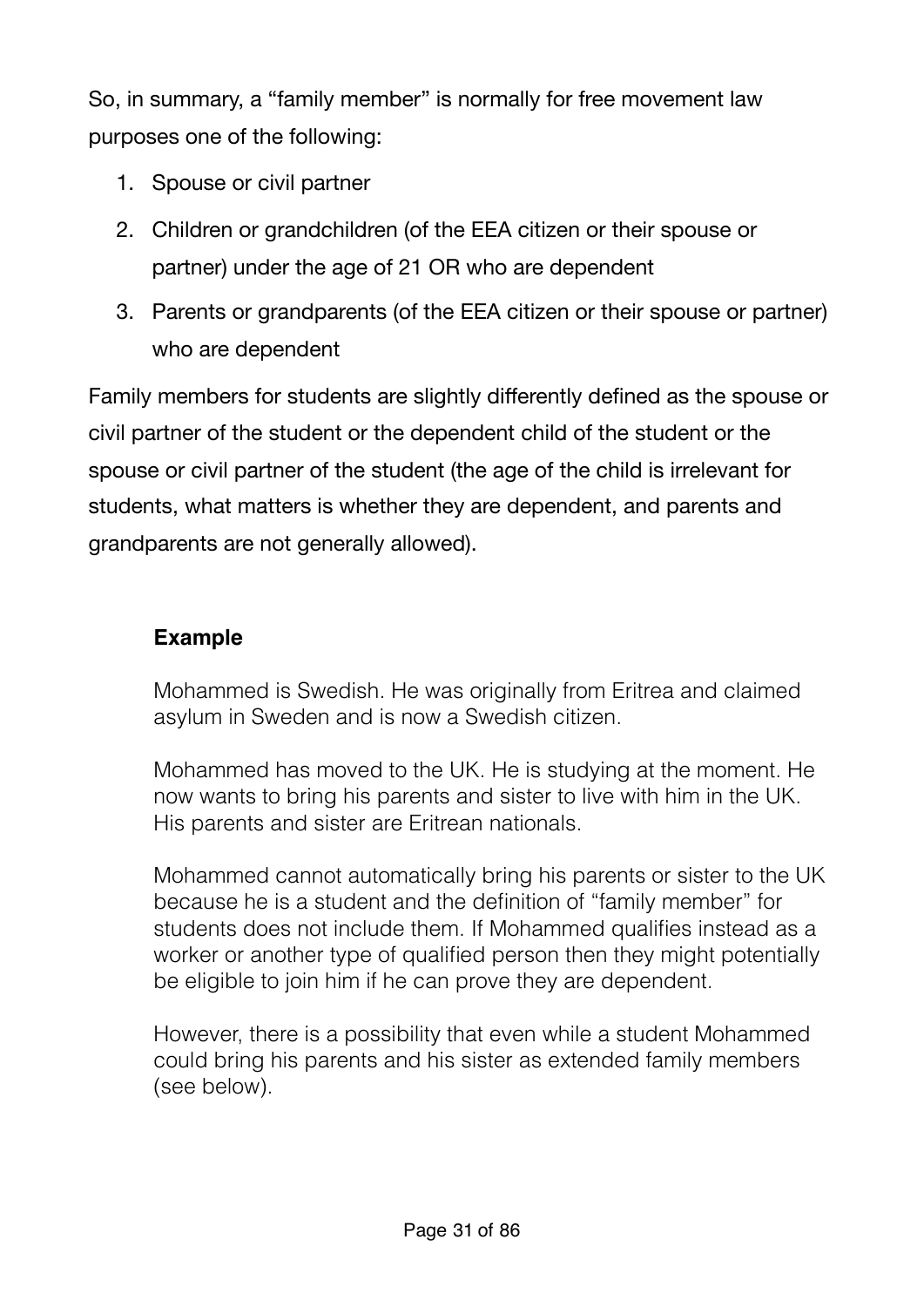So, in summary, a "family member" is normally for free movement law purposes one of the following:

1. Spouse or civil partner
2. Children or grandchildren (of the EEA citizen or their spouse or partner) under the age of 21 OR who are dependent
3. Parents or grandparents (of the EEA citizen or their spouse or partner) who are dependent

Family members for students are slightly differently defined as the spouse or civil partner of the student or the dependent child of the student or the spouse or civil partner of the student (the age of the child is irrelevant for students, what matters is whether they are dependent, and parents and grandparents are not generally allowed).

**Example**

Mohammed is Swedish. He was originally from Eritrea and claimed asylum in Sweden and is now a Swedish citizen.

Mohammed has moved to the UK. He is studying at the moment. He now wants to bring his parents and sister to live with him in the UK. His parents and sister are Eritrean nationals.

Mohammed cannot automatically bring his parents or sister to the UK because he is a student and the definition of "family member" for students does not include them. If Mohammed qualifies instead as a worker or another type of qualified person then they might potentially be eligible to join him if he can prove they are dependent.

However, there is a possibility that even while a student Mohammed could bring his parents and his sister as extended family members (see below).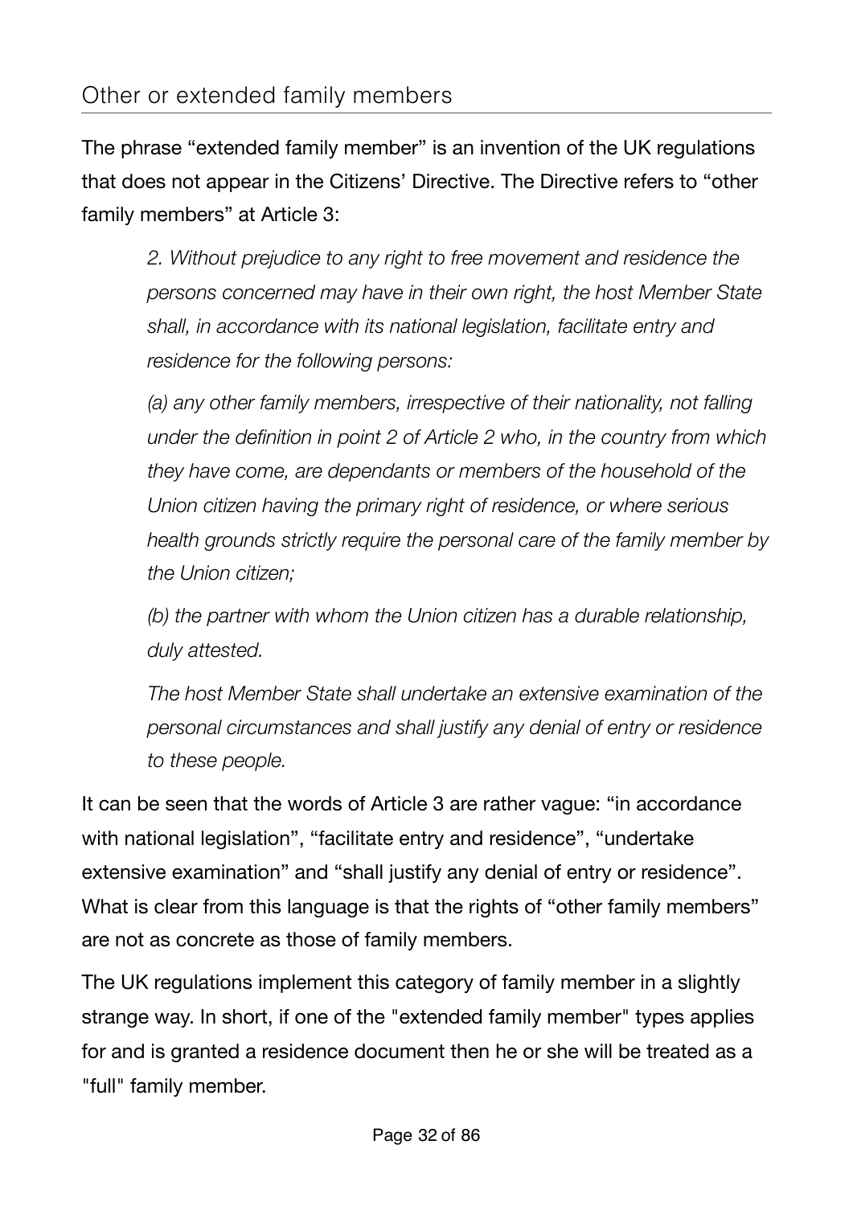## Other or extended family members

The phrase “extended family member” is an invention of the UK regulations that does not appear in the Citizens’ Directive. The Directive refers to “other family members” at Article 3:

> *2. Without prejudice to any right to free movement and residence the persons concerned may have in their own right, the host Member State shall, in accordance with its national legislation, facilitate entry and residence for the following persons:*
>
> *(a) any other family members, irrespective of their nationality, not falling under the definition in point 2 of Article 2 who, in the country from which they have come, are dependants or members of the household of the Union citizen having the primary right of residence, or where serious health grounds strictly require the personal care of the family member by the Union citizen;*
>
> *(b) the partner with whom the Union citizen has a durable relationship, duly attested.*
>
> *The host Member State shall undertake an extensive examination of the personal circumstances and shall justify any denial of entry or residence to these people.*

It can be seen that the words of Article 3 are rather vague: “in accordance with national legislation”, “facilitate entry and residence”, “undertake extensive examination” and “shall justify any denial of entry or residence”. What is clear from this language is that the rights of “other family members” are not as concrete as those of family members.

The UK regulations implement this category of family member in a slightly strange way. In short, if one of the "extended family member" types applies for and is granted a residence document then he or she will be treated as a "full" family member.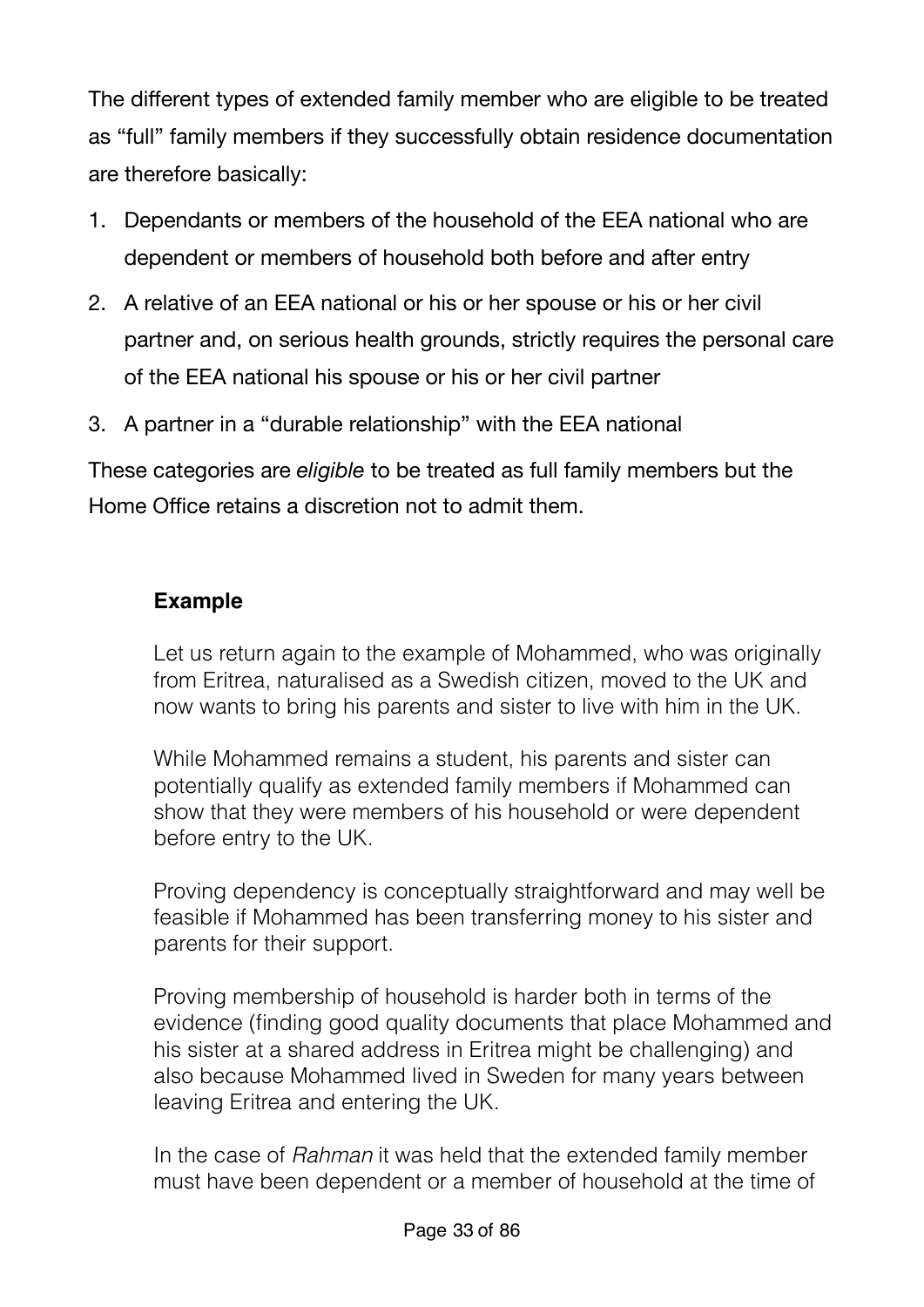The different types of extended family member who are eligible to be treated as "full" family members if they successfully obtain residence documentation are therefore basically:

1. Dependants or members of the household of the EEA national who are dependent or members of household both before and after entry
2. A relative of an EEA national or his or her spouse or his or her civil partner and, on serious health grounds, strictly requires the personal care of the EEA national his spouse or his or her civil partner
3. A partner in a "durable relationship" with the EEA national

These categories are *eligible* to be treated as full family members but the Home Office retains a discretion not to admit them.

> **Example**
>
> Let us return again to the example of Mohammed, who was originally from Eritrea, naturalised as a Swedish citizen, moved to the UK and now wants to bring his parents and sister to live with him in the UK.
>
> While Mohammed remains a student, his parents and sister can potentially qualify as extended family members if Mohammed can show that they were members of his household or were dependent before entry to the UK.
>
> Proving dependency is conceptually straightforward and may well be feasible if Mohammed has been transferring money to his sister and parents for their support.
>
> Proving membership of household is harder both in terms of the evidence (finding good quality documents that place Mohammed and his sister at a shared address in Eritrea might be challenging) and also because Mohammed lived in Sweden for many years between leaving Eritrea and entering the UK.
>
> In the case of *Rahman* it was held that the extended family member must have been dependent or a member of household at the time of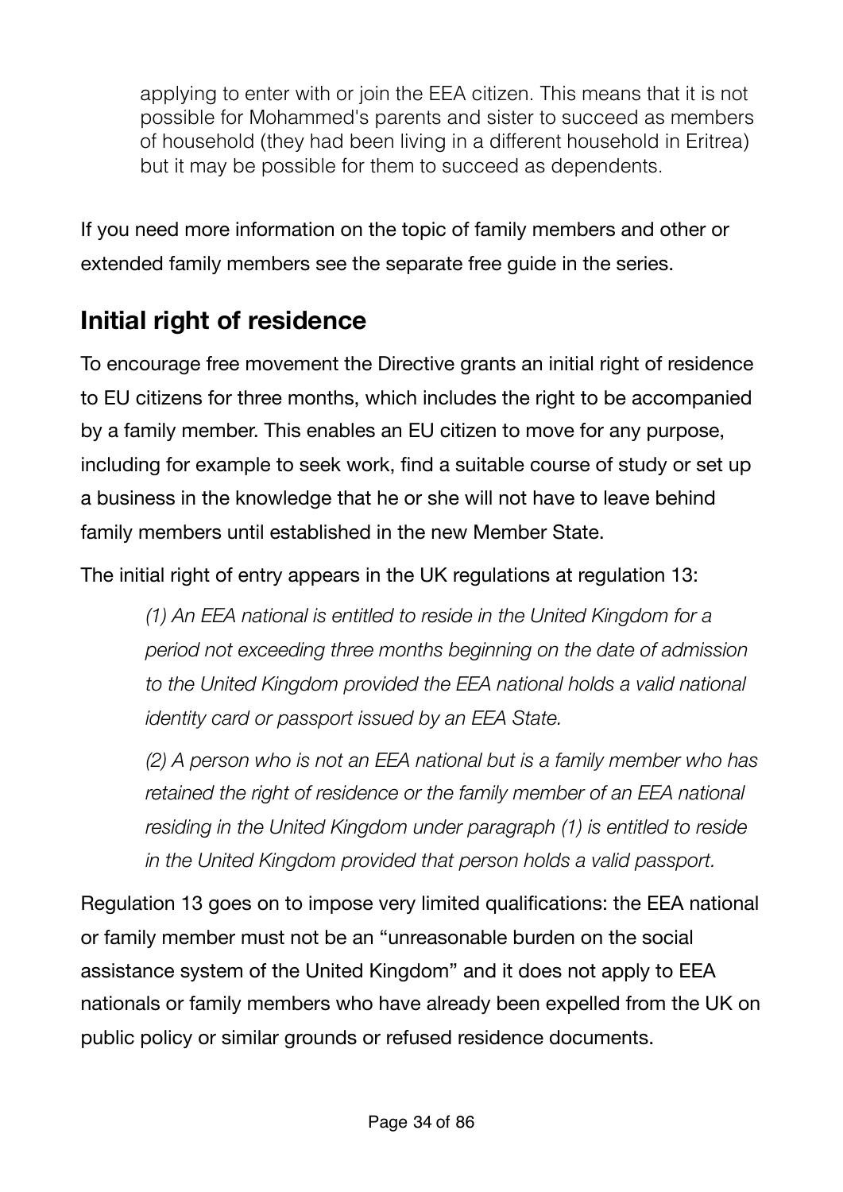> applying to enter with or join the EEA citizen. This means that it is not possible for Mohammed's parents and sister to succeed as members of household (they had been living in a different household in Eritrea) but it may be possible for them to succeed as dependents.

If you need more information on the topic of family members and other or extended family members see the separate free guide in the series.

## Initial right of residence

To encourage free movement the Directive grants an initial right of residence to EU citizens for three months, which includes the right to be accompanied by a family member. This enables an EU citizen to move for any purpose, including for example to seek work, find a suitable course of study or set up a business in the knowledge that he or she will not have to leave behind family members until established in the new Member State.

The initial right of entry appears in the UK regulations at regulation 13:

> *(1) An EEA national is entitled to reside in the United Kingdom for a period not exceeding three months beginning on the date of admission to the United Kingdom provided the EEA national holds a valid national identity card or passport issued by an EEA State.*
>
> *(2) A person who is not an EEA national but is a family member who has retained the right of residence or the family member of an EEA national residing in the United Kingdom under paragraph (1) is entitled to reside in the United Kingdom provided that person holds a valid passport.*

Regulation 13 goes on to impose very limited qualifications: the EEA national or family member must not be an "unreasonable burden on the social assistance system of the United Kingdom" and it does not apply to EEA nationals or family members who have already been expelled from the UK on public policy or similar grounds or refused residence documents.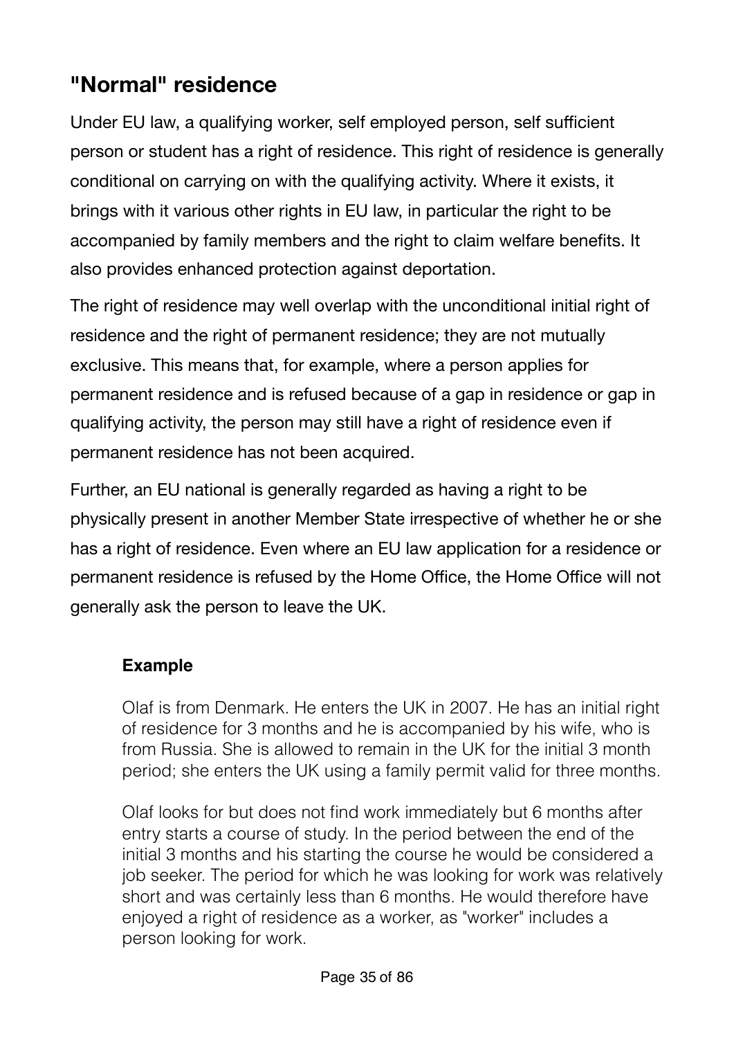## "Normal" residence

Under EU law, a qualifying worker, self employed person, self sufficient person or student has a right of residence. This right of residence is generally conditional on carrying on with the qualifying activity. Where it exists, it brings with it various other rights in EU law, in particular the right to be accompanied by family members and the right to claim welfare benefits. It also provides enhanced protection against deportation.

The right of residence may well overlap with the unconditional initial right of residence and the right of permanent residence; they are not mutually exclusive. This means that, for example, where a person applies for permanent residence and is refused because of a gap in residence or gap in qualifying activity, the person may still have a right of residence even if permanent residence has not been acquired.

Further, an EU national is generally regarded as having a right to be physically present in another Member State irrespective of whether he or she has a right of residence. Even where an EU law application for a residence or permanent residence is refused by the Home Office, the Home Office will not generally ask the person to leave the UK.

> **Example**
>
> Olaf is from Denmark. He enters the UK in 2007. He has an initial right of residence for 3 months and he is accompanied by his wife, who is from Russia. She is allowed to remain in the UK for the initial 3 month period; she enters the UK using a family permit valid for three months.
>
> Olaf looks for but does not find work immediately but 6 months after entry starts a course of study. In the period between the end of the initial 3 months and his starting the course he would be considered a job seeker. The period for which he was looking for work was relatively short and was certainly less than 6 months. He would therefore have enjoyed a right of residence as a worker, as "worker" includes a person looking for work.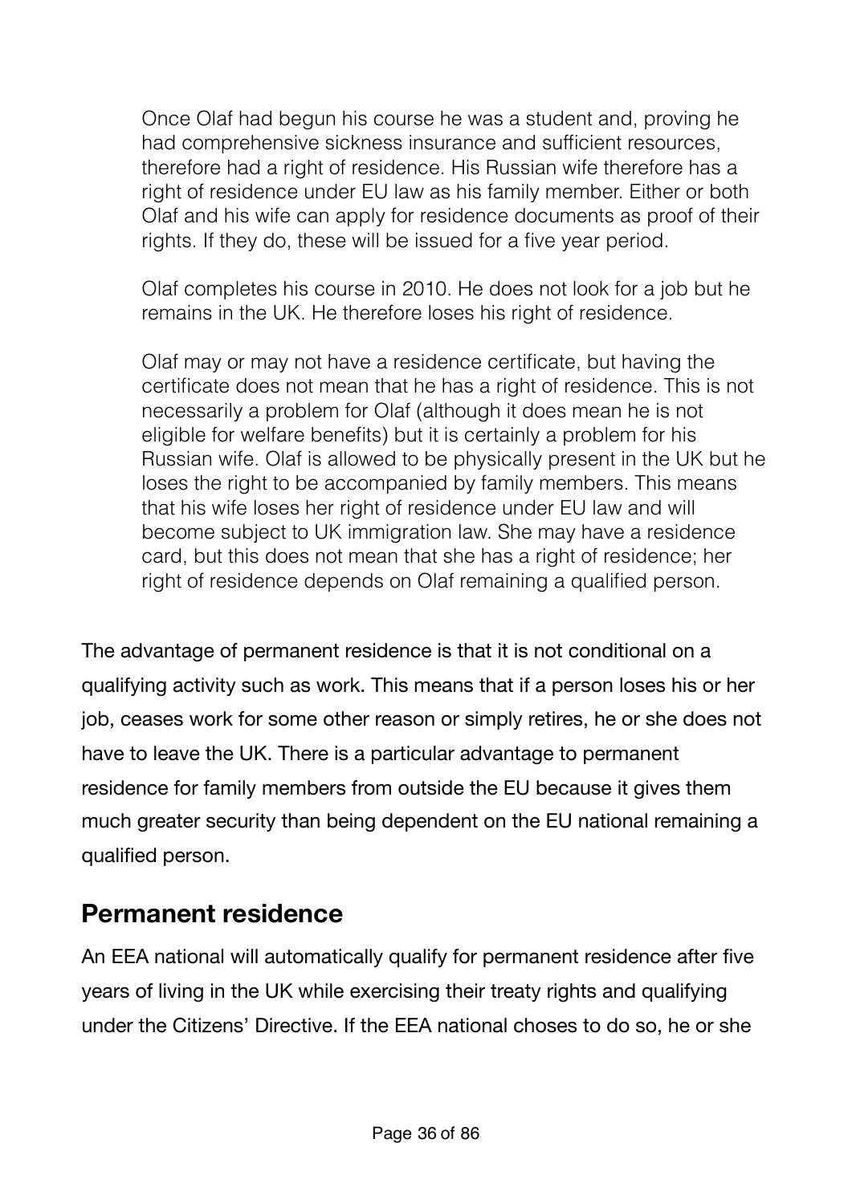> Once Olaf had begun his course he was a student and, proving he had comprehensive sickness insurance and sufficient resources, therefore had a right of residence. His Russian wife therefore has a right of residence under EU law as his family member. Either or both Olaf and his wife can apply for residence documents as proof of their rights. If they do, these will be issued for a five year period.
>
> Olaf completes his course in 2010. He does not look for a job but he remains in the UK. He therefore loses his right of residence.
>
> Olaf may or may not have a residence certificate, but having the certificate does not mean that he has a right of residence. This is not necessarily a problem for Olaf (although it does mean he is not eligible for welfare benefits) but it is certainly a problem for his Russian wife. Olaf is allowed to be physically present in the UK but he loses the right to be accompanied by family members. This means that his wife loses her right of residence under EU law and will become subject to UK immigration law. She may have a residence card, but this does not mean that she has a right of residence; her right of residence depends on Olaf remaining a qualified person.

The advantage of permanent residence is that it is not conditional on a qualifying activity such as work. This means that if a person loses his or her job, ceases work for some other reason or simply retires, he or she does not have to leave the UK. There is a particular advantage to permanent residence for family members from outside the EU because it gives them much greater security than being dependent on the EU national remaining a qualified person.

## Permanent residence

An EEA national will automatically qualify for permanent residence after five years of living in the UK while exercising their treaty rights and qualifying under the Citizens' Directive. If the EEA national choses to do so, he or she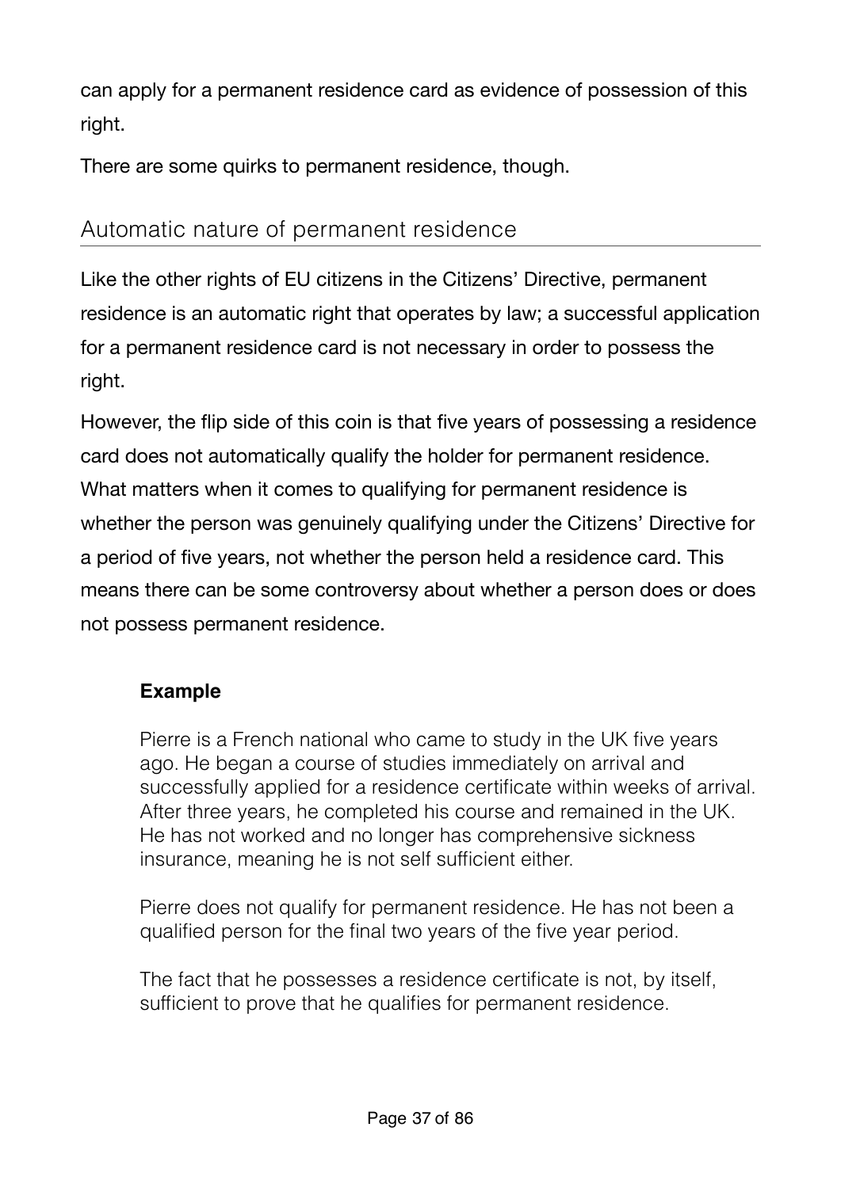can apply for a permanent residence card as evidence of possession of this right.

There are some quirks to permanent residence, though.

## Automatic nature of permanent residence

Like the other rights of EU citizens in the Citizens' Directive, permanent residence is an automatic right that operates by law; a successful application for a permanent residence card is not necessary in order to possess the right.

However, the flip side of this coin is that five years of possessing a residence card does not automatically qualify the holder for permanent residence. What matters when it comes to qualifying for permanent residence is whether the person was genuinely qualifying under the Citizens' Directive for a period of five years, not whether the person held a residence card. This means there can be some controversy about whether a person does or does not possess permanent residence.

> **Example**
>
> Pierre is a French national who came to study in the UK five years ago. He began a course of studies immediately on arrival and successfully applied for a residence certificate within weeks of arrival. After three years, he completed his course and remained in the UK. He has not worked and no longer has comprehensive sickness insurance, meaning he is not self sufficient either.
>
> Pierre does not qualify for permanent residence. He has not been a qualified person for the final two years of the five year period.
>
> The fact that he possesses a residence certificate is not, by itself, sufficient to prove that he qualifies for permanent residence.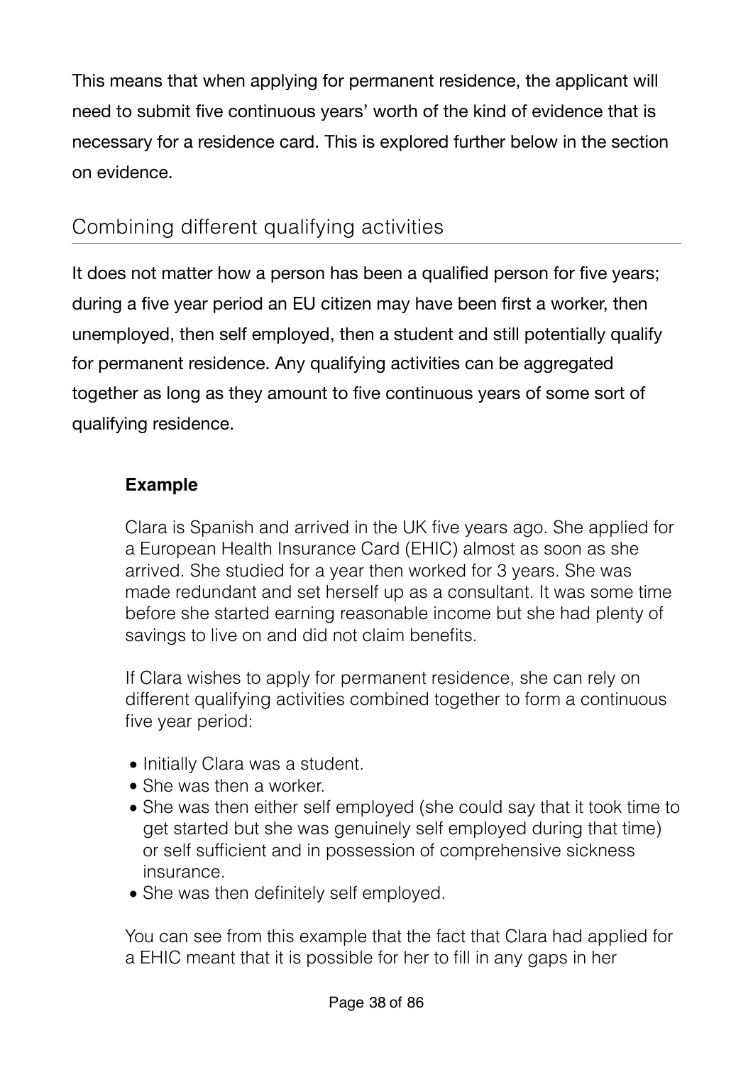This means that when applying for permanent residence, the applicant will need to submit five continuous years' worth of the kind of evidence that is necessary for a residence card. This is explored further below in the section on evidence.

## Combining different qualifying activities

It does not matter how a person has been a qualified person for five years; during a five year period an EU citizen may have been first a worker, then unemployed, then self employed, then a student and still potentially qualify for permanent residence. Any qualifying activities can be aggregated together as long as they amount to five continuous years of some sort of qualifying residence.

> **Example**
>
> Clara is Spanish and arrived in the UK five years ago. She applied for a European Health Insurance Card (EHIC) almost as soon as she arrived. She studied for a year then worked for 3 years. She was made redundant and set herself up as a consultant. It was some time before she started earning reasonable income but she had plenty of savings to live on and did not claim benefits.
>
> If Clara wishes to apply for permanent residence, she can rely on different qualifying activities combined together to form a continuous five year period:
>
> - Initially Clara was a student.
> - She was then a worker.
> - She was then either self employed (she could say that it took time to get started but she was genuinely self employed during that time) or self sufficient and in possession of comprehensive sickness insurance.
> - She was then definitely self employed.
>
> You can see from this example that the fact that Clara had applied for a EHIC meant that it is possible for her to fill in any gaps in her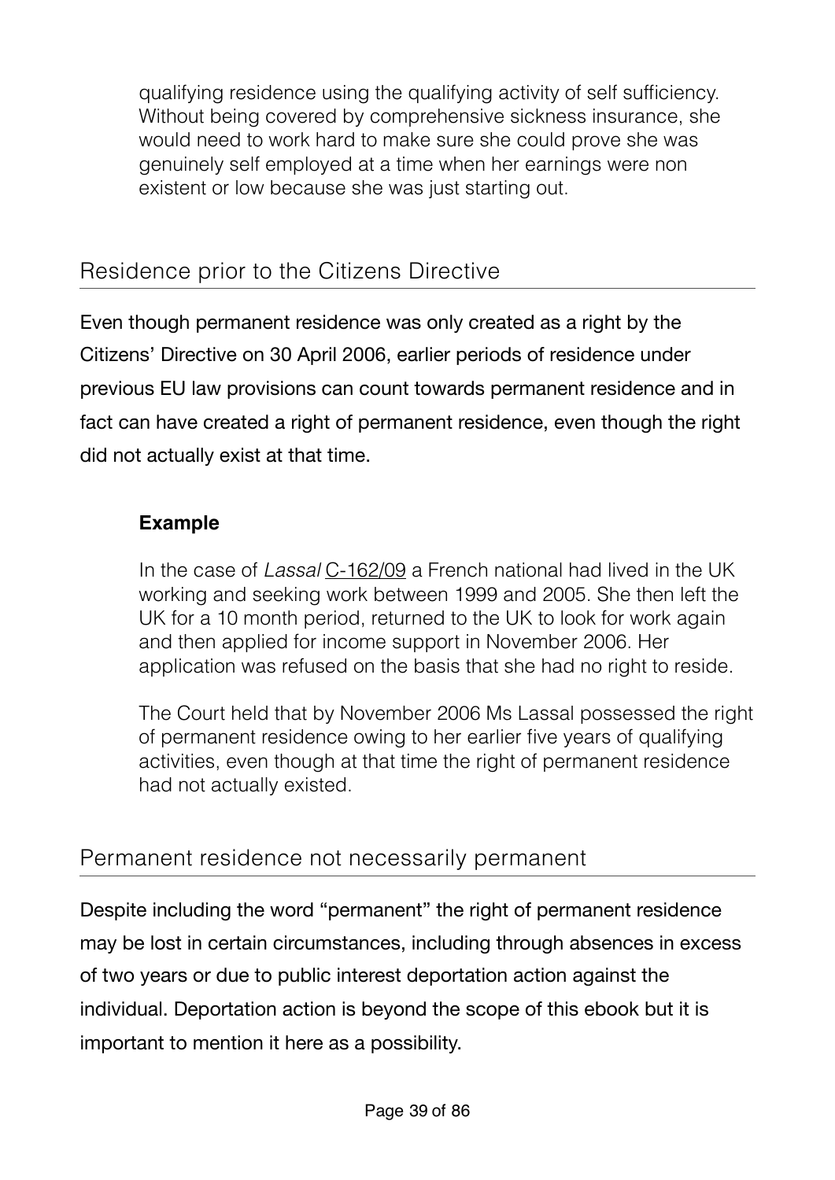qualifying residence using the qualifying activity of self sufficiency. Without being covered by comprehensive sickness insurance, she would need to work hard to make sure she could prove she was genuinely self employed at a time when her earnings were non existent or low because she was just starting out.

## Residence prior to the Citizens Directive

Even though permanent residence was only created as a right by the Citizens' Directive on 30 April 2006, earlier periods of residence under previous EU law provisions can count towards permanent residence and in fact can have created a right of permanent residence, even though the right did not actually exist at that time.

**Example**

In the case of *Lassal* C-162/09 a French national had lived in the UK working and seeking work between 1999 and 2005. She then left the UK for a 10 month period, returned to the UK to look for work again and then applied for income support in November 2006. Her application was refused on the basis that she had no right to reside.

The Court held that by November 2006 Ms Lassal possessed the right of permanent residence owing to her earlier five years of qualifying activities, even though at that time the right of permanent residence had not actually existed.

## Permanent residence not necessarily permanent

Despite including the word "permanent" the right of permanent residence may be lost in certain circumstances, including through absences in excess of two years or due to public interest deportation action against the individual. Deportation action is beyond the scope of this ebook but it is important to mention it here as a possibility.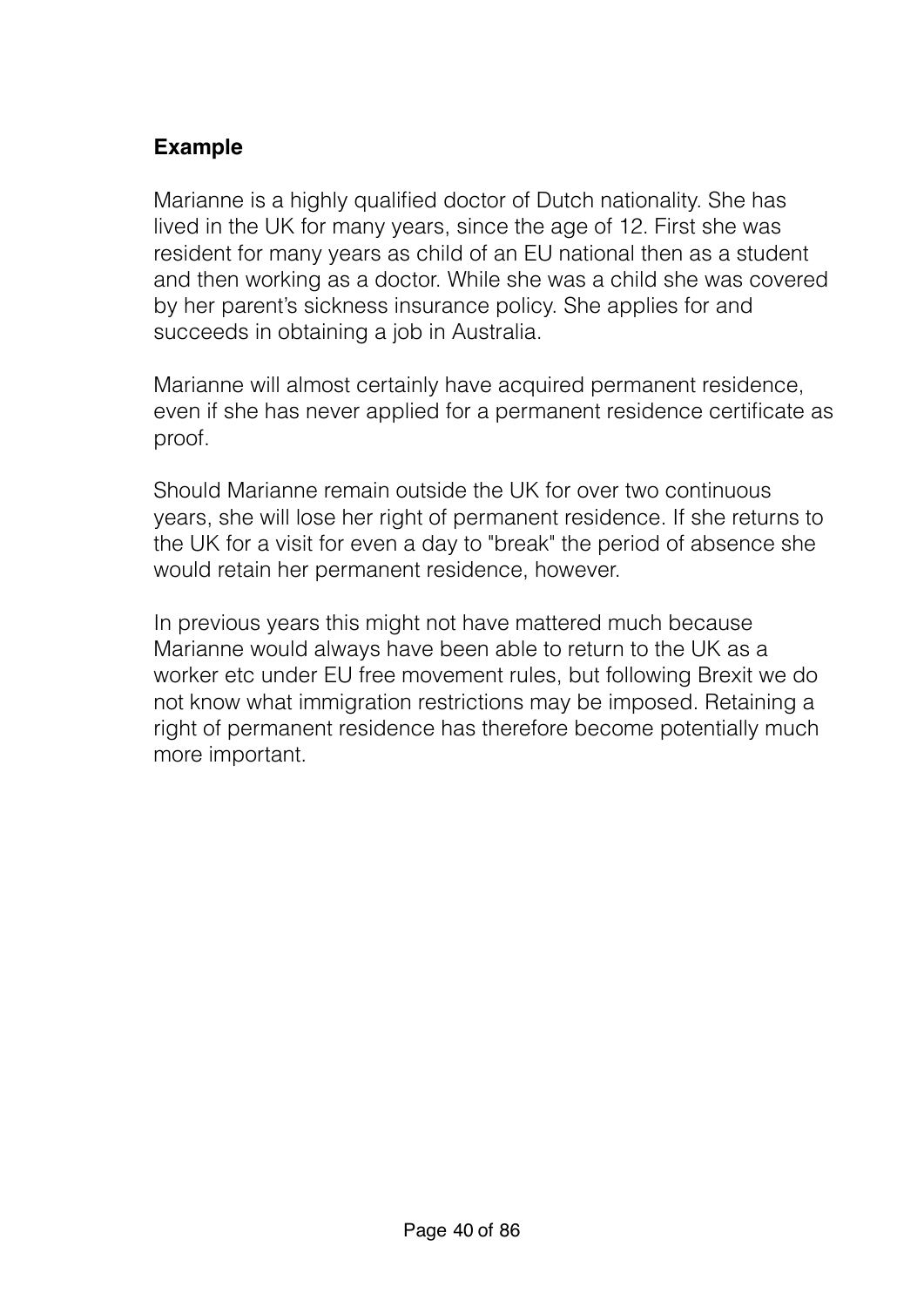**Example**

Marianne is a highly qualified doctor of Dutch nationality. She has lived in the UK for many years, since the age of 12. First she was resident for many years as child of an EU national then as a student and then working as a doctor. While she was a child she was covered by her parent's sickness insurance policy. She applies for and succeeds in obtaining a job in Australia.

Marianne will almost certainly have acquired permanent residence, even if she has never applied for a permanent residence certificate as proof.

Should Marianne remain outside the UK for over two continuous years, she will lose her right of permanent residence. If she returns to the UK for a visit for even a day to "break" the period of absence she would retain her permanent residence, however.

In previous years this might not have mattered much because Marianne would always have been able to return to the UK as a worker etc under EU free movement rules, but following Brexit we do not know what immigration restrictions may be imposed. Retaining a right of permanent residence has therefore become potentially much more important.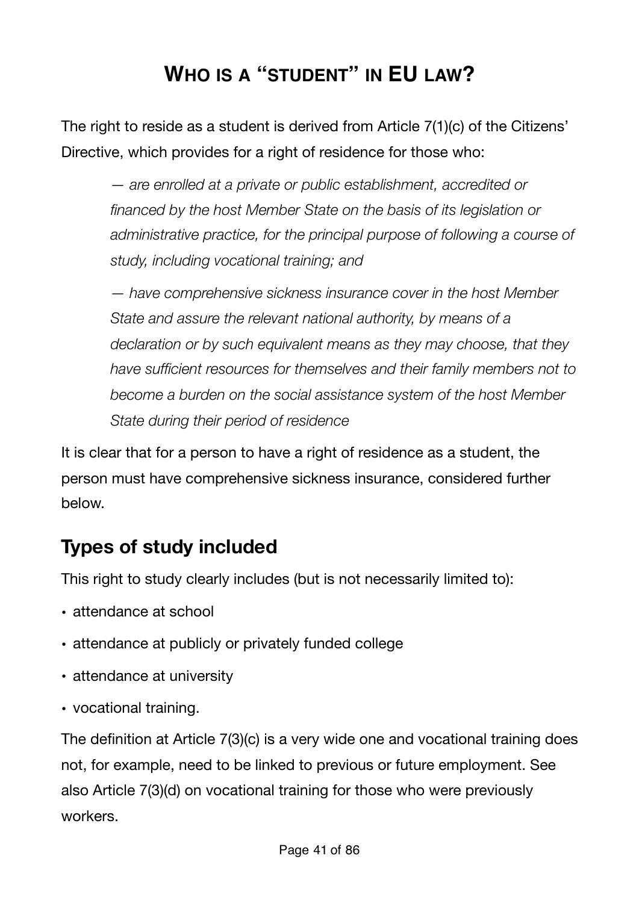# WHO IS A "STUDENT" IN EU LAW?

The right to reside as a student is derived from Article 7(1)(c) of the Citizens' Directive, which provides for a right of residence for those who:

> *— are enrolled at a private or public establishment, accredited or financed by the host Member State on the basis of its legislation or administrative practice, for the principal purpose of following a course of study, including vocational training; and*
>
> *— have comprehensive sickness insurance cover in the host Member State and assure the relevant national authority, by means of a declaration or by such equivalent means as they may choose, that they have sufficient resources for themselves and their family members not to become a burden on the social assistance system of the host Member State during their period of residence*

It is clear that for a person to have a right of residence as a student, the person must have comprehensive sickness insurance, considered further below.

## Types of study included

This right to study clearly includes (but is not necessarily limited to):

- attendance at school
- attendance at publicly or privately funded college
- attendance at university
- vocational training.

The definition at Article 7(3)(c) is a very wide one and vocational training does not, for example, need to be linked to previous or future employment. See also Article 7(3)(d) on vocational training for those who were previously workers.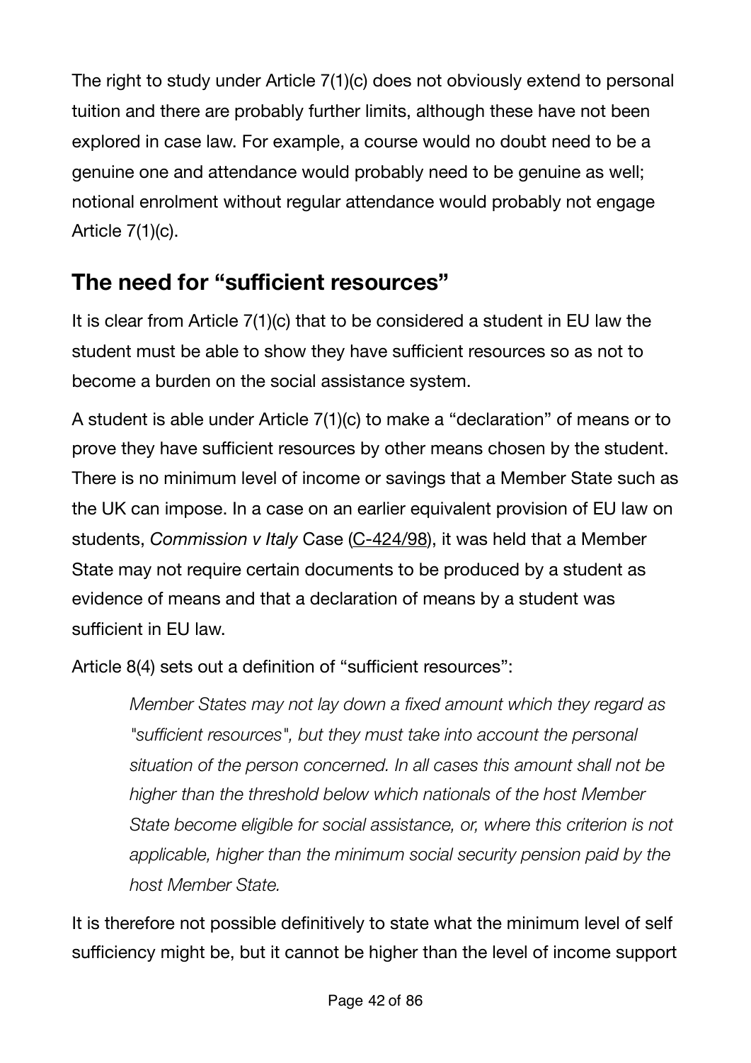The right to study under Article 7(1)(c) does not obviously extend to personal tuition and there are probably further limits, although these have not been explored in case law. For example, a course would no doubt need to be a genuine one and attendance would probably need to be genuine as well; notional enrolment without regular attendance would probably not engage Article 7(1)(c).

## The need for "sufficient resources"

It is clear from Article 7(1)(c) that to be considered a student in EU law the student must be able to show they have sufficient resources so as not to become a burden on the social assistance system.

A student is able under Article 7(1)(c) to make a "declaration" of means or to prove they have sufficient resources by other means chosen by the student. There is no minimum level of income or savings that a Member State such as the UK can impose. In a case on an earlier equivalent provision of EU law on students, *Commission v Italy* Case (C-424/98), it was held that a Member State may not require certain documents to be produced by a student as evidence of means and that a declaration of means by a student was sufficient in EU law.

Article 8(4) sets out a definition of "sufficient resources":

> *Member States may not lay down a fixed amount which they regard as "sufficient resources", but they must take into account the personal situation of the person concerned. In all cases this amount shall not be higher than the threshold below which nationals of the host Member State become eligible for social assistance, or, where this criterion is not applicable, higher than the minimum social security pension paid by the host Member State.*

It is therefore not possible definitively to state what the minimum level of self sufficiency might be, but it cannot be higher than the level of income support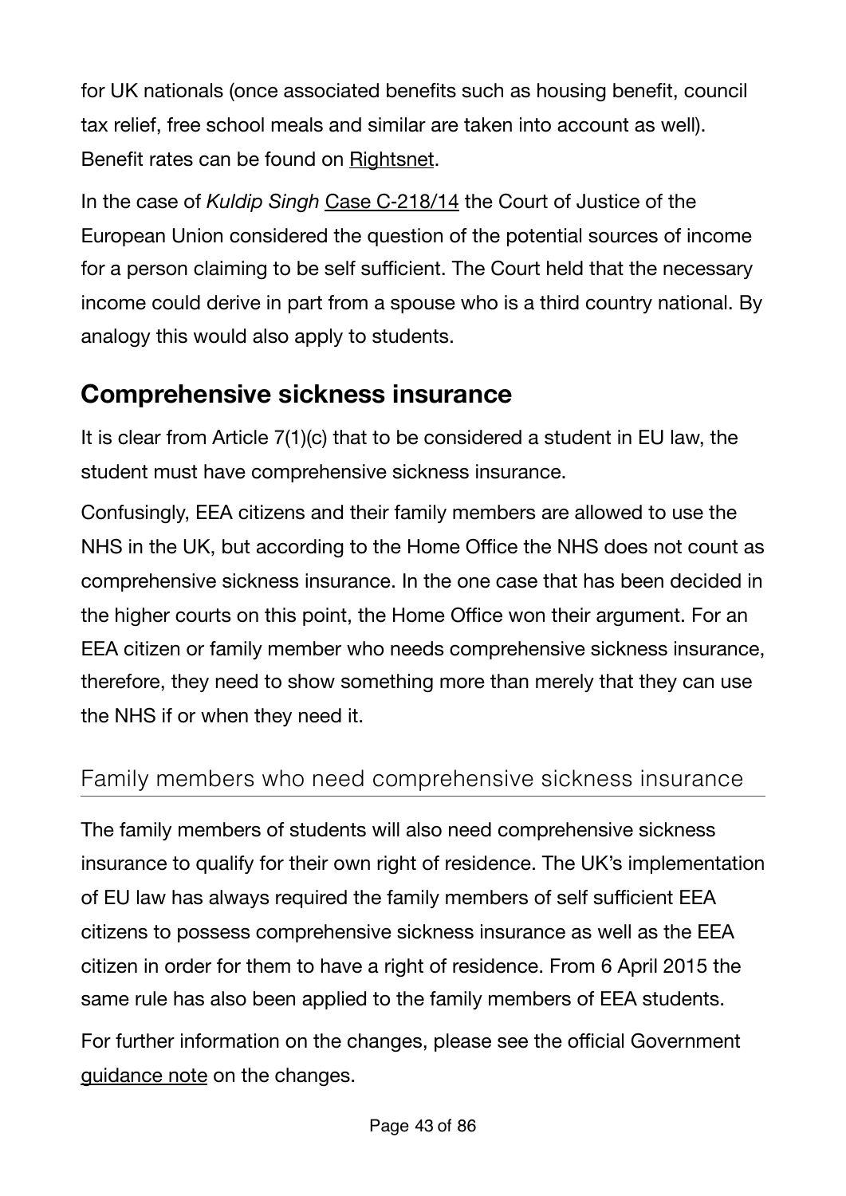for UK nationals (once associated benefits such as housing benefit, council tax relief, free school meals and similar are taken into account as well). Benefit rates can be found on Rightsnet.

In the case of *Kuldip Singh* Case C-218/14 the Court of Justice of the European Union considered the question of the potential sources of income for a person claiming to be self sufficient. The Court held that the necessary income could derive in part from a spouse who is a third country national. By analogy this would also apply to students.

## Comprehensive sickness insurance

It is clear from Article 7(1)(c) that to be considered a student in EU law, the student must have comprehensive sickness insurance.

Confusingly, EEA citizens and their family members are allowed to use the NHS in the UK, but according to the Home Office the NHS does not count as comprehensive sickness insurance. In the one case that has been decided in the higher courts on this point, the Home Office won their argument. For an EEA citizen or family member who needs comprehensive sickness insurance, therefore, they need to show something more than merely that they can use the NHS if or when they need it.

### Family members who need comprehensive sickness insurance

The family members of students will also need comprehensive sickness insurance to qualify for their own right of residence. The UK's implementation of EU law has always required the family members of self sufficient EEA citizens to possess comprehensive sickness insurance as well as the EEA citizen in order for them to have a right of residence. From 6 April 2015 the same rule has also been applied to the family members of EEA students.

For further information on the changes, please see the official Government guidance note on the changes.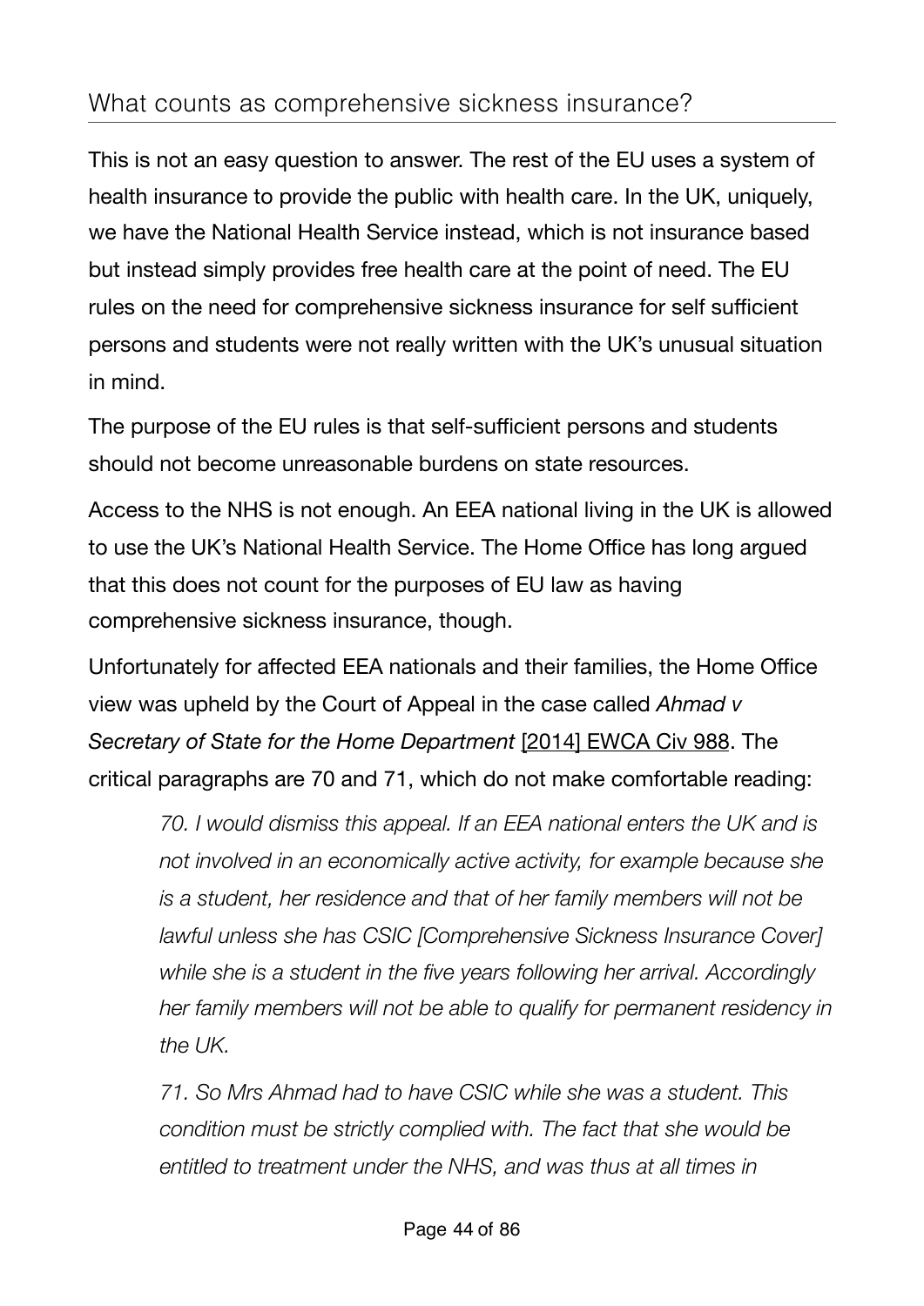## What counts as comprehensive sickness insurance?

This is not an easy question to answer. The rest of the EU uses a system of health insurance to provide the public with health care. In the UK, uniquely, we have the National Health Service instead, which is not insurance based but instead simply provides free health care at the point of need. The EU rules on the need for comprehensive sickness insurance for self sufficient persons and students were not really written with the UK's unusual situation in mind.

The purpose of the EU rules is that self-sufficient persons and students should not become unreasonable burdens on state resources.

Access to the NHS is not enough. An EEA national living in the UK is allowed to use the UK's National Health Service. The Home Office has long argued that this does not count for the purposes of EU law as having comprehensive sickness insurance, though.

Unfortunately for affected EEA nationals and their families, the Home Office view was upheld by the Court of Appeal in the case called *Ahmad v Secretary of State for the Home Department* [2014] EWCA Civ 988. The critical paragraphs are 70 and 71, which do not make comfortable reading:

> *70. I would dismiss this appeal. If an EEA national enters the UK and is not involved in an economically active activity, for example because she is a student, her residence and that of her family members will not be lawful unless she has CSIC [Comprehensive Sickness Insurance Cover] while she is a student in the five years following her arrival. Accordingly her family members will not be able to qualify for permanent residency in the UK.*
>
> *71. So Mrs Ahmad had to have CSIC while she was a student. This condition must be strictly complied with. The fact that she would be entitled to treatment under the NHS, and was thus at all times in*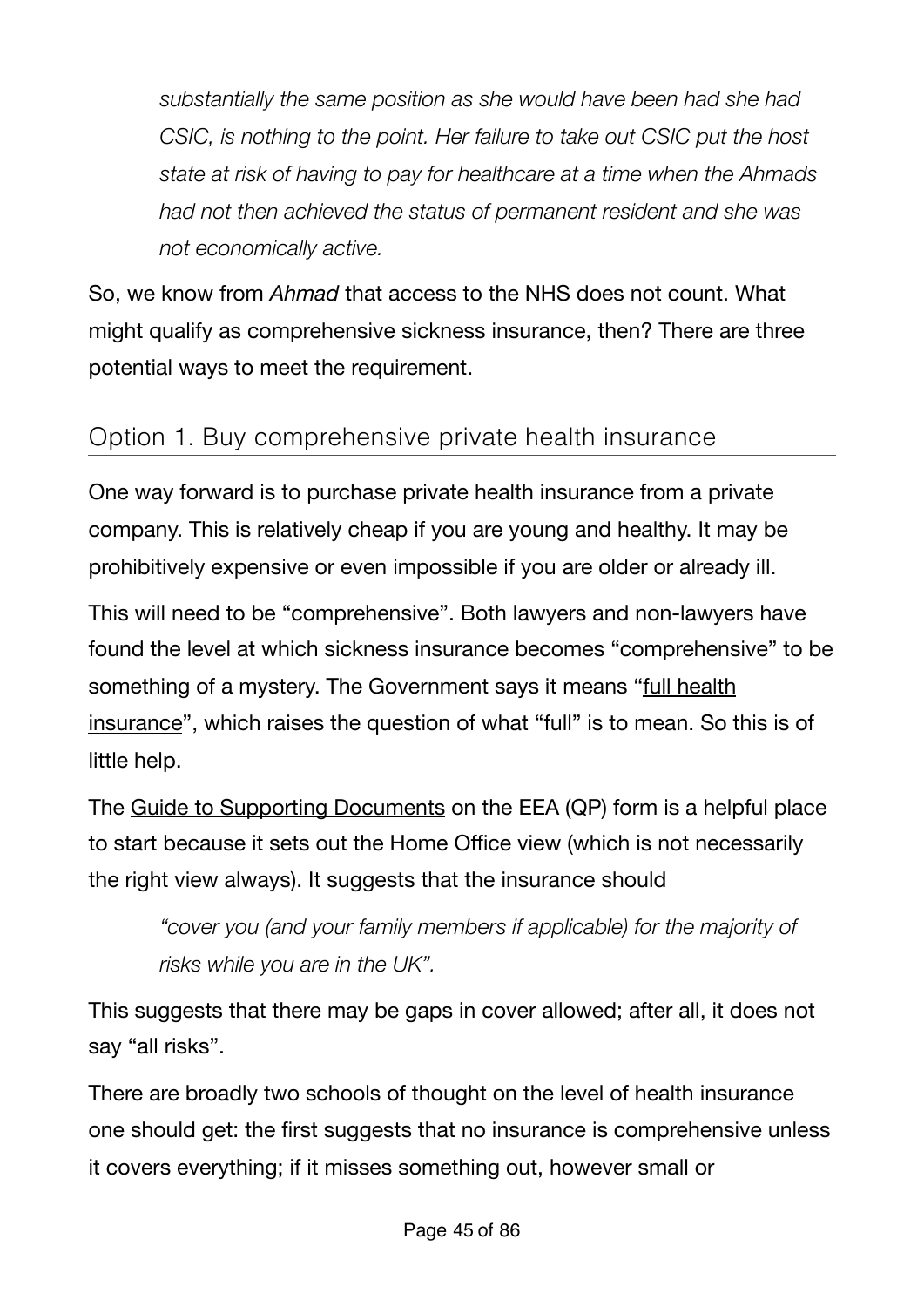> *substantially the same position as she would have been had she had CSIC, is nothing to the point. Her failure to take out CSIC put the host state at risk of having to pay for healthcare at a time when the Ahmads had not then achieved the status of permanent resident and she was not economically active.*

So, we know from *Ahmad* that access to the NHS does not count. What might qualify as comprehensive sickness insurance, then? There are three potential ways to meet the requirement.

## Option 1. Buy comprehensive private health insurance

One way forward is to purchase private health insurance from a private company. This is relatively cheap if you are young and healthy. It may be prohibitively expensive or even impossible if you are older or already ill.

This will need to be "comprehensive". Both lawyers and non-lawyers have found the level at which sickness insurance becomes "comprehensive" to be something of a mystery. The Government says it means "full health insurance", which raises the question of what "full" is to mean. So this is of little help.

The Guide to Supporting Documents on the EEA (QP) form is a helpful place to start because it sets out the Home Office view (which is not necessarily the right view always). It suggests that the insurance should

> *"cover you (and your family members if applicable) for the majority of risks while you are in the UK".*

This suggests that there may be gaps in cover allowed; after all, it does not say "all risks".

There are broadly two schools of thought on the level of health insurance one should get: the first suggests that no insurance is comprehensive unless it covers everything; if it misses something out, however small or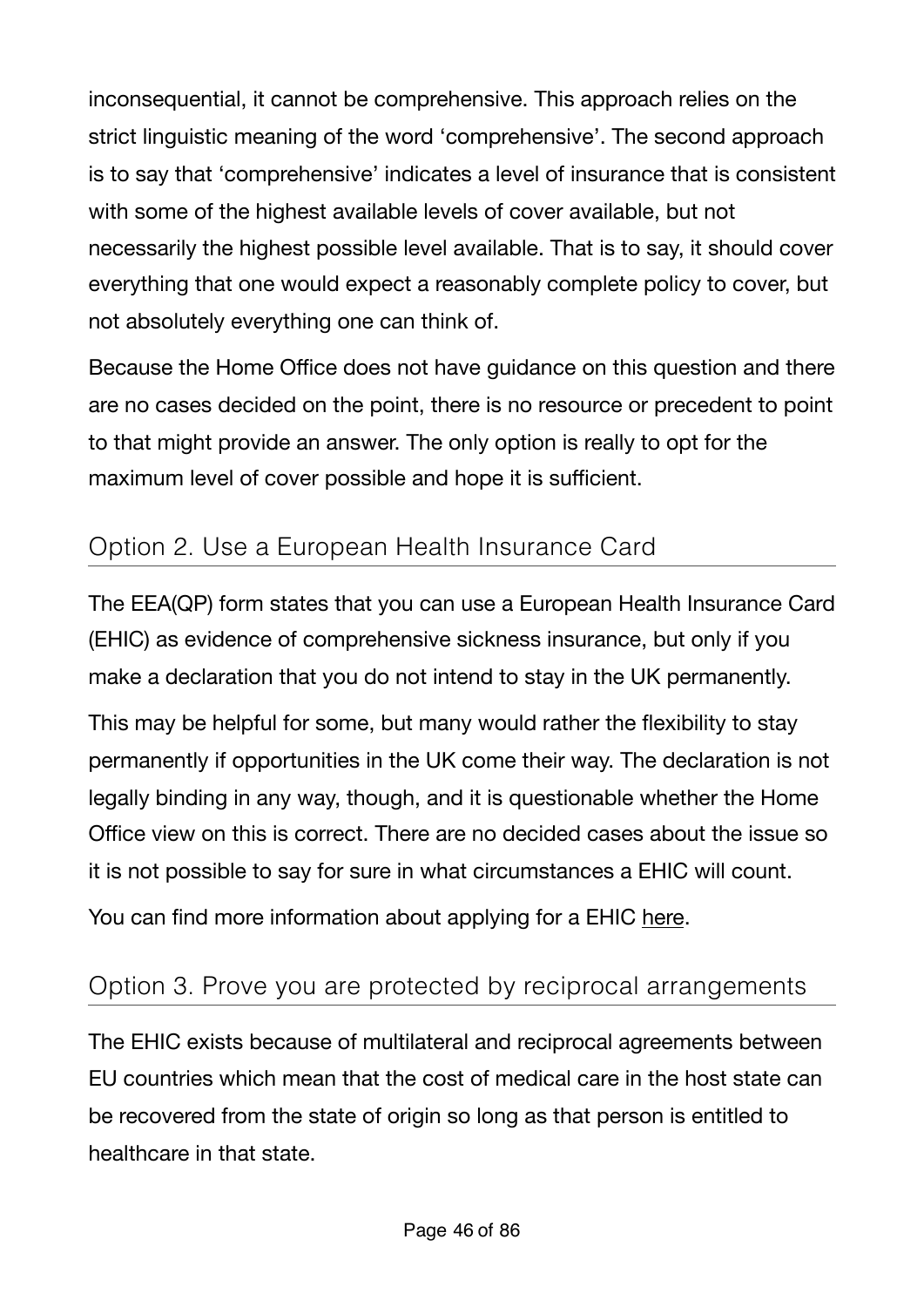inconsequential, it cannot be comprehensive. This approach relies on the strict linguistic meaning of the word 'comprehensive'. The second approach is to say that 'comprehensive' indicates a level of insurance that is consistent with some of the highest available levels of cover available, but not necessarily the highest possible level available. That is to say, it should cover everything that one would expect a reasonably complete policy to cover, but not absolutely everything one can think of.

Because the Home Office does not have guidance on this question and there are no cases decided on the point, there is no resource or precedent to point to that might provide an answer. The only option is really to opt for the maximum level of cover possible and hope it is sufficient.

## Option 2. Use a European Health Insurance Card

The EEA(QP) form states that you can use a European Health Insurance Card (EHIC) as evidence of comprehensive sickness insurance, but only if you make a declaration that you do not intend to stay in the UK permanently.

This may be helpful for some, but many would rather the flexibility to stay permanently if opportunities in the UK come their way. The declaration is not legally binding in any way, though, and it is questionable whether the Home Office view on this is correct. There are no decided cases about the issue so it is not possible to say for sure in what circumstances a EHIC will count.

You can find more information about applying for a EHIC here.

## Option 3. Prove you are protected by reciprocal arrangements

The EHIC exists because of multilateral and reciprocal agreements between EU countries which mean that the cost of medical care in the host state can be recovered from the state of origin so long as that person is entitled to healthcare in that state.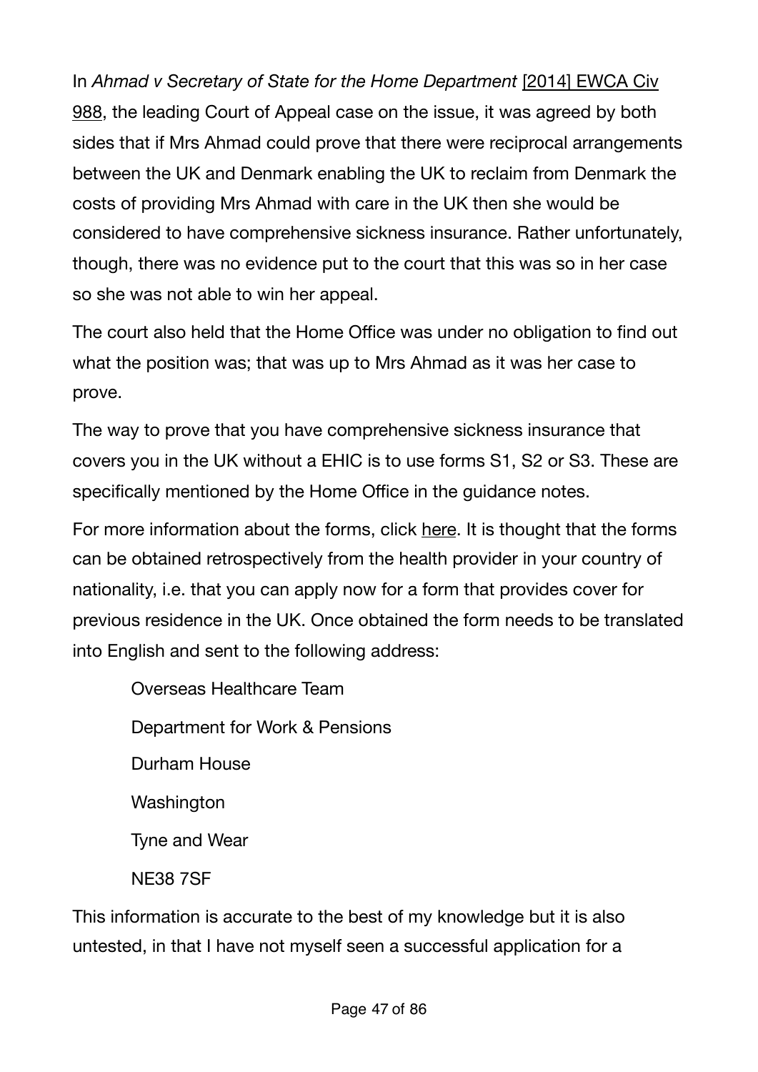In *Ahmad v Secretary of State for the Home Department* [2014] EWCA Civ 988, the leading Court of Appeal case on the issue, it was agreed by both sides that if Mrs Ahmad could prove that there were reciprocal arrangements between the UK and Denmark enabling the UK to reclaim from Denmark the costs of providing Mrs Ahmad with care in the UK then she would be considered to have comprehensive sickness insurance. Rather unfortunately, though, there was no evidence put to the court that this was so in her case so she was not able to win her appeal.

The court also held that the Home Office was under no obligation to find out what the position was; that was up to Mrs Ahmad as it was her case to prove.

The way to prove that you have comprehensive sickness insurance that covers you in the UK without a EHIC is to use forms S1, S2 or S3. These are specifically mentioned by the Home Office in the guidance notes.

For more information about the forms, click here. It is thought that the forms can be obtained retrospectively from the health provider in your country of nationality, i.e. that you can apply now for a form that provides cover for previous residence in the UK. Once obtained the form needs to be translated into English and sent to the following address:

Overseas Healthcare Team

Department for Work & Pensions

Durham House

Washington

Tyne and Wear

NE38 7SF

This information is accurate to the best of my knowledge but it is also untested, in that I have not myself seen a successful application for a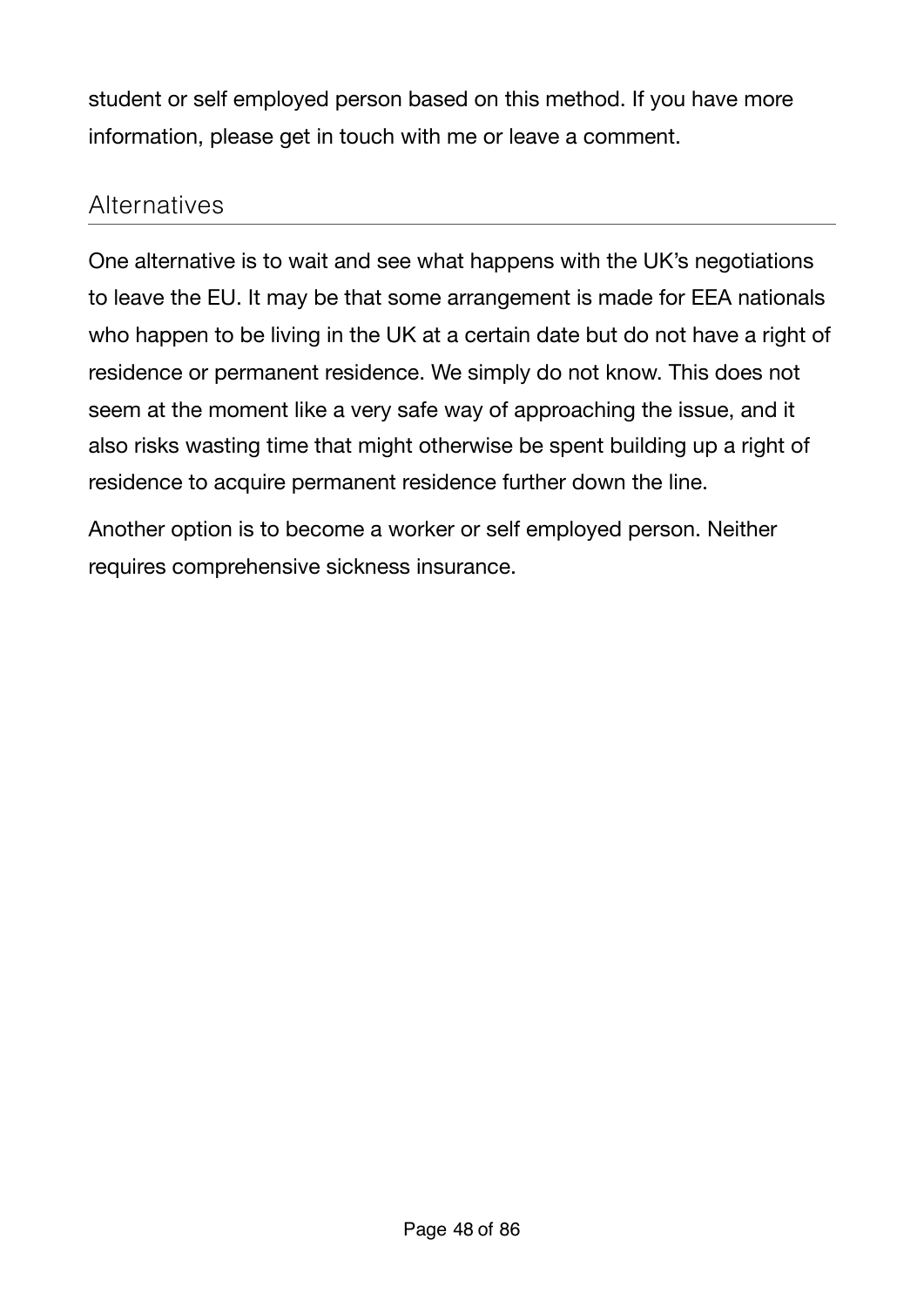student or self employed person based on this method. If you have more information, please get in touch with me or leave a comment.

## Alternatives

One alternative is to wait and see what happens with the UK's negotiations to leave the EU. It may be that some arrangement is made for EEA nationals who happen to be living in the UK at a certain date but do not have a right of residence or permanent residence. We simply do not know. This does not seem at the moment like a very safe way of approaching the issue, and it also risks wasting time that might otherwise be spent building up a right of residence to acquire permanent residence further down the line.

Another option is to become a worker or self employed person. Neither requires comprehensive sickness insurance.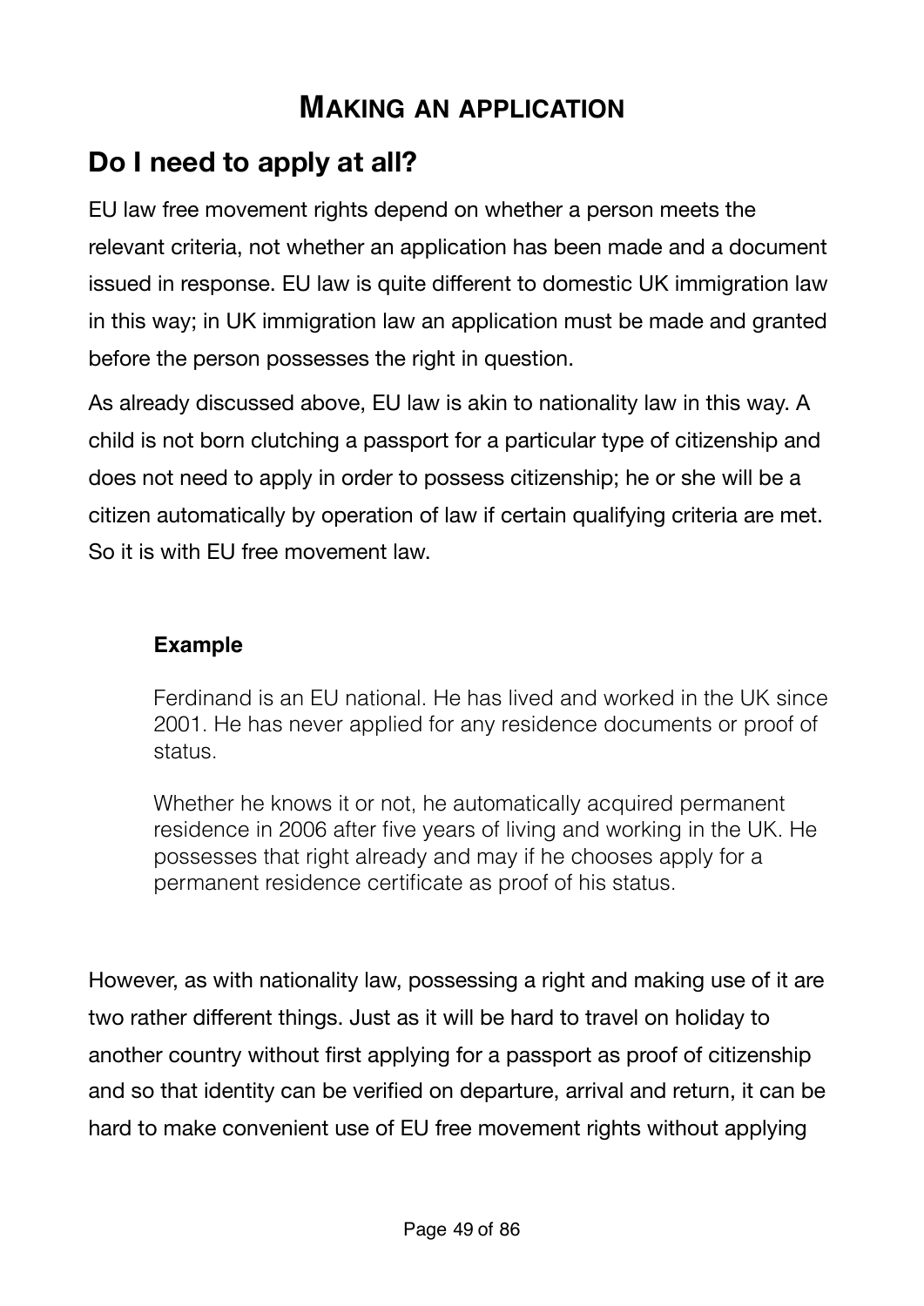# MAKING AN APPLICATION

## Do I need to apply at all?

EU law free movement rights depend on whether a person meets the relevant criteria, not whether an application has been made and a document issued in response. EU law is quite different to domestic UK immigration law in this way; in UK immigration law an application must be made and granted before the person possesses the right in question.

As already discussed above, EU law is akin to nationality law in this way. A child is not born clutching a passport for a particular type of citizenship and does not need to apply in order to possess citizenship; he or she will be a citizen automatically by operation of law if certain qualifying criteria are met. So it is with EU free movement law.

> **Example**
>
> Ferdinand is an EU national. He has lived and worked in the UK since 2001. He has never applied for any residence documents or proof of status.
>
> Whether he knows it or not, he automatically acquired permanent residence in 2006 after five years of living and working in the UK. He possesses that right already and may if he chooses apply for a permanent residence certificate as proof of his status.

However, as with nationality law, possessing a right and making use of it are two rather different things. Just as it will be hard to travel on holiday to another country without first applying for a passport as proof of citizenship and so that identity can be verified on departure, arrival and return, it can be hard to make convenient use of EU free movement rights without applying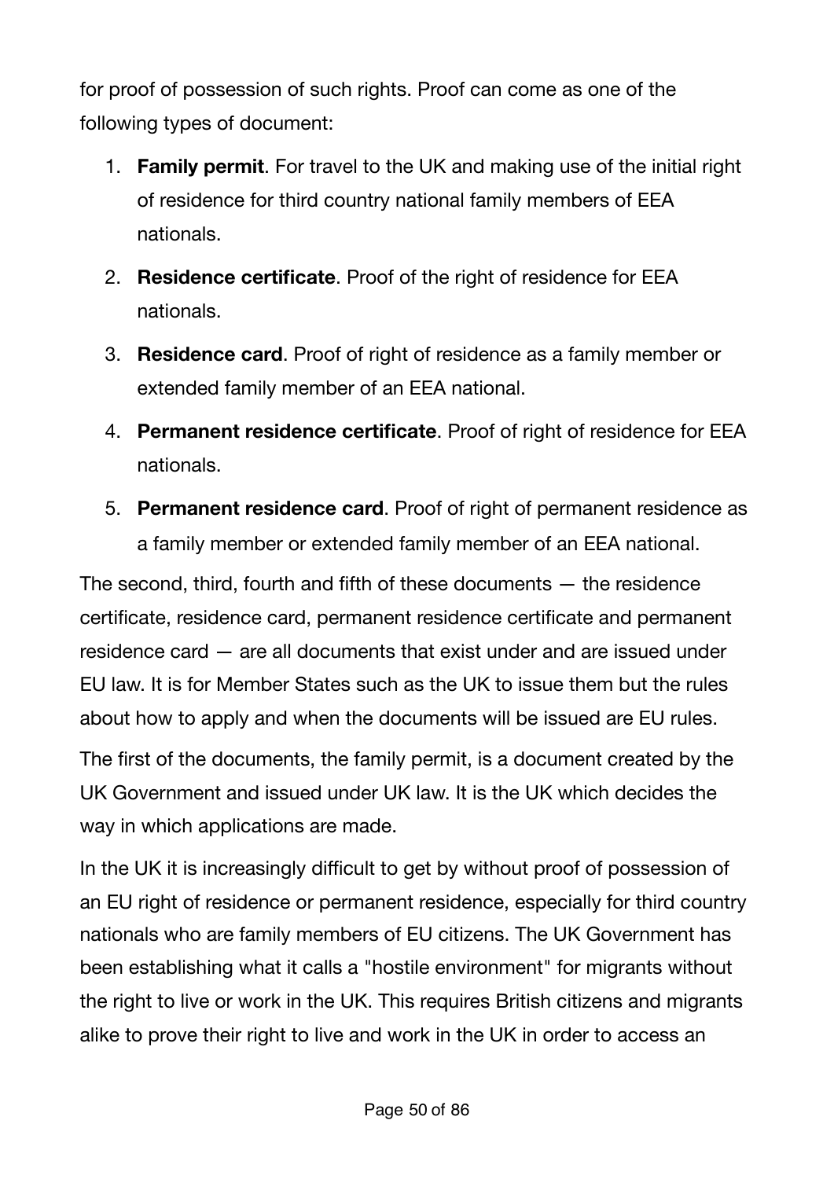for proof of possession of such rights. Proof can come as one of the following types of document:

1. **Family permit**. For travel to the UK and making use of the initial right of residence for third country national family members of EEA nationals.
2. **Residence certificate**. Proof of the right of residence for EEA nationals.
3. **Residence card**. Proof of right of residence as a family member or extended family member of an EEA national.
4. **Permanent residence certificate**. Proof of right of residence for EEA nationals.
5. **Permanent residence card**. Proof of right of permanent residence as a family member or extended family member of an EEA national.

The second, third, fourth and fifth of these documents — the residence certificate, residence card, permanent residence certificate and permanent residence card — are all documents that exist under and are issued under EU law. It is for Member States such as the UK to issue them but the rules about how to apply and when the documents will be issued are EU rules.

The first of the documents, the family permit, is a document created by the UK Government and issued under UK law. It is the UK which decides the way in which applications are made.

In the UK it is increasingly difficult to get by without proof of possession of an EU right of residence or permanent residence, especially for third country nationals who are family members of EU citizens. The UK Government has been establishing what it calls a "hostile environment" for migrants without the right to live or work in the UK. This requires British citizens and migrants alike to prove their right to live and work in the UK in order to access an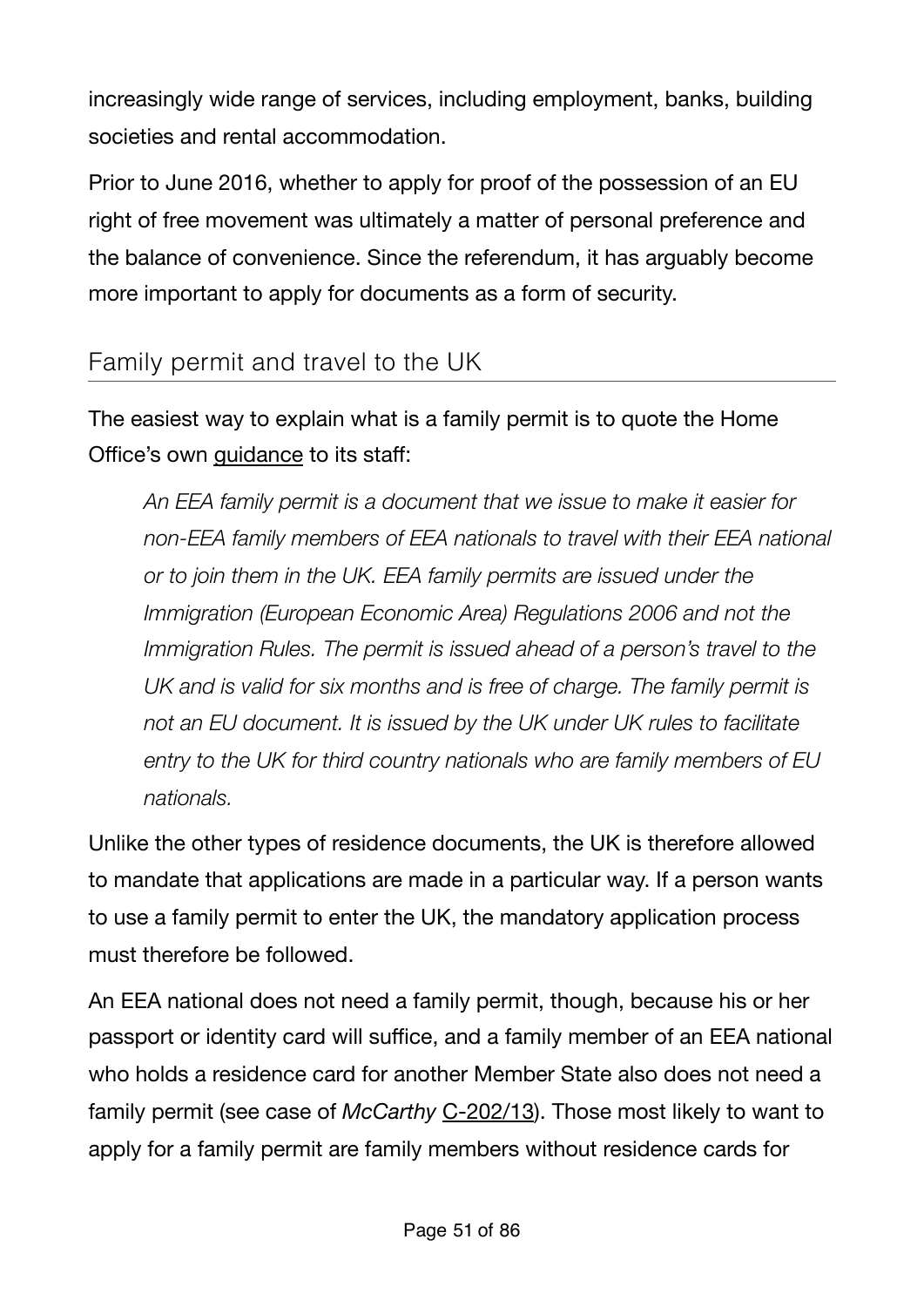increasingly wide range of services, including employment, banks, building societies and rental accommodation.

Prior to June 2016, whether to apply for proof of the possession of an EU right of free movement was ultimately a matter of personal preference and the balance of convenience. Since the referendum, it has arguably become more important to apply for documents as a form of security.

## Family permit and travel to the UK

The easiest way to explain what is a family permit is to quote the Home Office's own guidance to its staff:

> *An EEA family permit is a document that we issue to make it easier for non-EEA family members of EEA nationals to travel with their EEA national or to join them in the UK. EEA family permits are issued under the Immigration (European Economic Area) Regulations 2006 and not the Immigration Rules. The permit is issued ahead of a person's travel to the UK and is valid for six months and is free of charge. The family permit is not an EU document. It is issued by the UK under UK rules to facilitate entry to the UK for third country nationals who are family members of EU nationals.*

Unlike the other types of residence documents, the UK is therefore allowed to mandate that applications are made in a particular way. If a person wants to use a family permit to enter the UK, the mandatory application process must therefore be followed.

An EEA national does not need a family permit, though, because his or her passport or identity card will suffice, and a family member of an EEA national who holds a residence card for another Member State also does not need a family permit (see case of *McCarthy* C-202/13). Those most likely to want to apply for a family permit are family members without residence cards for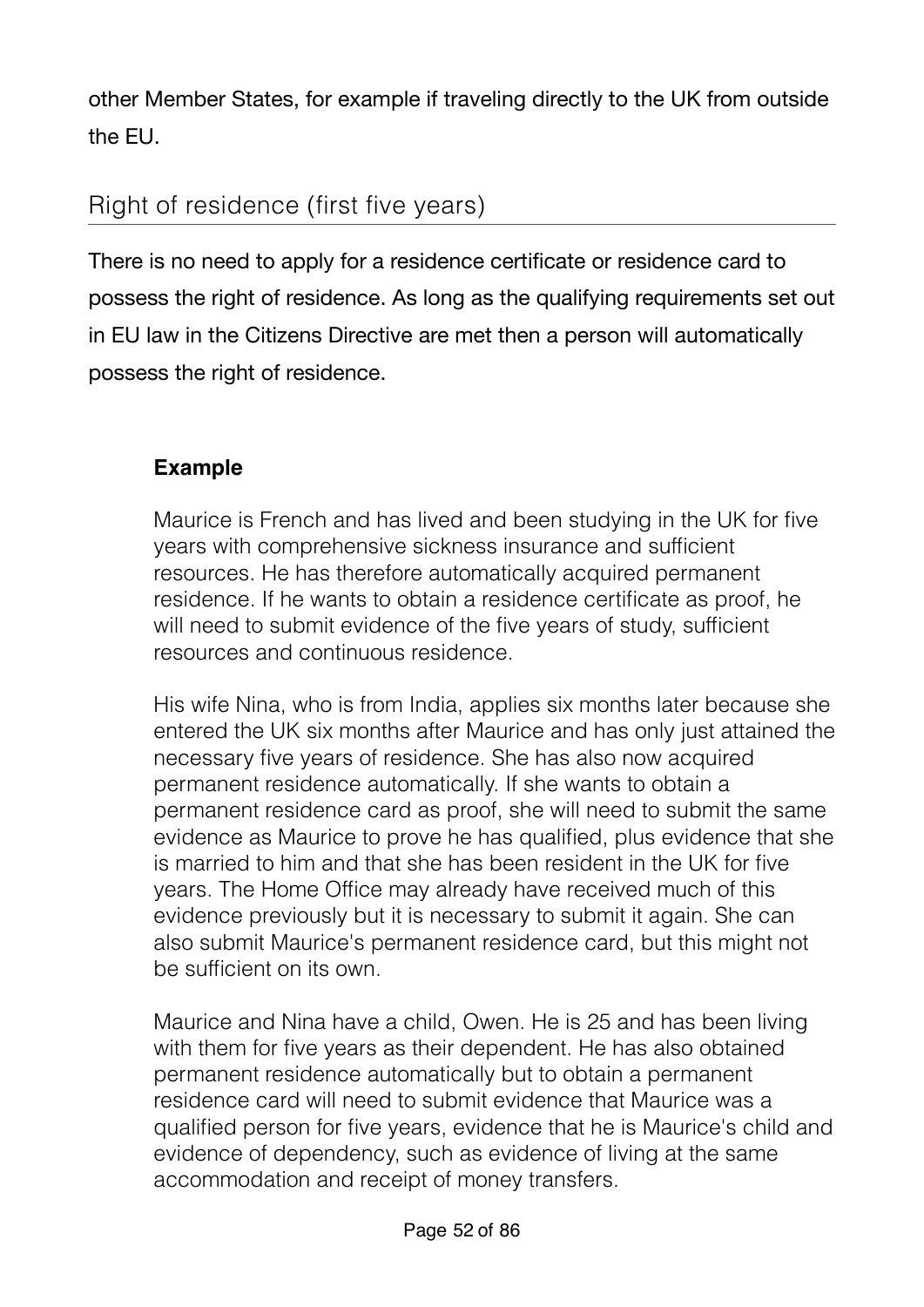other Member States, for example if traveling directly to the UK from outside the EU.

## Right of residence (first five years)

There is no need to apply for a residence certificate or residence card to possess the right of residence. As long as the qualifying requirements set out in EU law in the Citizens Directive are met then a person will automatically possess the right of residence.

> **Example**
>
> Maurice is French and has lived and been studying in the UK for five years with comprehensive sickness insurance and sufficient resources. He has therefore automatically acquired permanent residence. If he wants to obtain a residence certificate as proof, he will need to submit evidence of the five years of study, sufficient resources and continuous residence.
>
> His wife Nina, who is from India, applies six months later because she entered the UK six months after Maurice and has only just attained the necessary five years of residence. She has also now acquired permanent residence automatically. If she wants to obtain a permanent residence card as proof, she will need to submit the same evidence as Maurice to prove he has qualified, plus evidence that she is married to him and that she has been resident in the UK for five years. The Home Office may already have received much of this evidence previously but it is necessary to submit it again. She can also submit Maurice's permanent residence card, but this might not be sufficient on its own.
>
> Maurice and Nina have a child, Owen. He is 25 and has been living with them for five years as their dependent. He has also obtained permanent residence automatically but to obtain a permanent residence card will need to submit evidence that Maurice was a qualified person for five years, evidence that he is Maurice's child and evidence of dependency, such as evidence of living at the same accommodation and receipt of money transfers.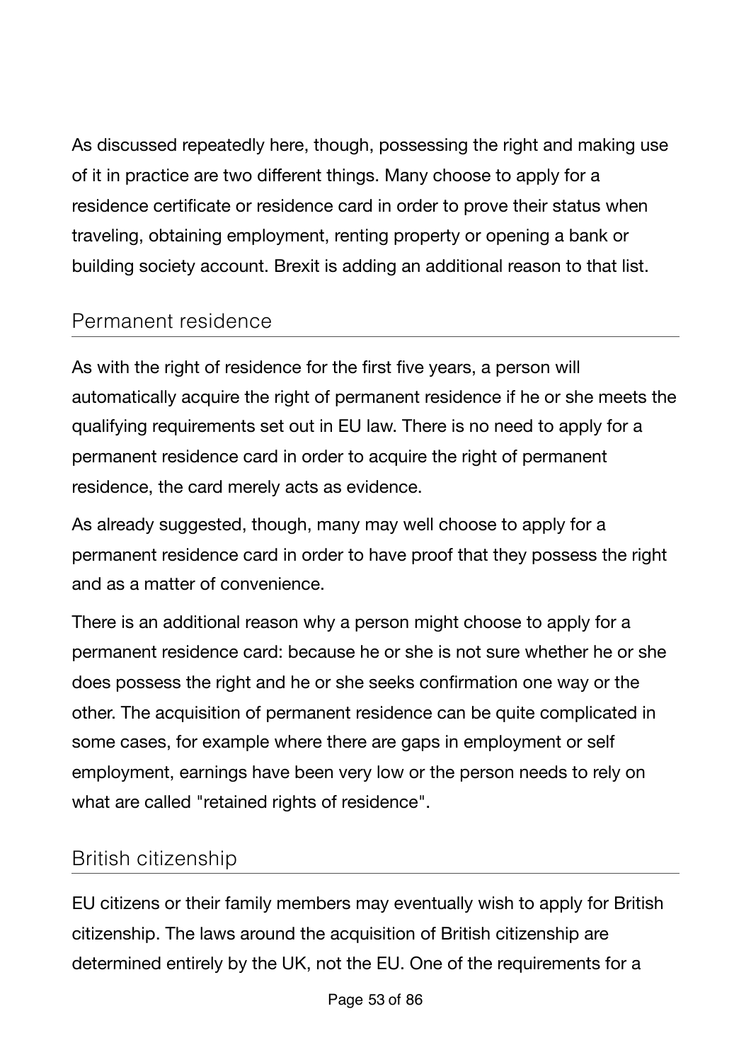As discussed repeatedly here, though, possessing the right and making use of it in practice are two different things. Many choose to apply for a residence certificate or residence card in order to prove their status when traveling, obtaining employment, renting property or opening a bank or building society account. Brexit is adding an additional reason to that list.

## Permanent residence

As with the right of residence for the first five years, a person will automatically acquire the right of permanent residence if he or she meets the qualifying requirements set out in EU law. There is no need to apply for a permanent residence card in order to acquire the right of permanent residence, the card merely acts as evidence.

As already suggested, though, many may well choose to apply for a permanent residence card in order to have proof that they possess the right and as a matter of convenience.

There is an additional reason why a person might choose to apply for a permanent residence card: because he or she is not sure whether he or she does possess the right and he or she seeks confirmation one way or the other. The acquisition of permanent residence can be quite complicated in some cases, for example where there are gaps in employment or self employment, earnings have been very low or the person needs to rely on what are called "retained rights of residence".

## British citizenship

EU citizens or their family members may eventually wish to apply for British citizenship. The laws around the acquisition of British citizenship are determined entirely by the UK, not the EU. One of the requirements for a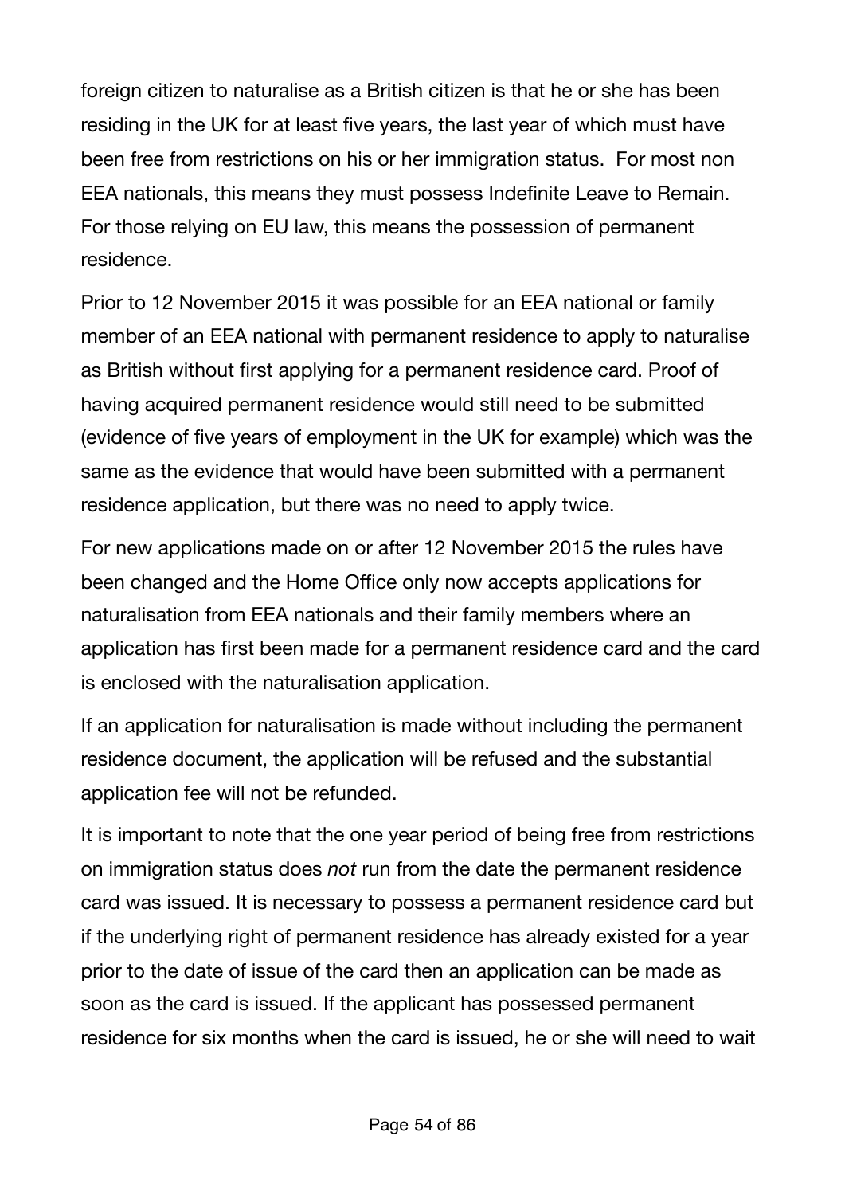foreign citizen to naturalise as a British citizen is that he or she has been residing in the UK for at least five years, the last year of which must have been free from restrictions on his or her immigration status. For most non EEA nationals, this means they must possess Indefinite Leave to Remain. For those relying on EU law, this means the possession of permanent residence.

Prior to 12 November 2015 it was possible for an EEA national or family member of an EEA national with permanent residence to apply to naturalise as British without first applying for a permanent residence card. Proof of having acquired permanent residence would still need to be submitted (evidence of five years of employment in the UK for example) which was the same as the evidence that would have been submitted with a permanent residence application, but there was no need to apply twice.

For new applications made on or after 12 November 2015 the rules have been changed and the Home Office only now accepts applications for naturalisation from EEA nationals and their family members where an application has first been made for a permanent residence card and the card is enclosed with the naturalisation application.

If an application for naturalisation is made without including the permanent residence document, the application will be refused and the substantial application fee will not be refunded.

It is important to note that the one year period of being free from restrictions on immigration status does *not* run from the date the permanent residence card was issued. It is necessary to possess a permanent residence card but if the underlying right of permanent residence has already existed for a year prior to the date of issue of the card then an application can be made as soon as the card is issued. If the applicant has possessed permanent residence for six months when the card is issued, he or she will need to wait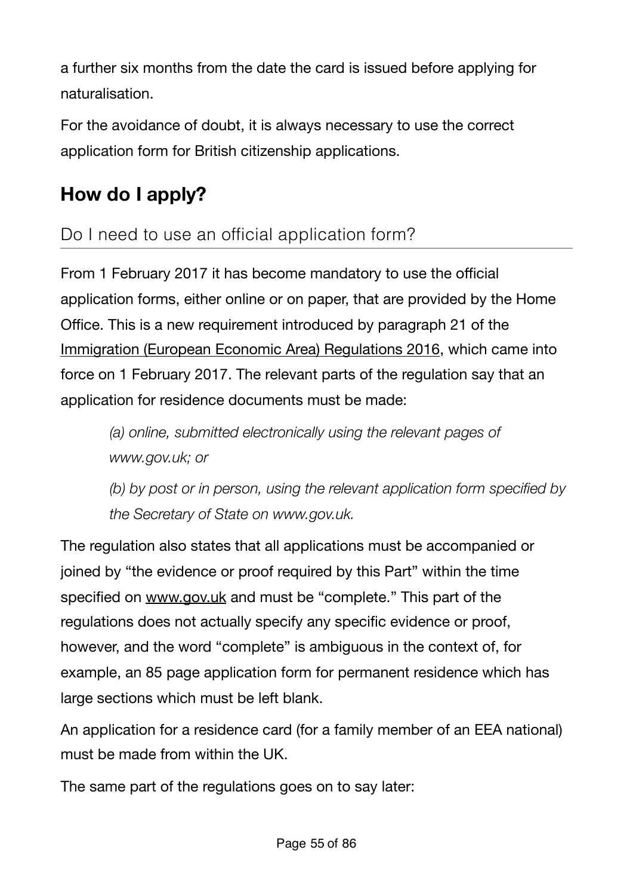a further six months from the date the card is issued before applying for naturalisation.

For the avoidance of doubt, it is always necessary to use the correct application form for British citizenship applications.

## How do I apply?

### Do I need to use an official application form?

From 1 February 2017 it has become mandatory to use the official application forms, either online or on paper, that are provided by the Home Office. This is a new requirement introduced by paragraph 21 of the Immigration (European Economic Area) Regulations 2016, which came into force on 1 February 2017. The relevant parts of the regulation say that an application for residence documents must be made:

> *(a) online, submitted electronically using the relevant pages of www.gov.uk; or*
>
> *(b) by post or in person, using the relevant application form specified by the Secretary of State on www.gov.uk.*

The regulation also states that all applications must be accompanied or joined by "the evidence or proof required by this Part" within the time specified on www.gov.uk and must be "complete." This part of the regulations does not actually specify any specific evidence or proof, however, and the word "complete" is ambiguous in the context of, for example, an 85 page application form for permanent residence which has large sections which must be left blank.

An application for a residence card (for a family member of an EEA national) must be made from within the UK.

The same part of the regulations goes on to say later: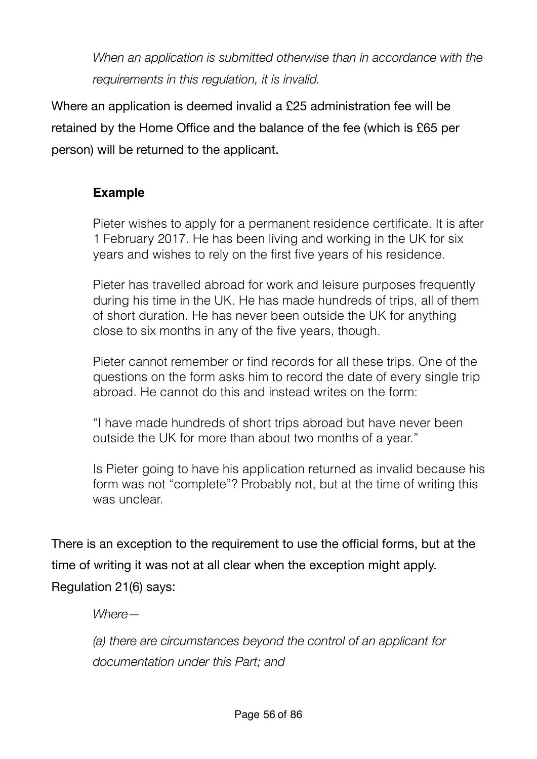*When an application is submitted otherwise than in accordance with the requirements in this regulation, it is invalid.*

Where an application is deemed invalid a £25 administration fee will be retained by the Home Office and the balance of the fee (which is £65 per person) will be returned to the applicant.

> **Example**
>
> Pieter wishes to apply for a permanent residence certificate. It is after 1 February 2017. He has been living and working in the UK for six years and wishes to rely on the first five years of his residence.
>
> Pieter has travelled abroad for work and leisure purposes frequently during his time in the UK. He has made hundreds of trips, all of them of short duration. He has never been outside the UK for anything close to six months in any of the five years, though.
>
> Pieter cannot remember or find records for all these trips. One of the questions on the form asks him to record the date of every single trip abroad. He cannot do this and instead writes on the form:
>
> "I have made hundreds of short trips abroad but have never been outside the UK for more than about two months of a year."
>
> Is Pieter going to have his application returned as invalid because his form was not "complete"? Probably not, but at the time of writing this was unclear.

There is an exception to the requirement to use the official forms, but at the time of writing it was not at all clear when the exception might apply. Regulation 21(6) says:

> *Where—*
>
> *(a) there are circumstances beyond the control of an applicant for documentation under this Part; and*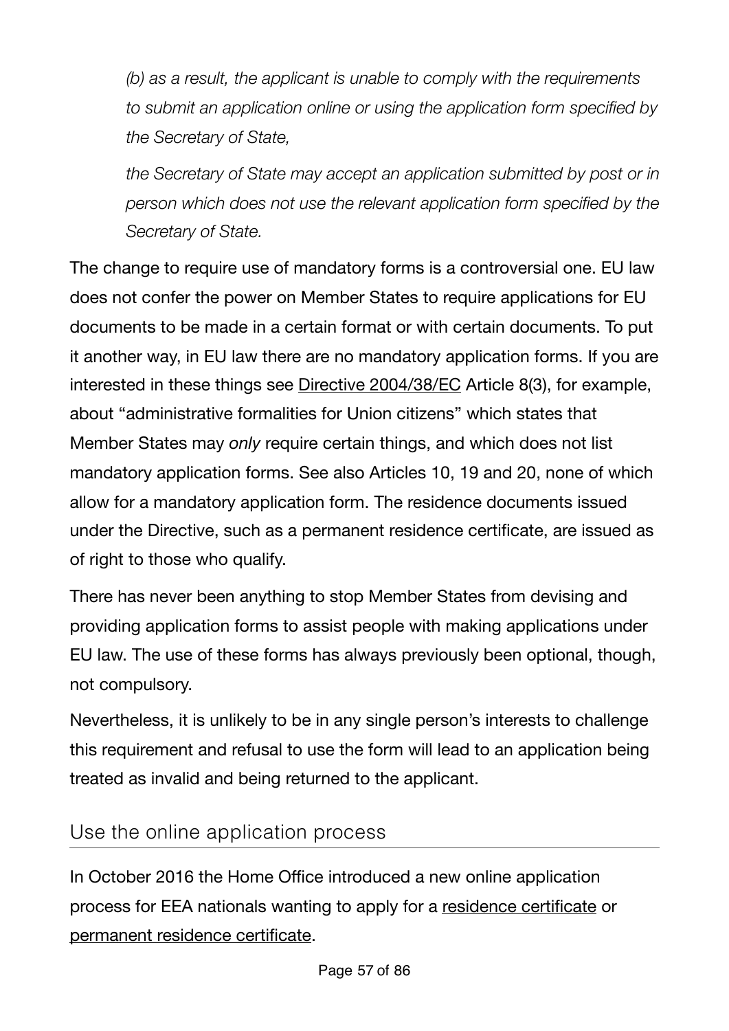*(b) as a result, the applicant is unable to comply with the requirements to submit an application online or using the application form specified by the Secretary of State,*

*the Secretary of State may accept an application submitted by post or in person which does not use the relevant application form specified by the Secretary of State.*

The change to require use of mandatory forms is a controversial one. EU law does not confer the power on Member States to require applications for EU documents to be made in a certain format or with certain documents. To put it another way, in EU law there are no mandatory application forms. If you are interested in these things see Directive 2004/38/EC Article 8(3), for example, about "administrative formalities for Union citizens" which states that Member States may *only* require certain things, and which does not list mandatory application forms. See also Articles 10, 19 and 20, none of which allow for a mandatory application form. The residence documents issued under the Directive, such as a permanent residence certificate, are issued as of right to those who qualify.

There has never been anything to stop Member States from devising and providing application forms to assist people with making applications under EU law. The use of these forms has always previously been optional, though, not compulsory.

Nevertheless, it is unlikely to be in any single person's interests to challenge this requirement and refusal to use the form will lead to an application being treated as invalid and being returned to the applicant.

## Use the online application process

In October 2016 the Home Office introduced a new online application process for EEA nationals wanting to apply for a residence certificate or permanent residence certificate.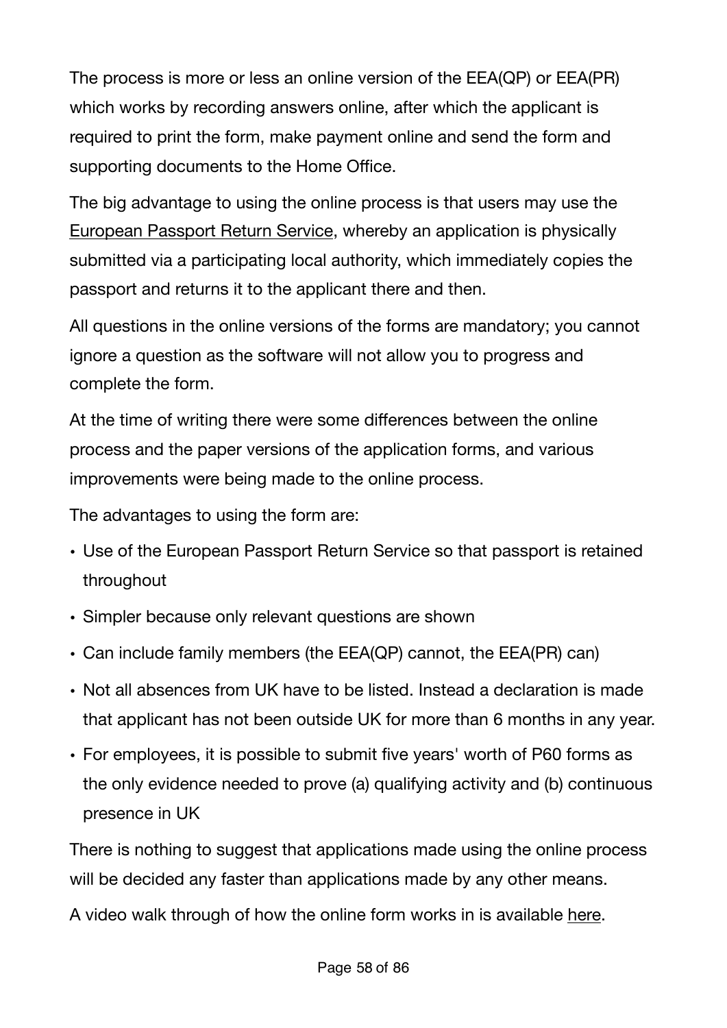The process is more or less an online version of the EEA(QP) or EEA(PR) which works by recording answers online, after which the applicant is required to print the form, make payment online and send the form and supporting documents to the Home Office.

The big advantage to using the online process is that users may use the European Passport Return Service, whereby an application is physically submitted via a participating local authority, which immediately copies the passport and returns it to the applicant there and then.

All questions in the online versions of the forms are mandatory; you cannot ignore a question as the software will not allow you to progress and complete the form.

At the time of writing there were some differences between the online process and the paper versions of the application forms, and various improvements were being made to the online process.

The advantages to using the form are:

- Use of the European Passport Return Service so that passport is retained throughout
- Simpler because only relevant questions are shown
- Can include family members (the EEA(QP) cannot, the EEA(PR) can)
- Not all absences from UK have to be listed. Instead a declaration is made that applicant has not been outside UK for more than 6 months in any year.
- For employees, it is possible to submit five years' worth of P60 forms as the only evidence needed to prove (a) qualifying activity and (b) continuous presence in UK

There is nothing to suggest that applications made using the online process will be decided any faster than applications made by any other means.

A video walk through of how the online form works in is available here.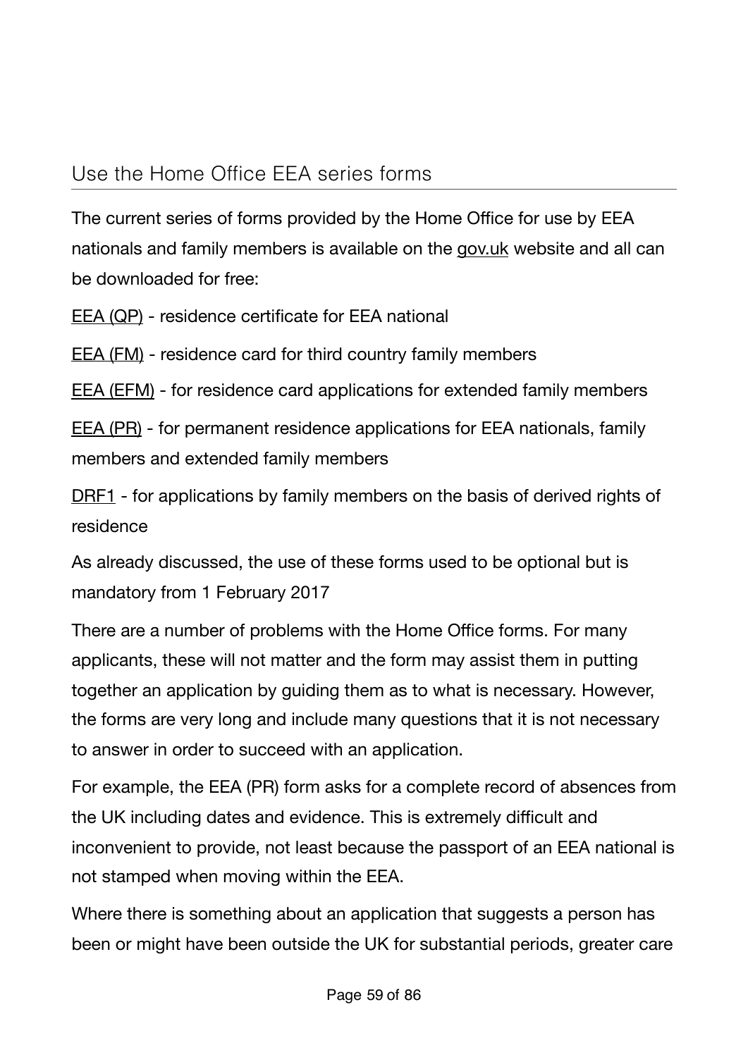## Use the Home Office EEA series forms

The current series of forms provided by the Home Office for use by EEA nationals and family members is available on the gov.uk website and all can be downloaded for free:

EEA (QP) - residence certificate for EEA national

EEA (FM) - residence card for third country family members

EEA (EFM) - for residence card applications for extended family members

EEA (PR) - for permanent residence applications for EEA nationals, family members and extended family members

DRF1 - for applications by family members on the basis of derived rights of residence

As already discussed, the use of these forms used to be optional but is mandatory from 1 February 2017

There are a number of problems with the Home Office forms. For many applicants, these will not matter and the form may assist them in putting together an application by guiding them as to what is necessary. However, the forms are very long and include many questions that it is not necessary to answer in order to succeed with an application.

For example, the EEA (PR) form asks for a complete record of absences from the UK including dates and evidence. This is extremely difficult and inconvenient to provide, not least because the passport of an EEA national is not stamped when moving within the EEA.

Where there is something about an application that suggests a person has been or might have been outside the UK for substantial periods, greater care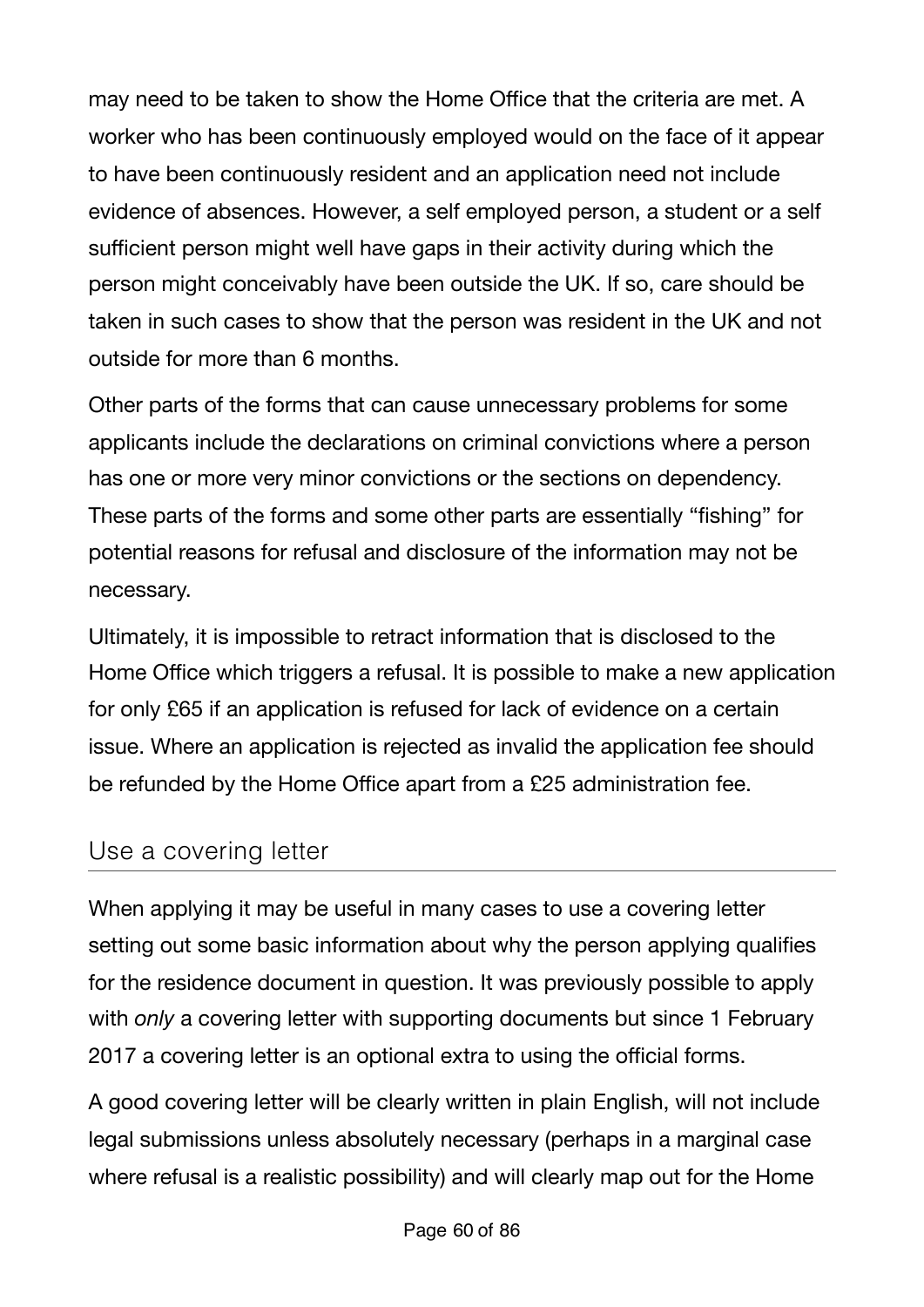may need to be taken to show the Home Office that the criteria are met. A worker who has been continuously employed would on the face of it appear to have been continuously resident and an application need not include evidence of absences. However, a self employed person, a student or a self sufficient person might well have gaps in their activity during which the person might conceivably have been outside the UK. If so, care should be taken in such cases to show that the person was resident in the UK and not outside for more than 6 months.

Other parts of the forms that can cause unnecessary problems for some applicants include the declarations on criminal convictions where a person has one or more very minor convictions or the sections on dependency. These parts of the forms and some other parts are essentially “fishing” for potential reasons for refusal and disclosure of the information may not be necessary.

Ultimately, it is impossible to retract information that is disclosed to the Home Office which triggers a refusal. It is possible to make a new application for only £65 if an application is refused for lack of evidence on a certain issue. Where an application is rejected as invalid the application fee should be refunded by the Home Office apart from a £25 administration fee.

## Use a covering letter

When applying it may be useful in many cases to use a covering letter setting out some basic information about why the person applying qualifies for the residence document in question. It was previously possible to apply with *only* a covering letter with supporting documents but since 1 February 2017 a covering letter is an optional extra to using the official forms.

A good covering letter will be clearly written in plain English, will not include legal submissions unless absolutely necessary (perhaps in a marginal case where refusal is a realistic possibility) and will clearly map out for the Home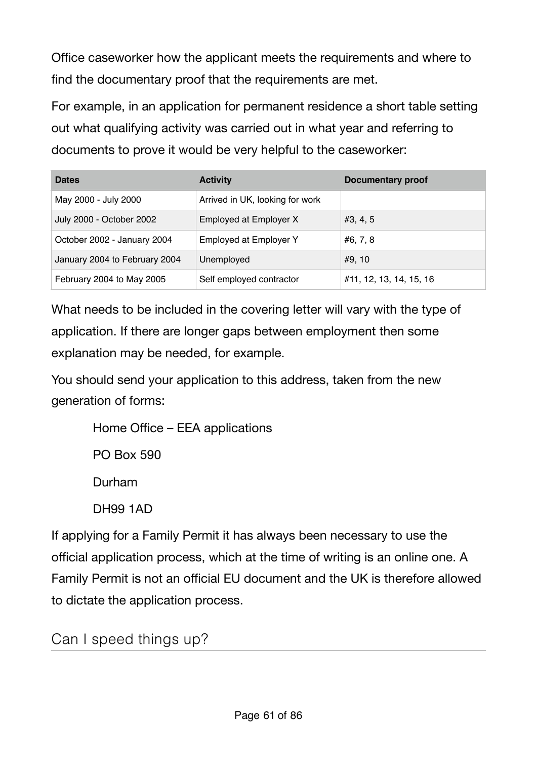Office caseworker how the applicant meets the requirements and where to find the documentary proof that the requirements are met.

For example, in an application for permanent residence a short table setting out what qualifying activity was carried out in what year and referring to documents to prove it would be very helpful to the caseworker:

| Dates | Activity | Documentary proof |
|---|---|---|
| May 2000 - July 2000 | Arrived in UK, looking for work | |
| July 2000 - October 2002 | Employed at Employer X | #3, 4, 5 |
| October 2002 - January 2004 | Employed at Employer Y | #6, 7, 8 |
| January 2004 to February 2004 | Unemployed | #9, 10 |
| February 2004 to May 2005 | Self employed contractor | #11, 12, 13, 14, 15, 16 |

What needs to be included in the covering letter will vary with the type of application. If there are longer gaps between employment then some explanation may be needed, for example.

You should send your application to this address, taken from the new generation of forms:

Home Office – EEA applications

PO Box 590

Durham

DH99 1AD

If applying for a Family Permit it has always been necessary to use the official application process, which at the time of writing is an online one. A Family Permit is not an official EU document and the UK is therefore allowed to dictate the application process.

## Can I speed things up?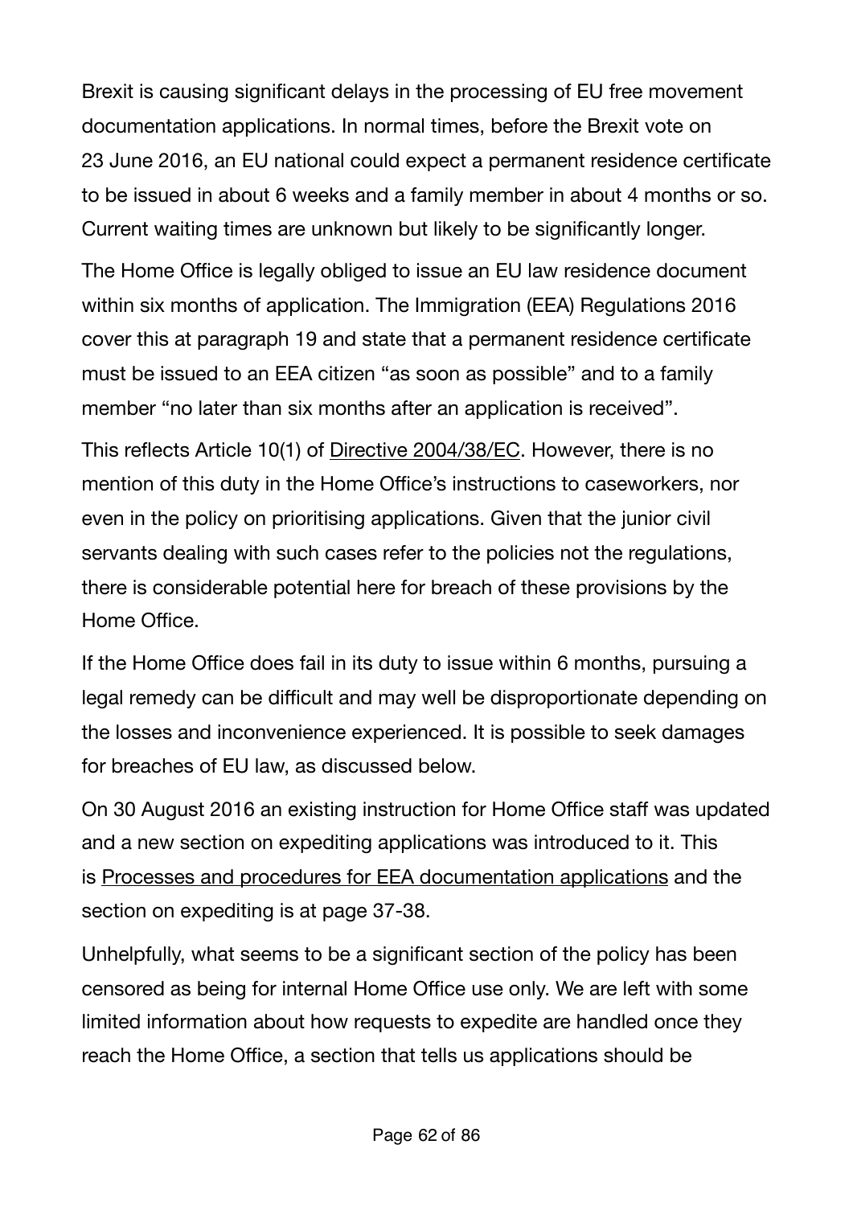Brexit is causing significant delays in the processing of EU free movement documentation applications. In normal times, before the Brexit vote on 23 June 2016, an EU national could expect a permanent residence certificate to be issued in about 6 weeks and a family member in about 4 months or so. Current waiting times are unknown but likely to be significantly longer.

The Home Office is legally obliged to issue an EU law residence document within six months of application. The Immigration (EEA) Regulations 2016 cover this at paragraph 19 and state that a permanent residence certificate must be issued to an EEA citizen "as soon as possible" and to a family member "no later than six months after an application is received".

This reflects Article 10(1) of Directive 2004/38/EC. However, there is no mention of this duty in the Home Office's instructions to caseworkers, nor even in the policy on prioritising applications. Given that the junior civil servants dealing with such cases refer to the policies not the regulations, there is considerable potential here for breach of these provisions by the Home Office.

If the Home Office does fail in its duty to issue within 6 months, pursuing a legal remedy can be difficult and may well be disproportionate depending on the losses and inconvenience experienced. It is possible to seek damages for breaches of EU law, as discussed below.

On 30 August 2016 an existing instruction for Home Office staff was updated and a new section on expediting applications was introduced to it. This is Processes and procedures for EEA documentation applications and the section on expediting is at page 37-38.

Unhelpfully, what seems to be a significant section of the policy has been censored as being for internal Home Office use only. We are left with some limited information about how requests to expedite are handled once they reach the Home Office, a section that tells us applications should be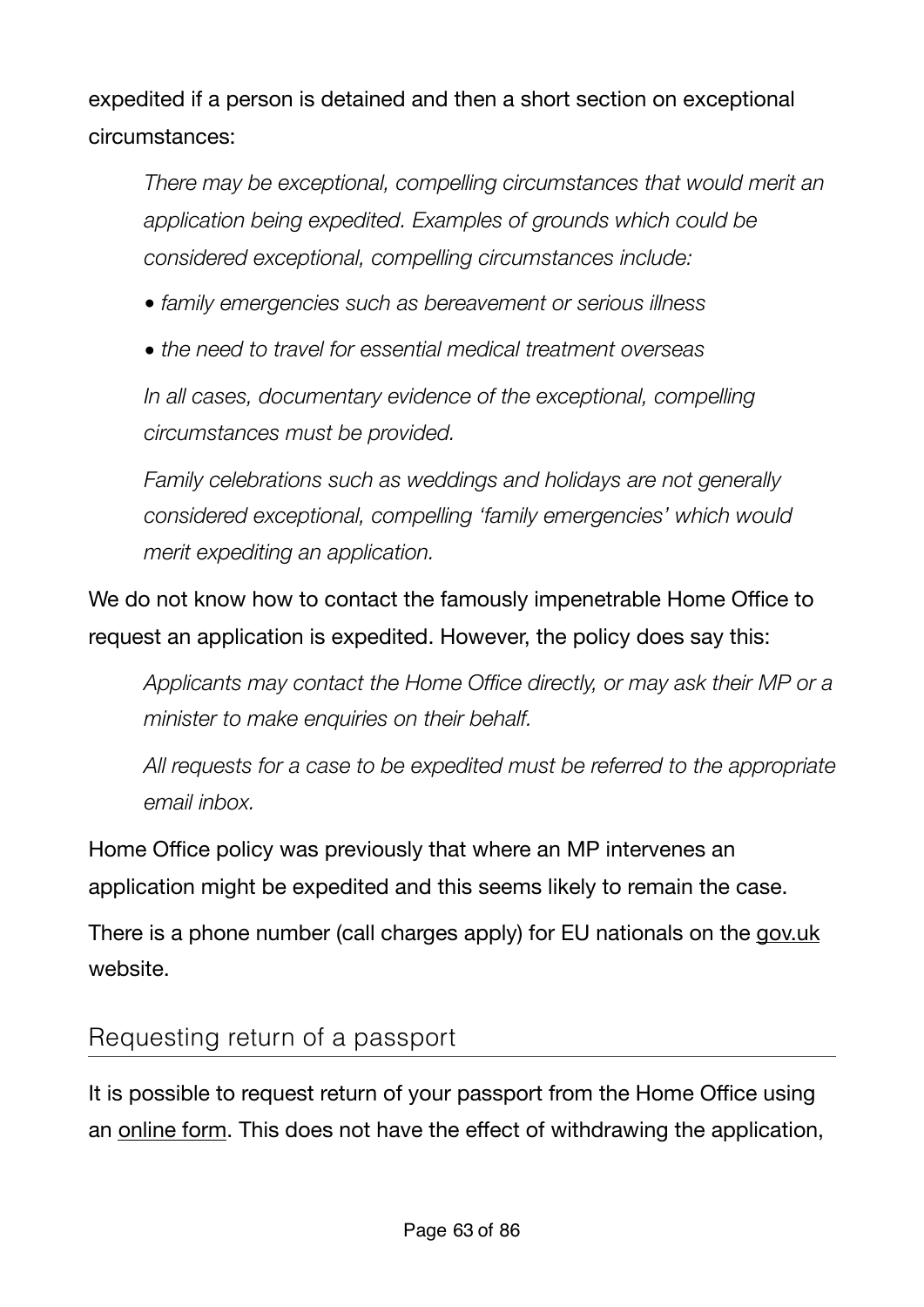expedited if a person is detained and then a short section on exceptional circumstances:

> *There may be exceptional, compelling circumstances that would merit an application being expedited. Examples of grounds which could be considered exceptional, compelling circumstances include:*
>
> - *family emergencies such as bereavement or serious illness*
> - *the need to travel for essential medical treatment overseas*
>
> *In all cases, documentary evidence of the exceptional, compelling circumstances must be provided.*
>
> *Family celebrations such as weddings and holidays are not generally considered exceptional, compelling 'family emergencies' which would merit expediting an application.*

We do not know how to contact the famously impenetrable Home Office to request an application is expedited. However, the policy does say this:

> *Applicants may contact the Home Office directly, or may ask their MP or a minister to make enquiries on their behalf.*
>
> *All requests for a case to be expedited must be referred to the appropriate email inbox.*

Home Office policy was previously that where an MP intervenes an application might be expedited and this seems likely to remain the case.

There is a phone number (call charges apply) for EU nationals on the gov.uk website.

## Requesting return of a passport

It is possible to request return of your passport from the Home Office using an online form. This does not have the effect of withdrawing the application,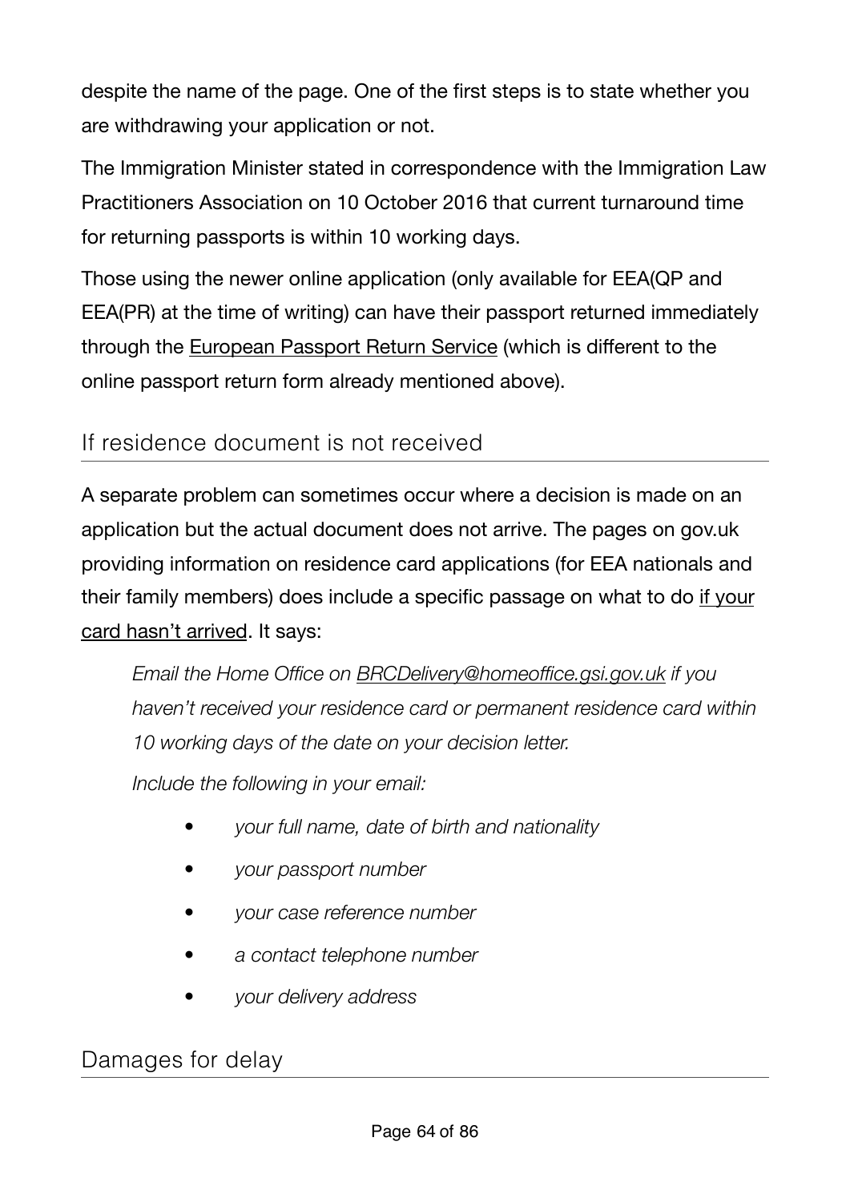despite the name of the page. One of the first steps is to state whether you are withdrawing your application or not.

The Immigration Minister stated in correspondence with the Immigration Law Practitioners Association on 10 October 2016 that current turnaround time for returning passports is within 10 working days.

Those using the newer online application (only available for EEA(QP and EEA(PR) at the time of writing) can have their passport returned immediately through the European Passport Return Service (which is different to the online passport return form already mentioned above).

## If residence document is not received

A separate problem can sometimes occur where a decision is made on an application but the actual document does not arrive. The pages on gov.uk providing information on residence card applications (for EEA nationals and their family members) does include a specific passage on what to do if your card hasn't arrived. It says:

> *Email the Home Office on BRCDelivery@homeoffice.gsi.gov.uk if you haven't received your residence card or permanent residence card within 10 working days of the date on your decision letter.*
>
> *Include the following in your email:*
>
> - *your full name, date of birth and nationality*
> - *your passport number*
> - *your case reference number*
> - *a contact telephone number*
> - *your delivery address*

## Damages for delay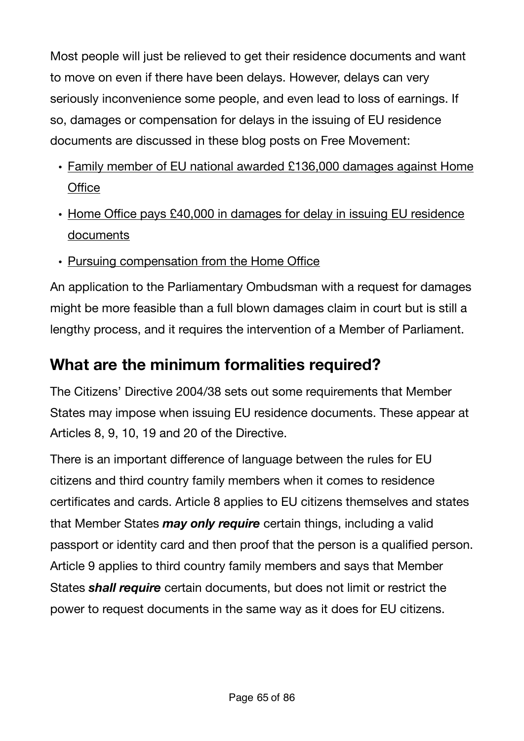Most people will just be relieved to get their residence documents and want to move on even if there have been delays. However, delays can very seriously inconvenience some people, and even lead to loss of earnings. If so, damages or compensation for delays in the issuing of EU residence documents are discussed in these blog posts on Free Movement:

- Family member of EU national awarded £136,000 damages against Home Office
- Home Office pays £40,000 in damages for delay in issuing EU residence documents
- Pursuing compensation from the Home Office

An application to the Parliamentary Ombudsman with a request for damages might be more feasible than a full blown damages claim in court but is still a lengthy process, and it requires the intervention of a Member of Parliament.

## What are the minimum formalities required?

The Citizens' Directive 2004/38 sets out some requirements that Member States may impose when issuing EU residence documents. These appear at Articles 8, 9, 10, 19 and 20 of the Directive.

There is an important difference of language between the rules for EU citizens and third country family members when it comes to residence certificates and cards. Article 8 applies to EU citizens themselves and states that Member States ***may only require*** certain things, including a valid passport or identity card and then proof that the person is a qualified person. Article 9 applies to third country family members and says that Member States ***shall require*** certain documents, but does not limit or restrict the power to request documents in the same way as it does for EU citizens.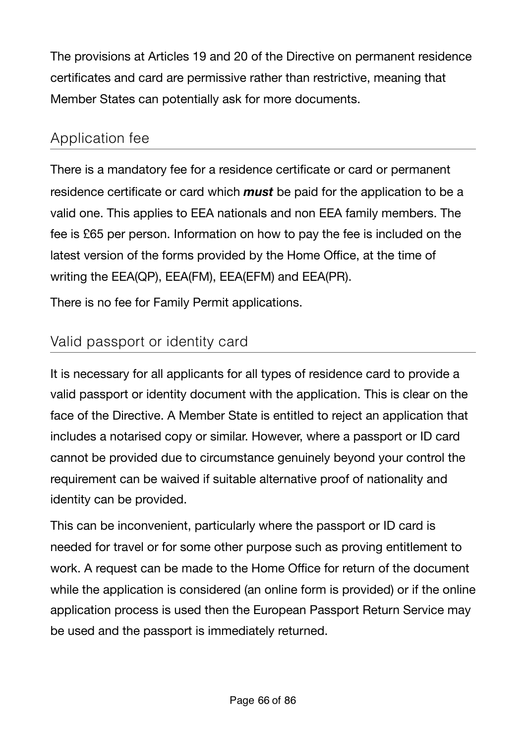The provisions at Articles 19 and 20 of the Directive on permanent residence certificates and card are permissive rather than restrictive, meaning that Member States can potentially ask for more documents.

## Application fee

There is a mandatory fee for a residence certificate or card or permanent residence certificate or card which ***must*** be paid for the application to be a valid one. This applies to EEA nationals and non EEA family members. The fee is £65 per person. Information on how to pay the fee is included on the latest version of the forms provided by the Home Office, at the time of writing the EEA(QP), EEA(FM), EEA(EFM) and EEA(PR).

There is no fee for Family Permit applications.

## Valid passport or identity card

It is necessary for all applicants for all types of residence card to provide a valid passport or identity document with the application. This is clear on the face of the Directive. A Member State is entitled to reject an application that includes a notarised copy or similar. However, where a passport or ID card cannot be provided due to circumstance genuinely beyond your control the requirement can be waived if suitable alternative proof of nationality and identity can be provided.

This can be inconvenient, particularly where the passport or ID card is needed for travel or for some other purpose such as proving entitlement to work. A request can be made to the Home Office for return of the document while the application is considered (an online form is provided) or if the online application process is used then the European Passport Return Service may be used and the passport is immediately returned.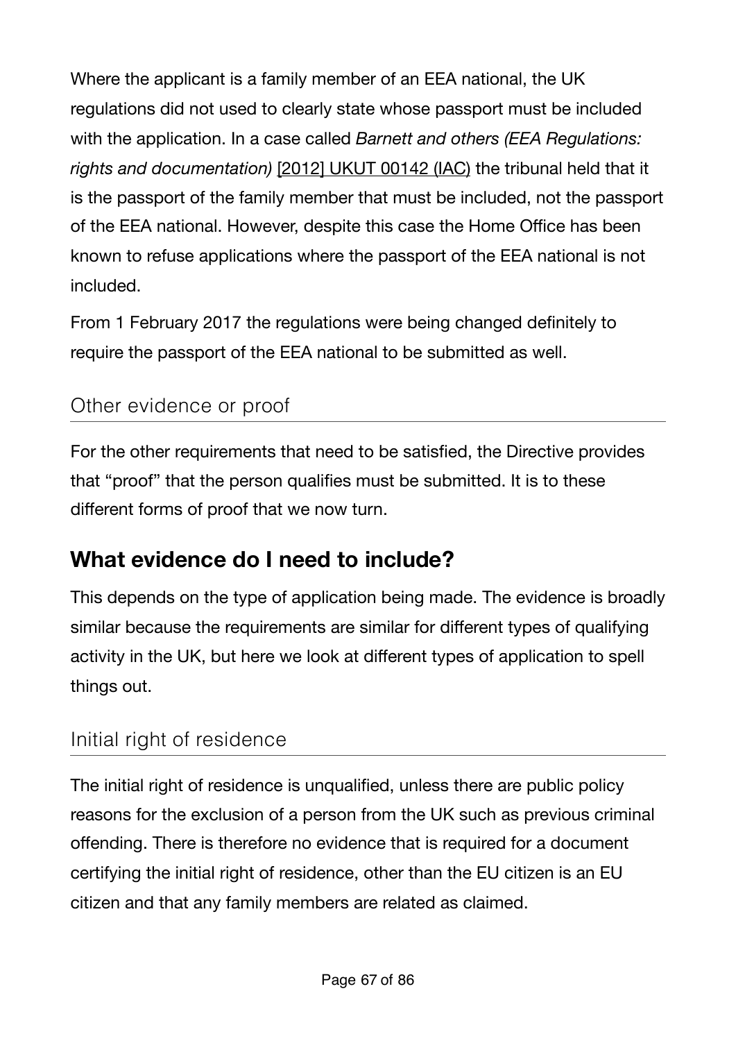Where the applicant is a family member of an EEA national, the UK regulations did not used to clearly state whose passport must be included with the application. In a case called *Barnett and others (EEA Regulations: rights and documentation)* [2012] UKUT 00142 (IAC) the tribunal held that it is the passport of the family member that must be included, not the passport of the EEA national. However, despite this case the Home Office has been known to refuse applications where the passport of the EEA national is not included.

From 1 February 2017 the regulations were being changed definitely to require the passport of the EEA national to be submitted as well.

### Other evidence or proof

For the other requirements that need to be satisfied, the Directive provides that "proof" that the person qualifies must be submitted. It is to these different forms of proof that we now turn.

## What evidence do I need to include?

This depends on the type of application being made. The evidence is broadly similar because the requirements are similar for different types of qualifying activity in the UK, but here we look at different types of application to spell things out.

### Initial right of residence

The initial right of residence is unqualified, unless there are public policy reasons for the exclusion of a person from the UK such as previous criminal offending. There is therefore no evidence that is required for a document certifying the initial right of residence, other than the EU citizen is an EU citizen and that any family members are related as claimed.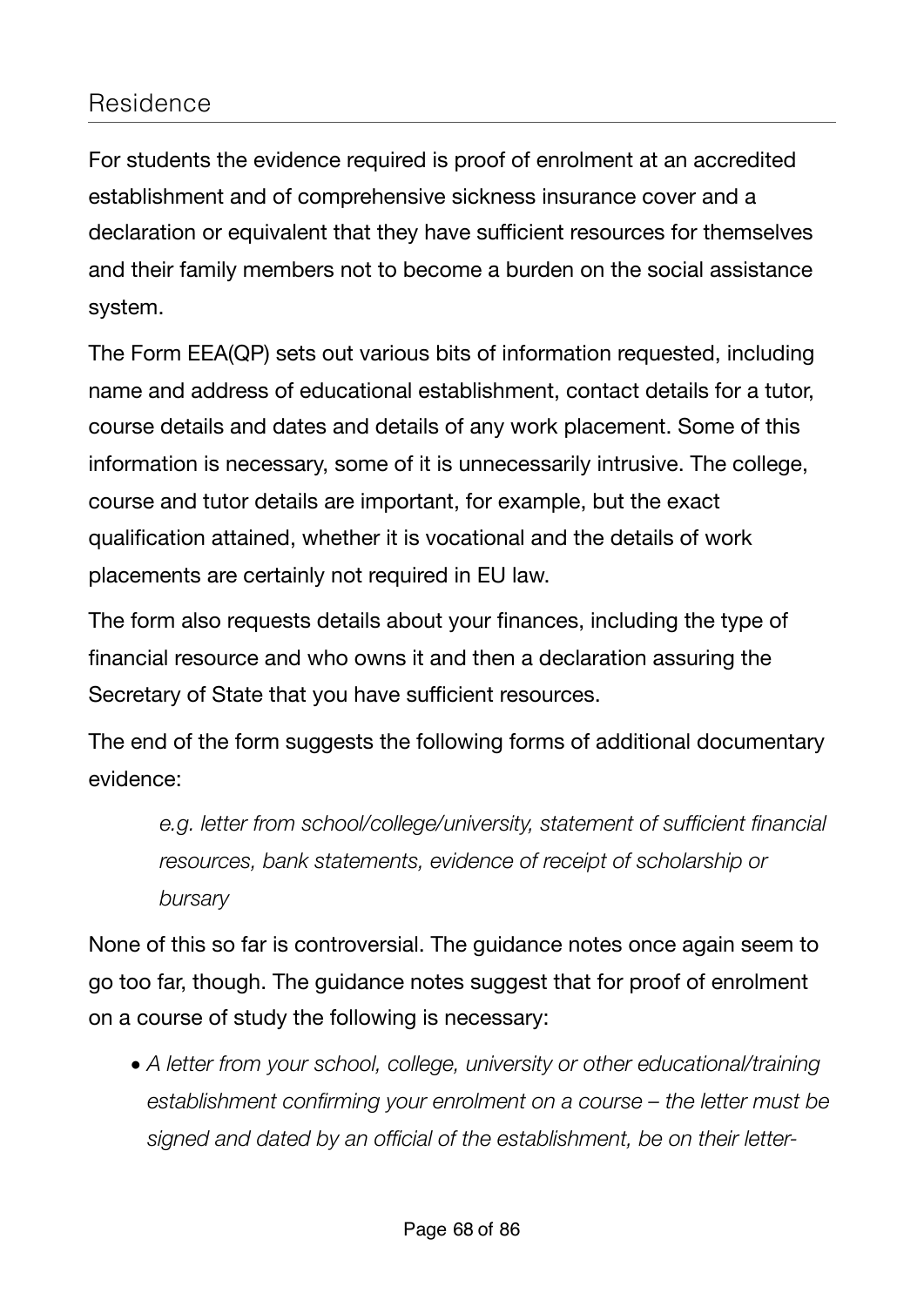## Residence

For students the evidence required is proof of enrolment at an accredited establishment and of comprehensive sickness insurance cover and a declaration or equivalent that they have sufficient resources for themselves and their family members not to become a burden on the social assistance system.

The Form EEA(QP) sets out various bits of information requested, including name and address of educational establishment, contact details for a tutor, course details and dates and details of any work placement. Some of this information is necessary, some of it is unnecessarily intrusive. The college, course and tutor details are important, for example, but the exact qualification attained, whether it is vocational and the details of work placements are certainly not required in EU law.

The form also requests details about your finances, including the type of financial resource and who owns it and then a declaration assuring the Secretary of State that you have sufficient resources.

The end of the form suggests the following forms of additional documentary evidence:

> *e.g. letter from school/college/university, statement of sufficient financial resources, bank statements, evidence of receipt of scholarship or bursary*

None of this so far is controversial. The guidance notes once again seem to go too far, though. The guidance notes suggest that for proof of enrolment on a course of study the following is necessary:

- *A letter from your school, college, university or other educational/training establishment confirming your enrolment on a course – the letter must be signed and dated by an official of the establishment, be on their letter-*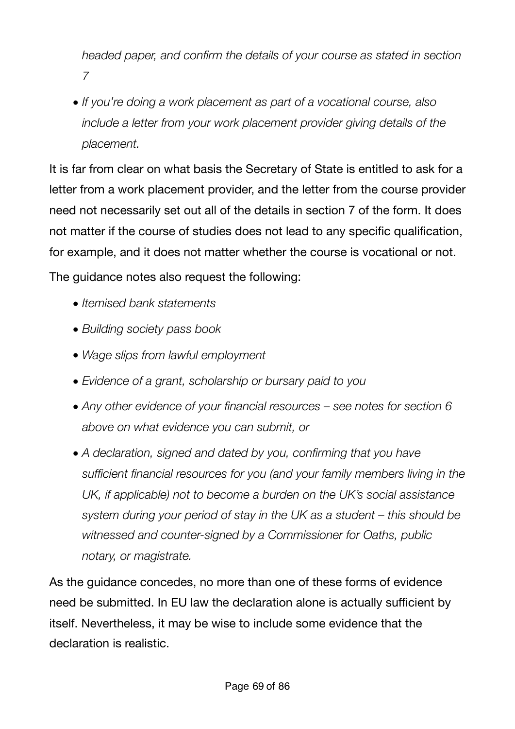*headed paper, and confirm the details of your course as stated in section 7*

- *If you're doing a work placement as part of a vocational course, also include a letter from your work placement provider giving details of the placement.*

It is far from clear on what basis the Secretary of State is entitled to ask for a letter from a work placement provider, and the letter from the course provider need not necessarily set out all of the details in section 7 of the form. It does not matter if the course of studies does not lead to any specific qualification, for example, and it does not matter whether the course is vocational or not.

The guidance notes also request the following:

- *Itemised bank statements*
- *Building society pass book*
- *Wage slips from lawful employment*
- *Evidence of a grant, scholarship or bursary paid to you*
- *Any other evidence of your financial resources – see notes for section 6 above on what evidence you can submit, or*
- *A declaration, signed and dated by you, confirming that you have sufficient financial resources for you (and your family members living in the UK, if applicable) not to become a burden on the UK's social assistance system during your period of stay in the UK as a student – this should be witnessed and counter-signed by a Commissioner for Oaths, public notary, or magistrate.*

As the guidance concedes, no more than one of these forms of evidence need be submitted. In EU law the declaration alone is actually sufficient by itself. Nevertheless, it may be wise to include some evidence that the declaration is realistic.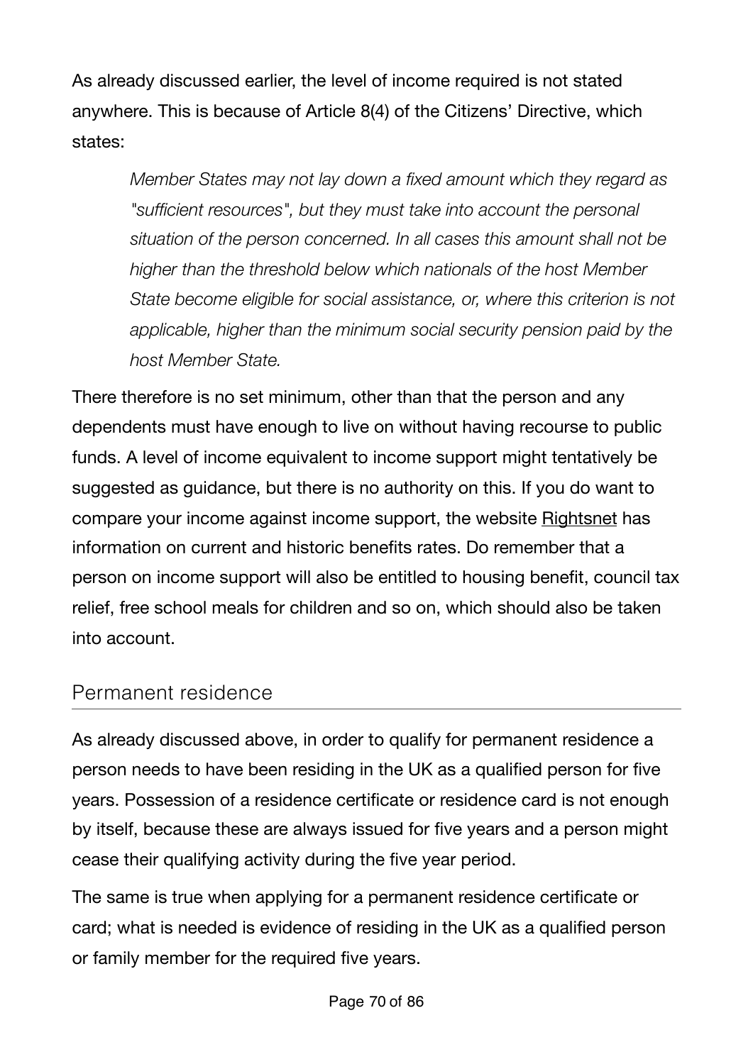As already discussed earlier, the level of income required is not stated anywhere. This is because of Article 8(4) of the Citizens' Directive, which states:

> *Member States may not lay down a fixed amount which they regard as "sufficient resources", but they must take into account the personal situation of the person concerned. In all cases this amount shall not be higher than the threshold below which nationals of the host Member State become eligible for social assistance, or, where this criterion is not applicable, higher than the minimum social security pension paid by the host Member State.*

There therefore is no set minimum, other than that the person and any dependents must have enough to live on without having recourse to public funds. A level of income equivalent to income support might tentatively be suggested as guidance, but there is no authority on this. If you do want to compare your income against income support, the website Rightsnet has information on current and historic benefits rates. Do remember that a person on income support will also be entitled to housing benefit, council tax relief, free school meals for children and so on, which should also be taken into account.

## Permanent residence

As already discussed above, in order to qualify for permanent residence a person needs to have been residing in the UK as a qualified person for five years. Possession of a residence certificate or residence card is not enough by itself, because these are always issued for five years and a person might cease their qualifying activity during the five year period.

The same is true when applying for a permanent residence certificate or card; what is needed is evidence of residing in the UK as a qualified person or family member for the required five years.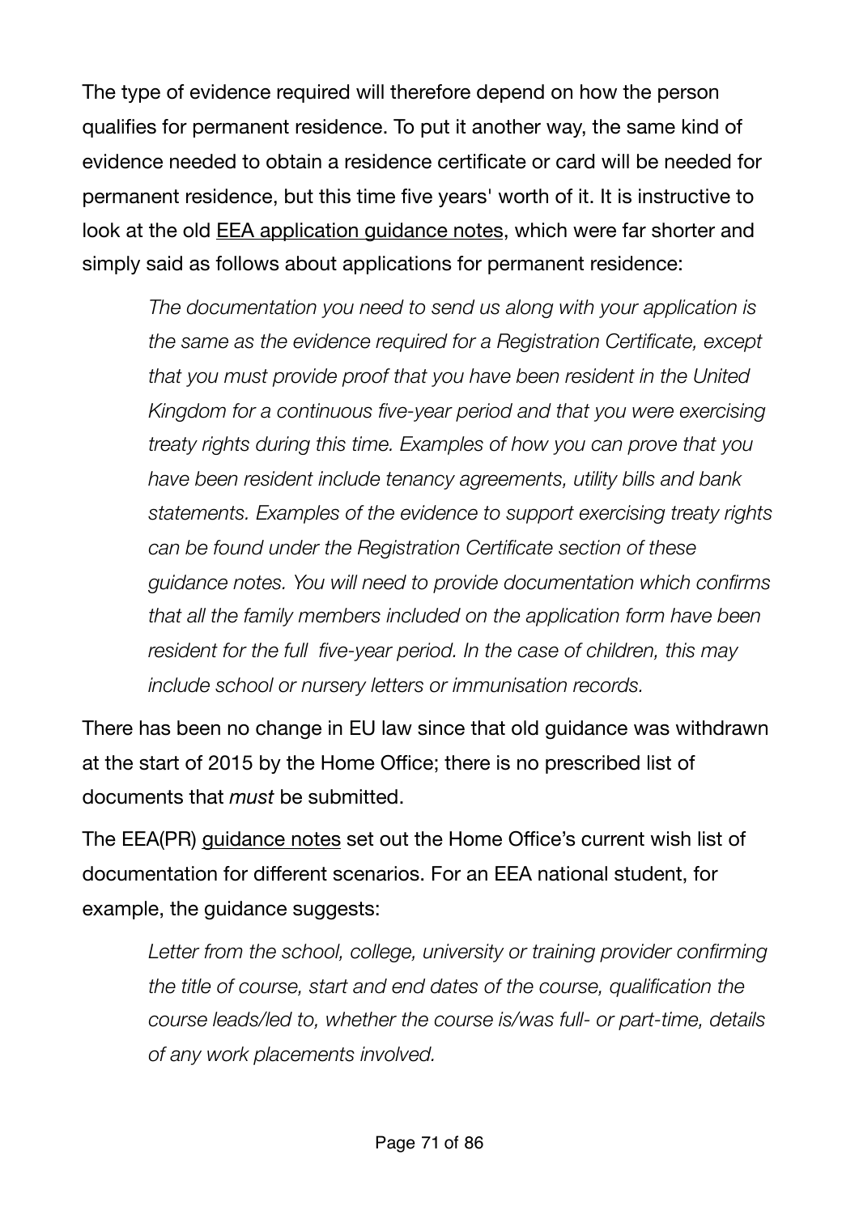The type of evidence required will therefore depend on how the person qualifies for permanent residence. To put it another way, the same kind of evidence needed to obtain a residence certificate or card will be needed for permanent residence, but this time five years' worth of it. It is instructive to look at the old EEA application guidance notes, which were far shorter and simply said as follows about applications for permanent residence:

> *The documentation you need to send us along with your application is the same as the evidence required for a Registration Certificate, except that you must provide proof that you have been resident in the United Kingdom for a continuous five-year period and that you were exercising treaty rights during this time. Examples of how you can prove that you have been resident include tenancy agreements, utility bills and bank statements. Examples of the evidence to support exercising treaty rights can be found under the Registration Certificate section of these guidance notes. You will need to provide documentation which confirms that all the family members included on the application form have been resident for the full five-year period. In the case of children, this may include school or nursery letters or immunisation records.*

There has been no change in EU law since that old guidance was withdrawn at the start of 2015 by the Home Office; there is no prescribed list of documents that *must* be submitted.

The EEA(PR) guidance notes set out the Home Office's current wish list of documentation for different scenarios. For an EEA national student, for example, the guidance suggests:

> *Letter from the school, college, university or training provider confirming the title of course, start and end dates of the course, qualification the course leads/led to, whether the course is/was full- or part-time, details of any work placements involved.*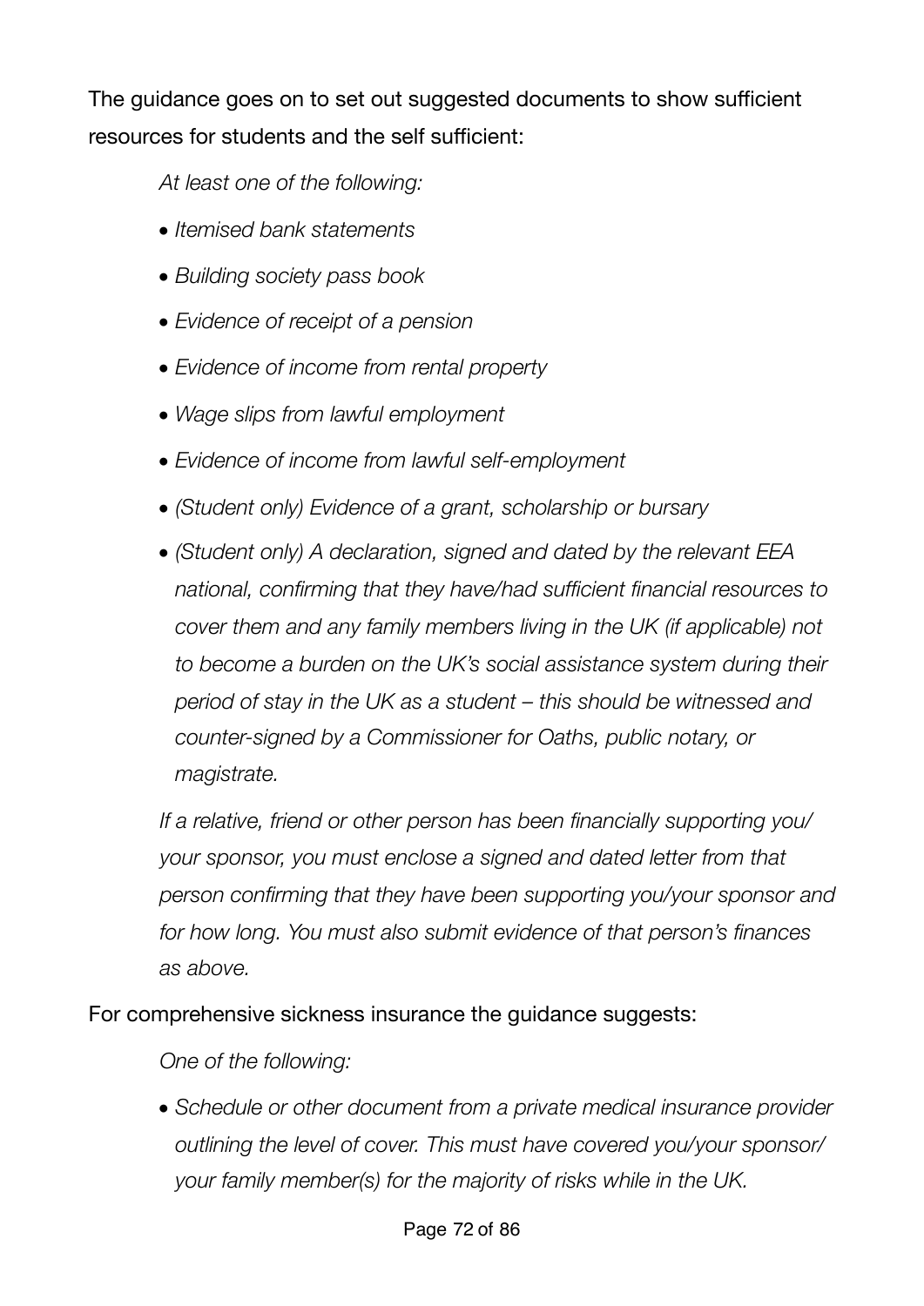The guidance goes on to set out suggested documents to show sufficient resources for students and the self sufficient:

> *At least one of the following:*
>
> - *Itemised bank statements*
> - *Building society pass book*
> - *Evidence of receipt of a pension*
> - *Evidence of income from rental property*
> - *Wage slips from lawful employment*
> - *Evidence of income from lawful self-employment*
> - *(Student only) Evidence of a grant, scholarship or bursary*
> - *(Student only) A declaration, signed and dated by the relevant EEA national, confirming that they have/had sufficient financial resources to cover them and any family members living in the UK (if applicable) not to become a burden on the UK's social assistance system during their period of stay in the UK as a student – this should be witnessed and counter-signed by a Commissioner for Oaths, public notary, or magistrate.*
>
> *If a relative, friend or other person has been financially supporting you/ your sponsor, you must enclose a signed and dated letter from that person confirming that they have been supporting you/your sponsor and for how long. You must also submit evidence of that person's finances as above.*

For comprehensive sickness insurance the guidance suggests:

> *One of the following:*
>
> - *Schedule or other document from a private medical insurance provider outlining the level of cover. This must have covered you/your sponsor/ your family member(s) for the majority of risks while in the UK.*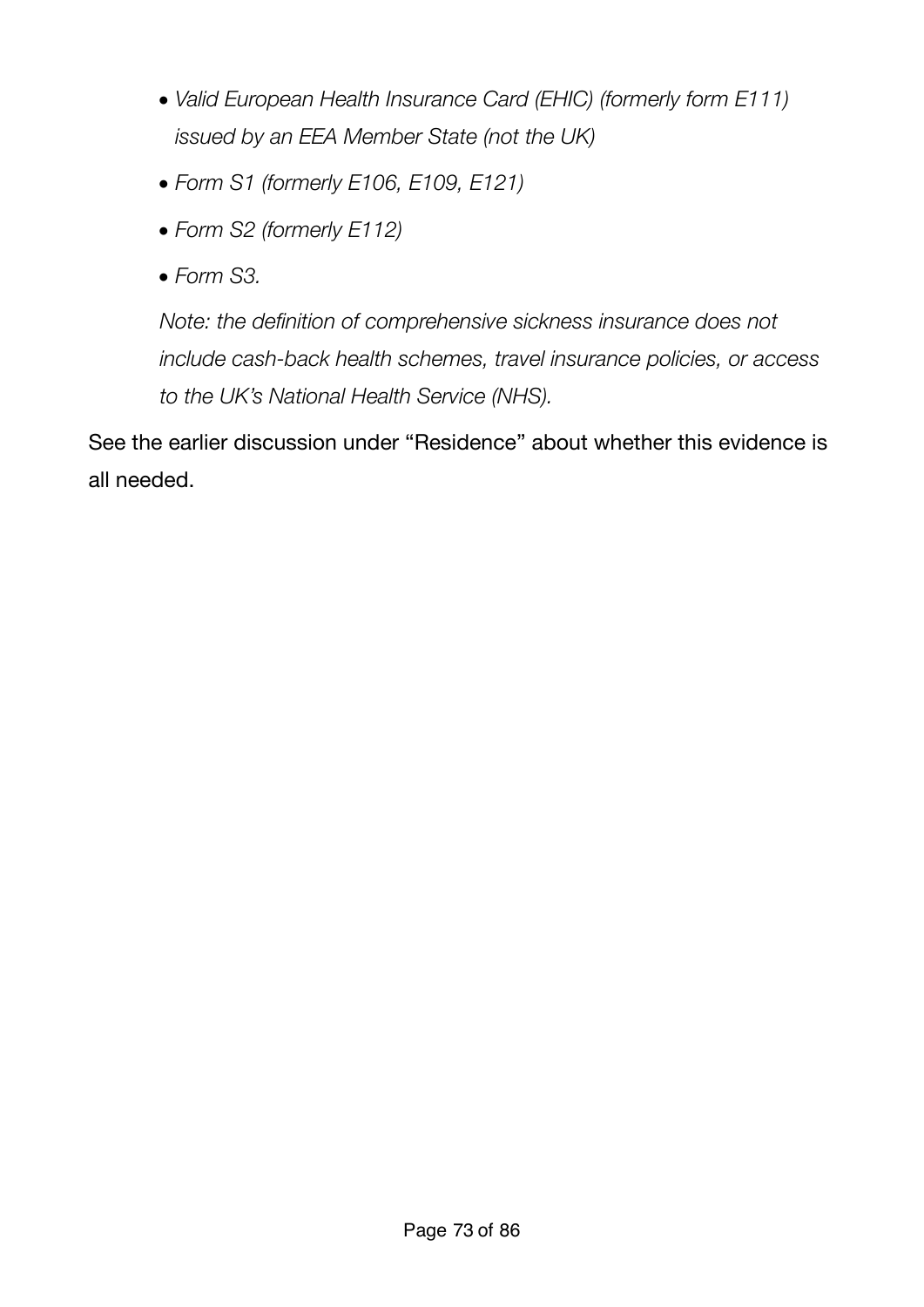- *Valid European Health Insurance Card (EHIC) (formerly form E111) issued by an EEA Member State (not the UK)*
- *Form S1 (formerly E106, E109, E121)*
- *Form S2 (formerly E112)*
- *Form S3.*

*Note: the definition of comprehensive sickness insurance does not include cash-back health schemes, travel insurance policies, or access to the UK's National Health Service (NHS).*

See the earlier discussion under "Residence" about whether this evidence is all needed.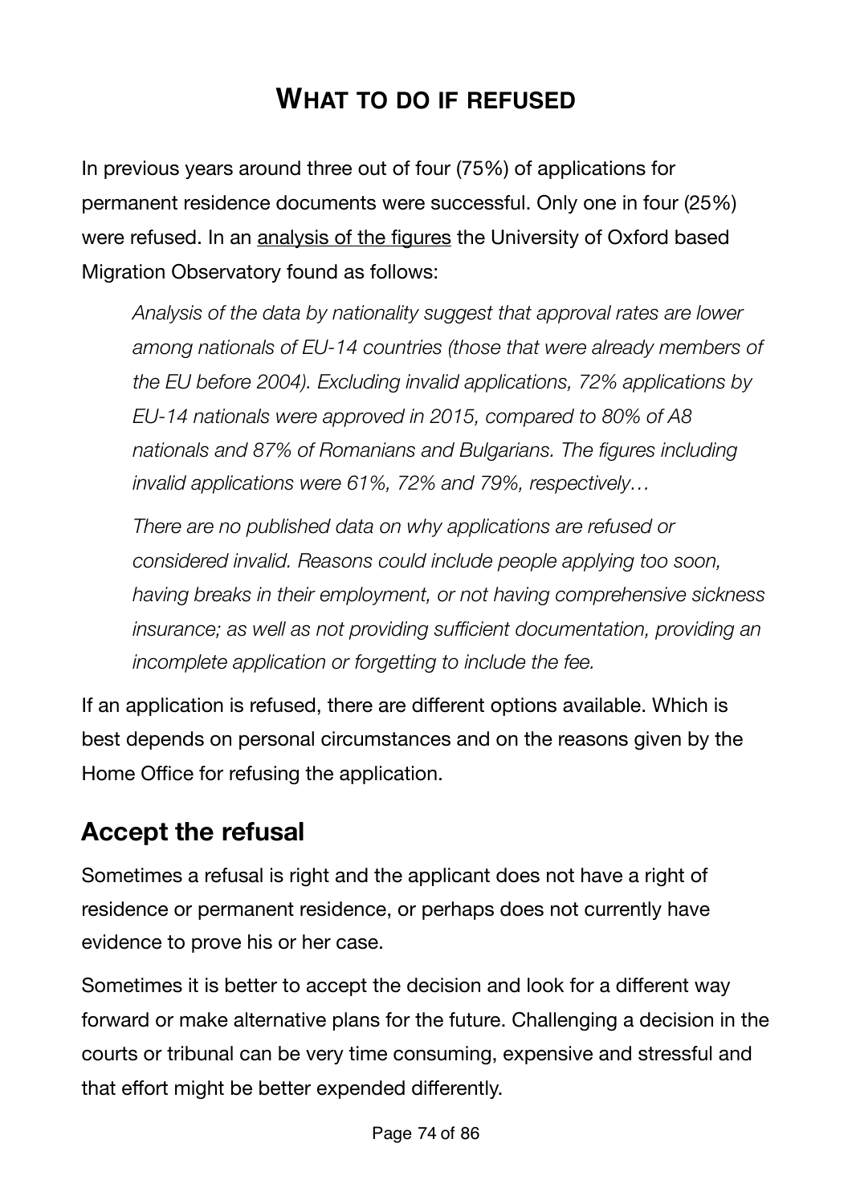# What to do if refused

In previous years around three out of four (75%) of applications for permanent residence documents were successful. Only one in four (25%) were refused. In an analysis of the figures the University of Oxford based Migration Observatory found as follows:

> *Analysis of the data by nationality suggest that approval rates are lower among nationals of EU-14 countries (those that were already members of the EU before 2004). Excluding invalid applications, 72% applications by EU-14 nationals were approved in 2015, compared to 80% of A8 nationals and 87% of Romanians and Bulgarians. The figures including invalid applications were 61%, 72% and 79%, respectively…*
>
> *There are no published data on why applications are refused or considered invalid. Reasons could include people applying too soon, having breaks in their employment, or not having comprehensive sickness insurance; as well as not providing sufficient documentation, providing an incomplete application or forgetting to include the fee.*

If an application is refused, there are different options available. Which is best depends on personal circumstances and on the reasons given by the Home Office for refusing the application.

## Accept the refusal

Sometimes a refusal is right and the applicant does not have a right of residence or permanent residence, or perhaps does not currently have evidence to prove his or her case.

Sometimes it is better to accept the decision and look for a different way forward or make alternative plans for the future. Challenging a decision in the courts or tribunal can be very time consuming, expensive and stressful and that effort might be better expended differently.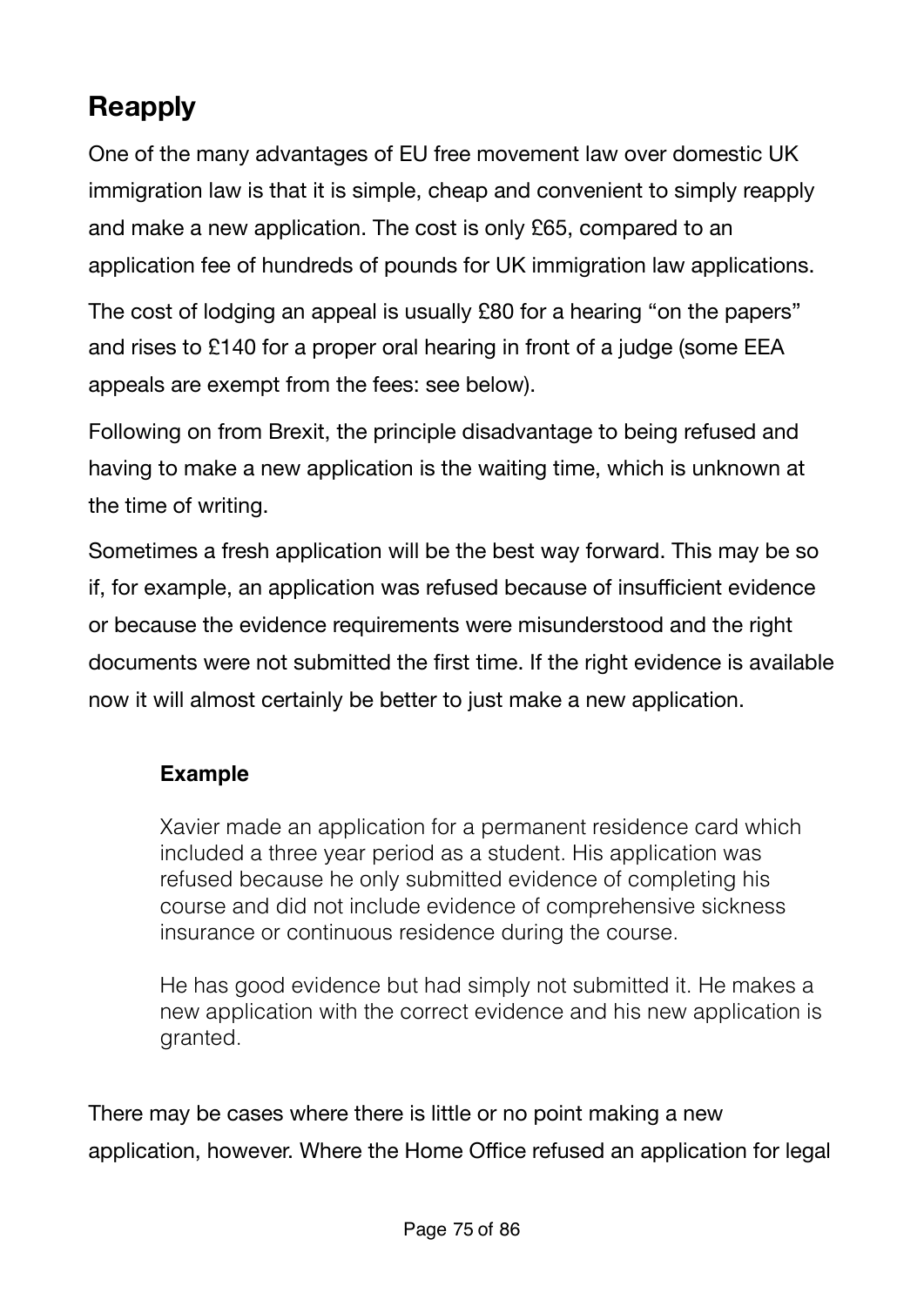## Reapply

One of the many advantages of EU free movement law over domestic UK immigration law is that it is simple, cheap and convenient to simply reapply and make a new application. The cost is only £65, compared to an application fee of hundreds of pounds for UK immigration law applications.

The cost of lodging an appeal is usually £80 for a hearing "on the papers" and rises to £140 for a proper oral hearing in front of a judge (some EEA appeals are exempt from the fees: see below).

Following on from Brexit, the principle disadvantage to being refused and having to make a new application is the waiting time, which is unknown at the time of writing.

Sometimes a fresh application will be the best way forward. This may be so if, for example, an application was refused because of insufficient evidence or because the evidence requirements were misunderstood and the right documents were not submitted the first time. If the right evidence is available now it will almost certainly be better to just make a new application.

> **Example**
>
> Xavier made an application for a permanent residence card which included a three year period as a student. His application was refused because he only submitted evidence of completing his course and did not include evidence of comprehensive sickness insurance or continuous residence during the course.
>
> He has good evidence but had simply not submitted it. He makes a new application with the correct evidence and his new application is granted.

There may be cases where there is little or no point making a new application, however. Where the Home Office refused an application for legal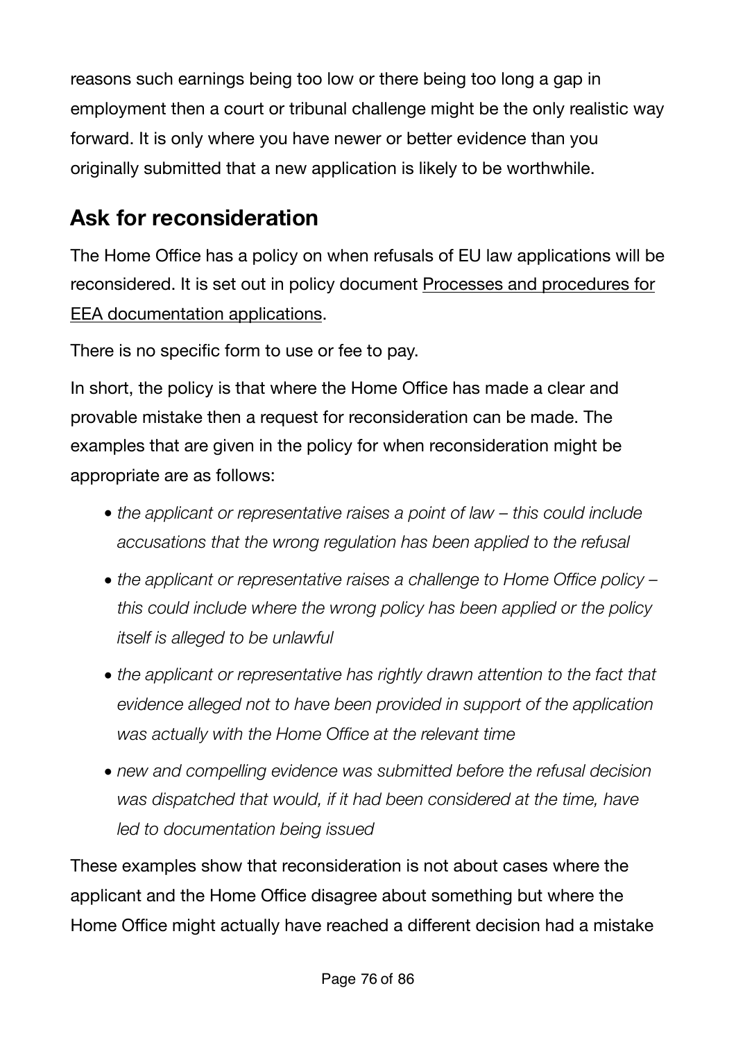reasons such earnings being too low or there being too long a gap in employment then a court or tribunal challenge might be the only realistic way forward. It is only where you have newer or better evidence than you originally submitted that a new application is likely to be worthwhile.

## Ask for reconsideration

The Home Office has a policy on when refusals of EU law applications will be reconsidered. It is set out in policy document Processes and procedures for EEA documentation applications.

There is no specific form to use or fee to pay.

In short, the policy is that where the Home Office has made a clear and provable mistake then a request for reconsideration can be made. The examples that are given in the policy for when reconsideration might be appropriate are as follows:

- *the applicant or representative raises a point of law – this could include accusations that the wrong regulation has been applied to the refusal*
- *the applicant or representative raises a challenge to Home Office policy – this could include where the wrong policy has been applied or the policy itself is alleged to be unlawful*
- *the applicant or representative has rightly drawn attention to the fact that evidence alleged not to have been provided in support of the application was actually with the Home Office at the relevant time*
- *new and compelling evidence was submitted before the refusal decision was dispatched that would, if it had been considered at the time, have led to documentation being issued*

These examples show that reconsideration is not about cases where the applicant and the Home Office disagree about something but where the Home Office might actually have reached a different decision had a mistake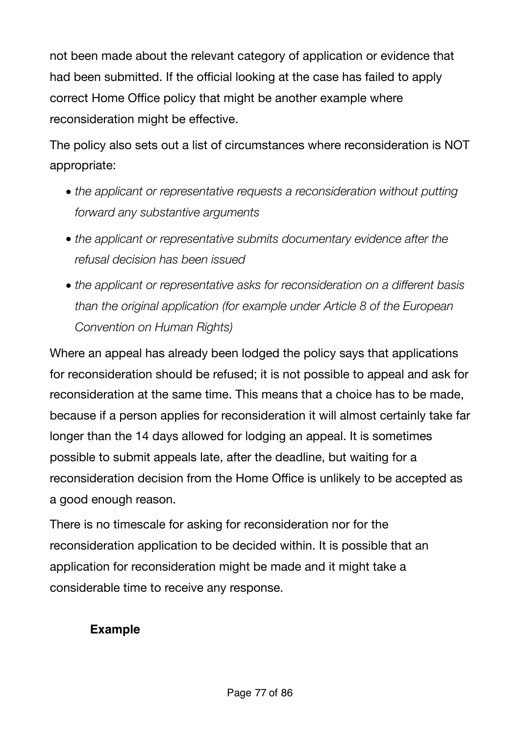not been made about the relevant category of application or evidence that had been submitted. If the official looking at the case has failed to apply correct Home Office policy that might be another example where reconsideration might be effective.

The policy also sets out a list of circumstances where reconsideration is NOT appropriate:

- *the applicant or representative requests a reconsideration without putting forward any substantive arguments*
- *the applicant or representative submits documentary evidence after the refusal decision has been issued*
- *the applicant or representative asks for reconsideration on a different basis than the original application (for example under Article 8 of the European Convention on Human Rights)*

Where an appeal has already been lodged the policy says that applications for reconsideration should be refused; it is not possible to appeal and ask for reconsideration at the same time. This means that a choice has to be made, because if a person applies for reconsideration it will almost certainly take far longer than the 14 days allowed for lodging an appeal. It is sometimes possible to submit appeals late, after the deadline, but waiting for a reconsideration decision from the Home Office is unlikely to be accepted as a good enough reason.

There is no timescale for asking for reconsideration nor for the reconsideration application to be decided within. It is possible that an application for reconsideration might be made and it might take a considerable time to receive any response.

**Example**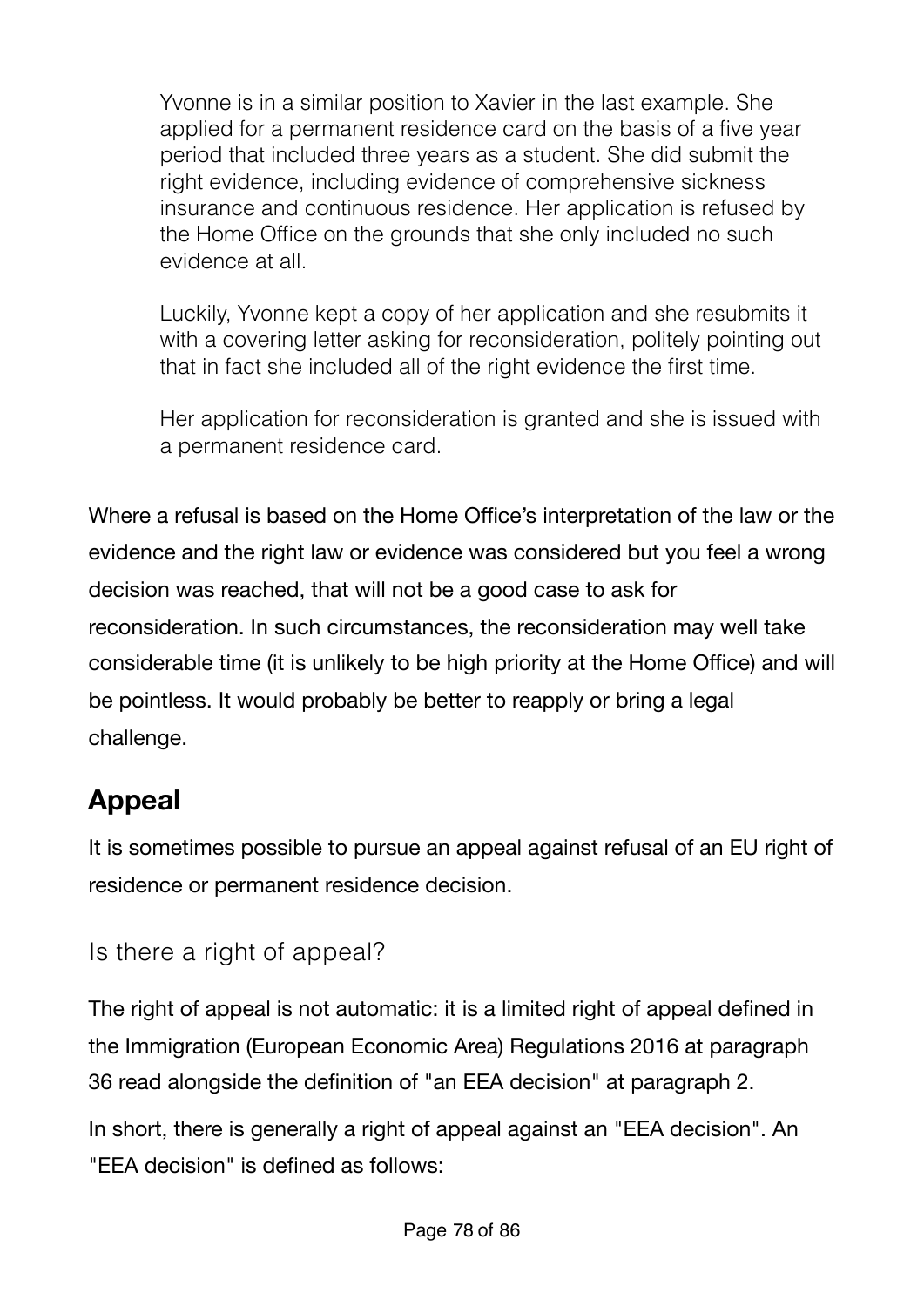Yvonne is in a similar position to Xavier in the last example. She applied for a permanent residence card on the basis of a five year period that included three years as a student. She did submit the right evidence, including evidence of comprehensive sickness insurance and continuous residence. Her application is refused by the Home Office on the grounds that she only included no such evidence at all.

Luckily, Yvonne kept a copy of her application and she resubmits it with a covering letter asking for reconsideration, politely pointing out that in fact she included all of the right evidence the first time.

Her application for reconsideration is granted and she is issued with a permanent residence card.

Where a refusal is based on the Home Office's interpretation of the law or the evidence and the right law or evidence was considered but you feel a wrong decision was reached, that will not be a good case to ask for reconsideration. In such circumstances, the reconsideration may well take considerable time (it is unlikely to be high priority at the Home Office) and will be pointless. It would probably be better to reapply or bring a legal challenge.

## Appeal

It is sometimes possible to pursue an appeal against refusal of an EU right of residence or permanent residence decision.

### Is there a right of appeal?

The right of appeal is not automatic: it is a limited right of appeal defined in the Immigration (European Economic Area) Regulations 2016 at paragraph 36 read alongside the definition of "an EEA decision" at paragraph 2.

In short, there is generally a right of appeal against an "EEA decision". An "EEA decision" is defined as follows: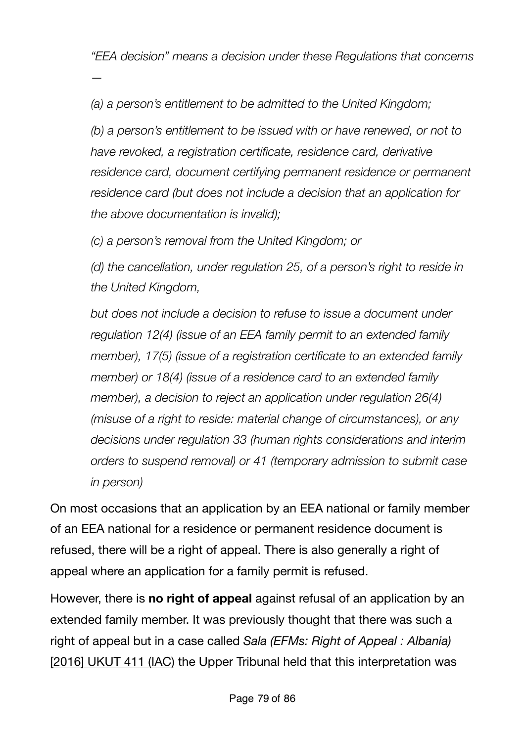*"EEA decision" means a decision under these Regulations that concerns —*

*(a) a person's entitlement to be admitted to the United Kingdom;*

*(b) a person's entitlement to be issued with or have renewed, or not to have revoked, a registration certificate, residence card, derivative residence card, document certifying permanent residence or permanent residence card (but does not include a decision that an application for the above documentation is invalid);*

*(c) a person's removal from the United Kingdom; or*

*(d) the cancellation, under regulation 25, of a person's right to reside in the United Kingdom,*

*but does not include a decision to refuse to issue a document under regulation 12(4) (issue of an EEA family permit to an extended family member), 17(5) (issue of a registration certificate to an extended family member) or 18(4) (issue of a residence card to an extended family member), a decision to reject an application under regulation 26(4) (misuse of a right to reside: material change of circumstances), or any decisions under regulation 33 (human rights considerations and interim orders to suspend removal) or 41 (temporary admission to submit case in person)*

On most occasions that an application by an EEA national or family member of an EEA national for a residence or permanent residence document is refused, there will be a right of appeal. There is also generally a right of appeal where an application for a family permit is refused.

However, there is **no right of appeal** against refusal of an application by an extended family member. It was previously thought that there was such a right of appeal but in a case called *Sala (EFMs: Right of Appeal : Albania)* [2016] UKUT 411 (IAC) the Upper Tribunal held that this interpretation was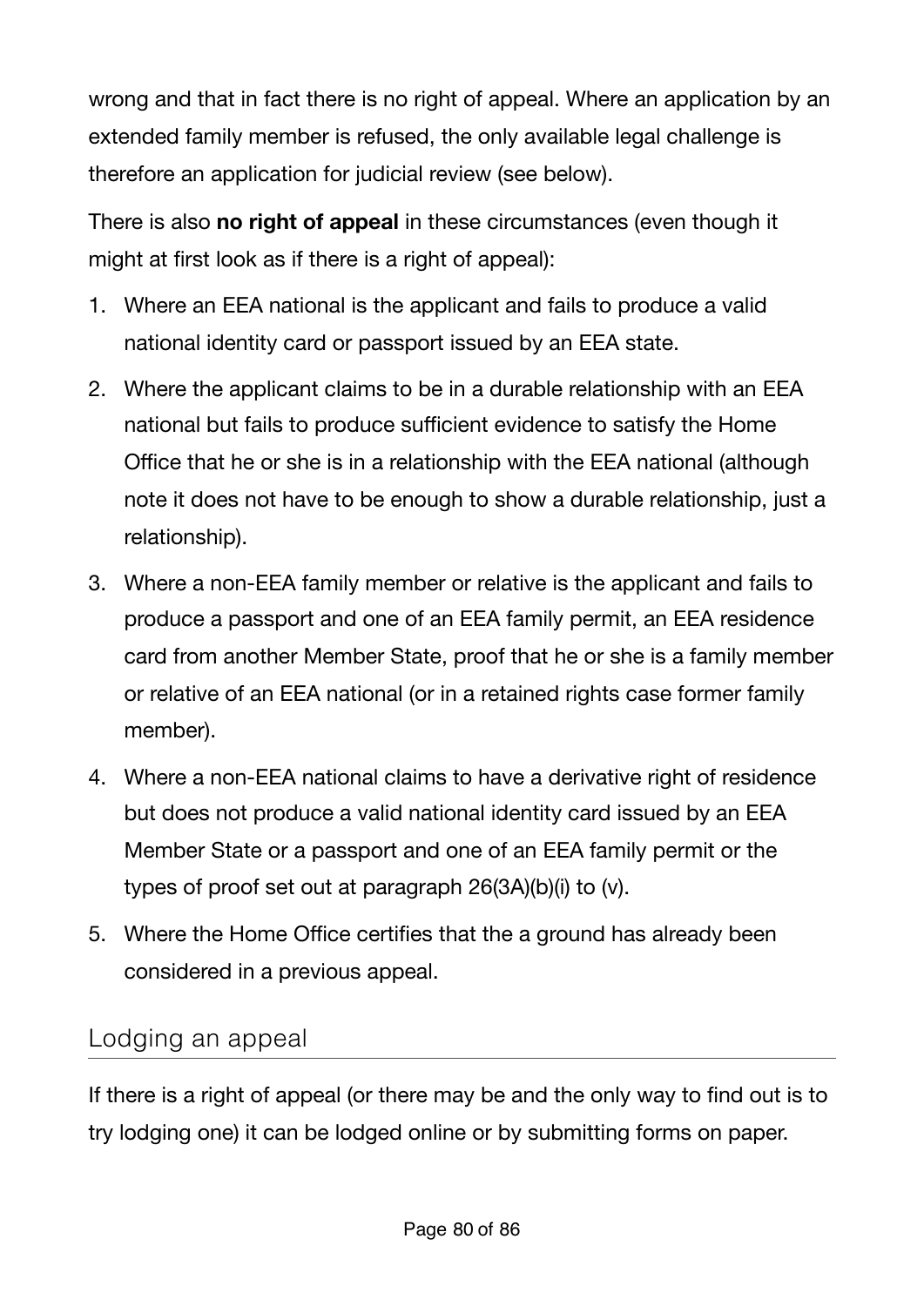wrong and that in fact there is no right of appeal. Where an application by an extended family member is refused, the only available legal challenge is therefore an application for judicial review (see below).

There is also **no right of appeal** in these circumstances (even though it might at first look as if there is a right of appeal):

1. Where an EEA national is the applicant and fails to produce a valid national identity card or passport issued by an EEA state.
2. Where the applicant claims to be in a durable relationship with an EEA national but fails to produce sufficient evidence to satisfy the Home Office that he or she is in a relationship with the EEA national (although note it does not have to be enough to show a durable relationship, just a relationship).
3. Where a non-EEA family member or relative is the applicant and fails to produce a passport and one of an EEA family permit, an EEA residence card from another Member State, proof that he or she is a family member or relative of an EEA national (or in a retained rights case former family member).
4. Where a non-EEA national claims to have a derivative right of residence but does not produce a valid national identity card issued by an EEA Member State or a passport and one of an EEA family permit or the types of proof set out at paragraph 26(3A)(b)(i) to (v).
5. Where the Home Office certifies that the a ground has already been considered in a previous appeal.

## Lodging an appeal

If there is a right of appeal (or there may be and the only way to find out is to try lodging one) it can be lodged online or by submitting forms on paper.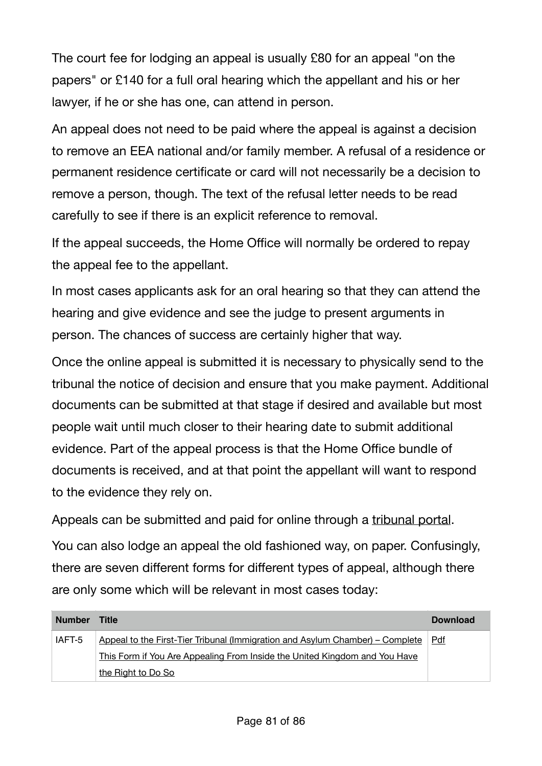The court fee for lodging an appeal is usually £80 for an appeal "on the papers" or £140 for a full oral hearing which the appellant and his or her lawyer, if he or she has one, can attend in person.

An appeal does not need to be paid where the appeal is against a decision to remove an EEA national and/or family member. A refusal of a residence or permanent residence certificate or card will not necessarily be a decision to remove a person, though. The text of the refusal letter needs to be read carefully to see if there is an explicit reference to removal.

If the appeal succeeds, the Home Office will normally be ordered to repay the appeal fee to the appellant.

In most cases applicants ask for an oral hearing so that they can attend the hearing and give evidence and see the judge to present arguments in person. The chances of success are certainly higher that way.

Once the online appeal is submitted it is necessary to physically send to the tribunal the notice of decision and ensure that you make payment. Additional documents can be submitted at that stage if desired and available but most people wait until much closer to their hearing date to submit additional evidence. Part of the appeal process is that the Home Office bundle of documents is received, and at that point the appellant will want to respond to the evidence they rely on.

Appeals can be submitted and paid for online through a tribunal portal.

You can also lodge an appeal the old fashioned way, on paper. Confusingly, there are seven different forms for different types of appeal, although there are only some which will be relevant in most cases today:

| Number | Title | Download |
|---|---|---|
| IAFT-5 | Appeal to the First-Tier Tribunal (Immigration and Asylum Chamber) – Complete This Form if You Are Appealing From Inside the United Kingdom and You Have the Right to Do So | Pdf |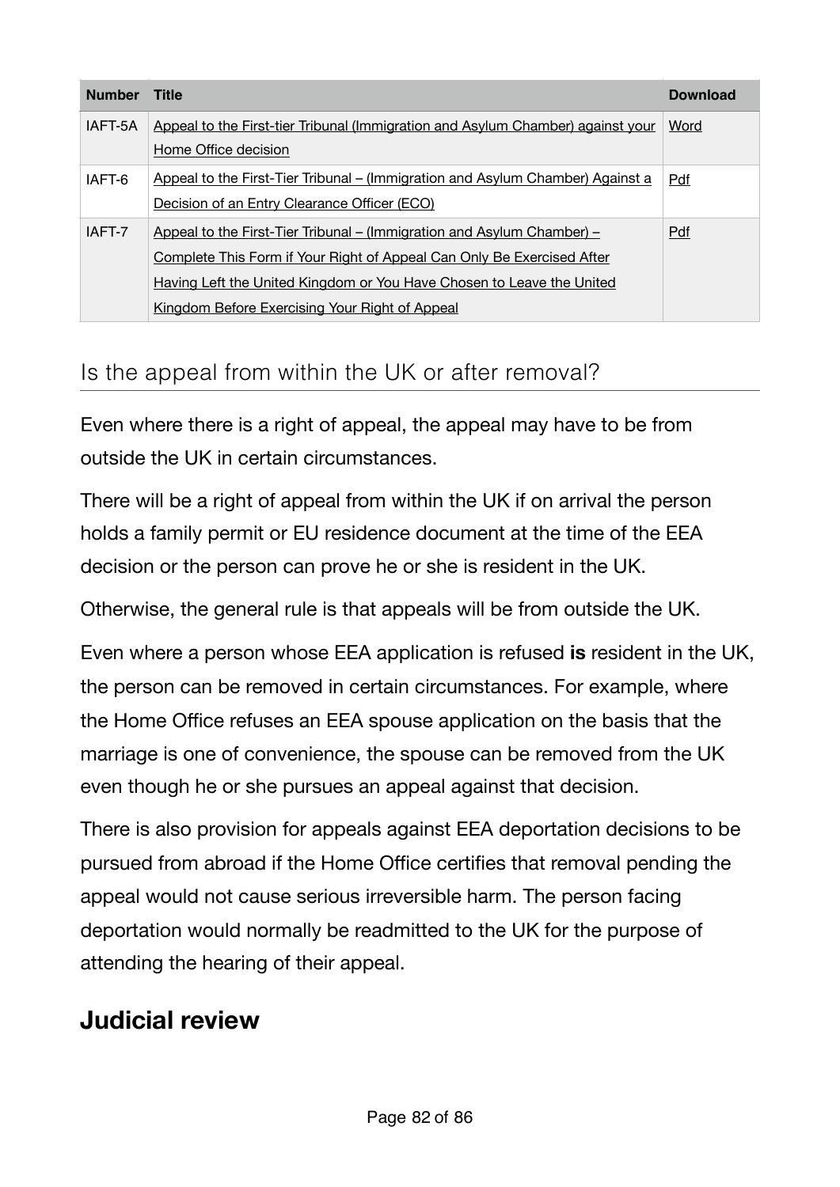| Number | Title | Download |
|---|---|---|
| IAFT-5A | Appeal to the First-tier Tribunal (Immigration and Asylum Chamber) against your Home Office decision | Word |
| IAFT-6 | Appeal to the First-Tier Tribunal – (Immigration and Asylum Chamber) Against a Decision of an Entry Clearance Officer (ECO) | Pdf |
| IAFT-7 | Appeal to the First-Tier Tribunal – (Immigration and Asylum Chamber) – Complete This Form if Your Right of Appeal Can Only Be Exercised After Having Left the United Kingdom or You Have Chosen to Leave the United Kingdom Before Exercising Your Right of Appeal | Pdf |

### Is the appeal from within the UK or after removal?

Even where there is a right of appeal, the appeal may have to be from outside the UK in certain circumstances.

There will be a right of appeal from within the UK if on arrival the person holds a family permit or EU residence document at the time of the EEA decision or the person can prove he or she is resident in the UK.

Otherwise, the general rule is that appeals will be from outside the UK.

Even where a person whose EEA application is refused **is** resident in the UK, the person can be removed in certain circumstances. For example, where the Home Office refuses an EEA spouse application on the basis that the marriage is one of convenience, the spouse can be removed from the UK even though he or she pursues an appeal against that decision.

There is also provision for appeals against EEA deportation decisions to be pursued from abroad if the Home Office certifies that removal pending the appeal would not cause serious irreversible harm. The person facing deportation would normally be readmitted to the UK for the purpose of attending the hearing of their appeal.

## Judicial review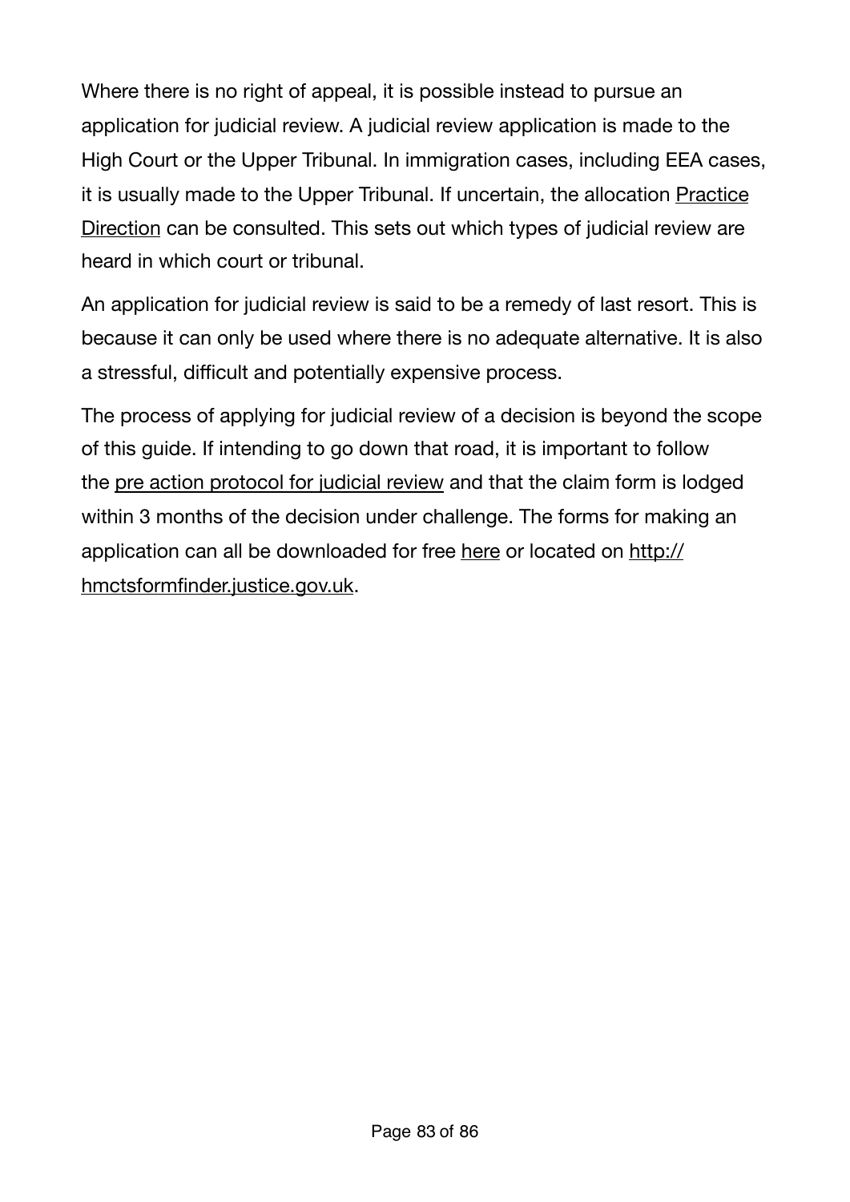Where there is no right of appeal, it is possible instead to pursue an application for judicial review. A judicial review application is made to the High Court or the Upper Tribunal. In immigration cases, including EEA cases, it is usually made to the Upper Tribunal. If uncertain, the allocation Practice Direction can be consulted. This sets out which types of judicial review are heard in which court or tribunal.

An application for judicial review is said to be a remedy of last resort. This is because it can only be used where there is no adequate alternative. It is also a stressful, difficult and potentially expensive process.

The process of applying for judicial review of a decision is beyond the scope of this guide. If intending to go down that road, it is important to follow the pre action protocol for judicial review and that the claim form is lodged within 3 months of the decision under challenge. The forms for making an application can all be downloaded for free here or located on http://hmctsformfinder.justice.gov.uk.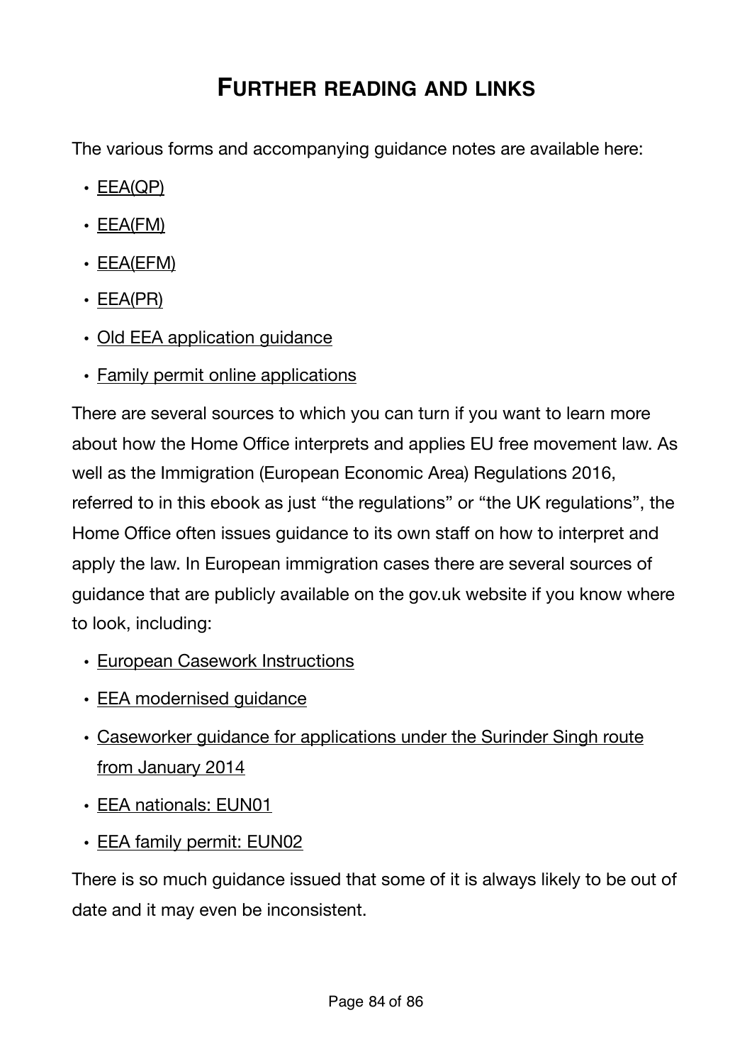# FURTHER READING AND LINKS

The various forms and accompanying guidance notes are available here:

- EEA(QP)
- EEA(FM)
- EEA(EFM)
- EEA(PR)
- Old EEA application guidance
- Family permit online applications

There are several sources to which you can turn if you want to learn more about how the Home Office interprets and applies EU free movement law. As well as the Immigration (European Economic Area) Regulations 2016, referred to in this ebook as just “the regulations” or “the UK regulations”, the Home Office often issues guidance to its own staff on how to interpret and apply the law. In European immigration cases there are several sources of guidance that are publicly available on the gov.uk website if you know where to look, including:

- European Casework Instructions
- EEA modernised guidance
- Caseworker guidance for applications under the Surinder Singh route from January 2014
- EEA nationals: EUN01
- EEA family permit: EUN02

There is so much guidance issued that some of it is always likely to be out of date and it may even be inconsistent.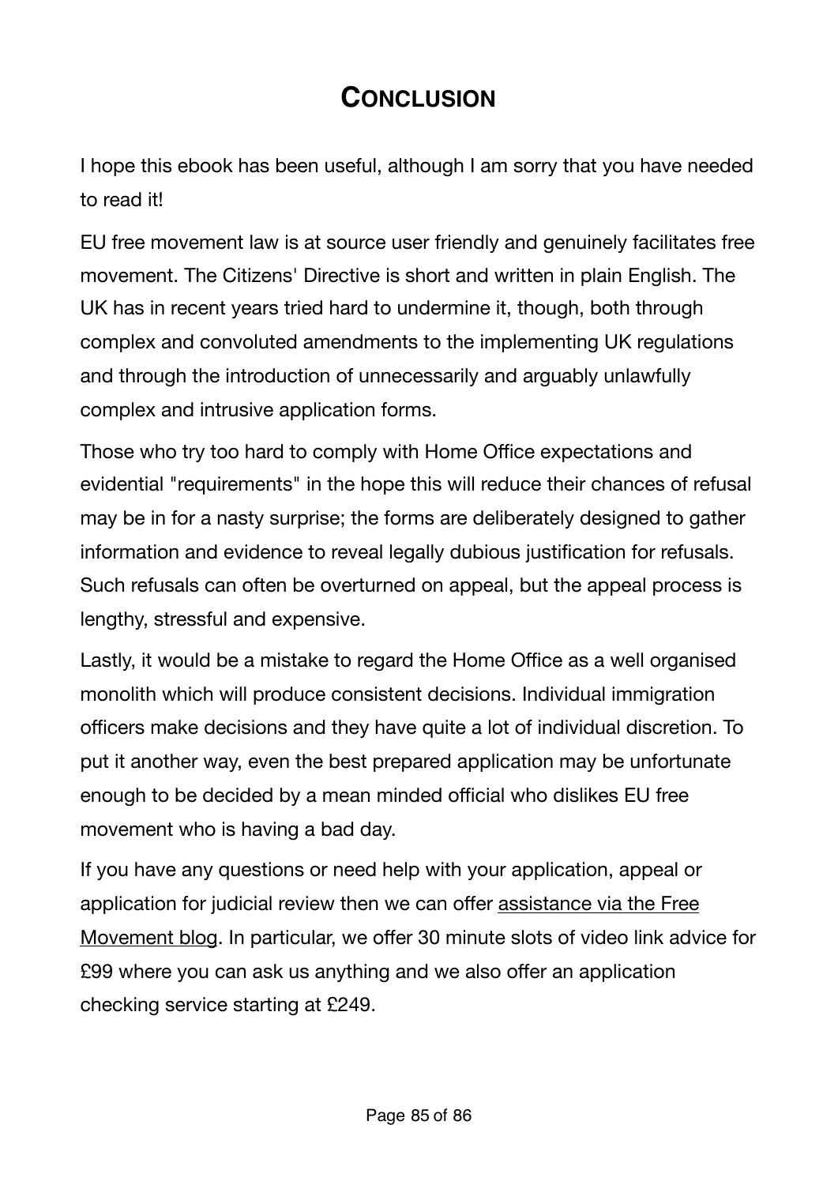# Conclusion

I hope this ebook has been useful, although I am sorry that you have needed to read it!

EU free movement law is at source user friendly and genuinely facilitates free movement. The Citizens' Directive is short and written in plain English. The UK has in recent years tried hard to undermine it, though, both through complex and convoluted amendments to the implementing UK regulations and through the introduction of unnecessarily and arguably unlawfully complex and intrusive application forms.

Those who try too hard to comply with Home Office expectations and evidential "requirements" in the hope this will reduce their chances of refusal may be in for a nasty surprise; the forms are deliberately designed to gather information and evidence to reveal legally dubious justification for refusals. Such refusals can often be overturned on appeal, but the appeal process is lengthy, stressful and expensive.

Lastly, it would be a mistake to regard the Home Office as a well organised monolith which will produce consistent decisions. Individual immigration officers make decisions and they have quite a lot of individual discretion. To put it another way, even the best prepared application may be unfortunate enough to be decided by a mean minded official who dislikes EU free movement who is having a bad day.

If you have any questions or need help with your application, appeal or application for judicial review then we can offer assistance via the Free Movement blog. In particular, we offer 30 minute slots of video link advice for £99 where you can ask us anything and we also offer an application checking service starting at £249.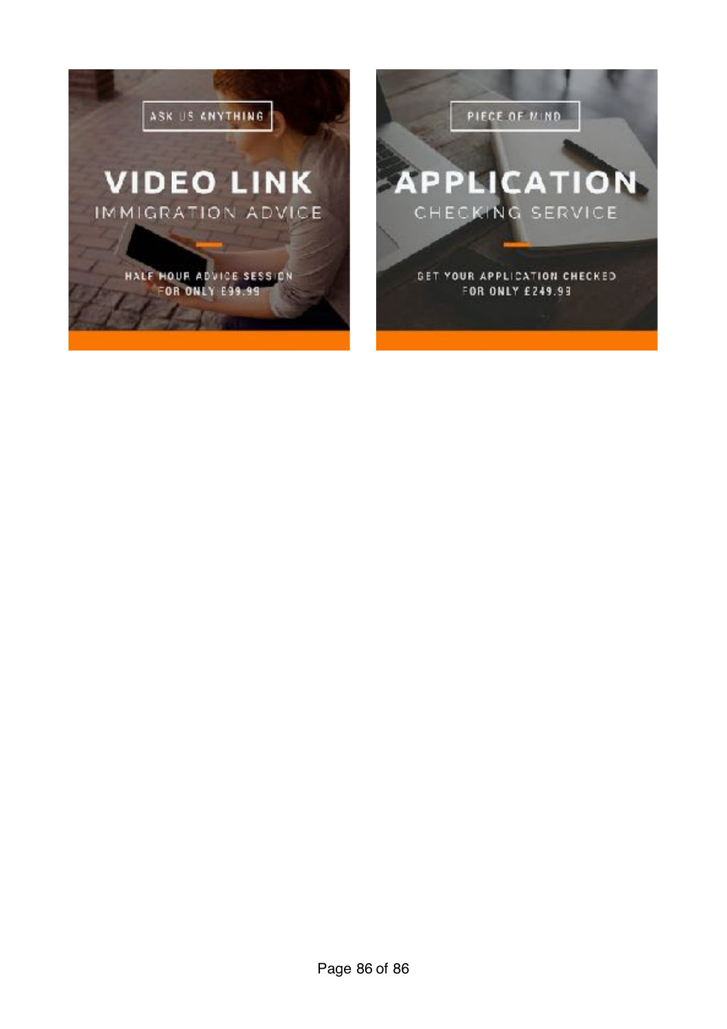ASK US ANYTHING

VIDEO LINK

IMMIGRATION ADVICE

HALF HOUR ADVICE SESSION
FOR ONLY £99.99

PIECE OF MIND

APPLICATION

CHECKING SERVICE

GET YOUR APPLICATION CHECKED
FOR ONLY £249.99